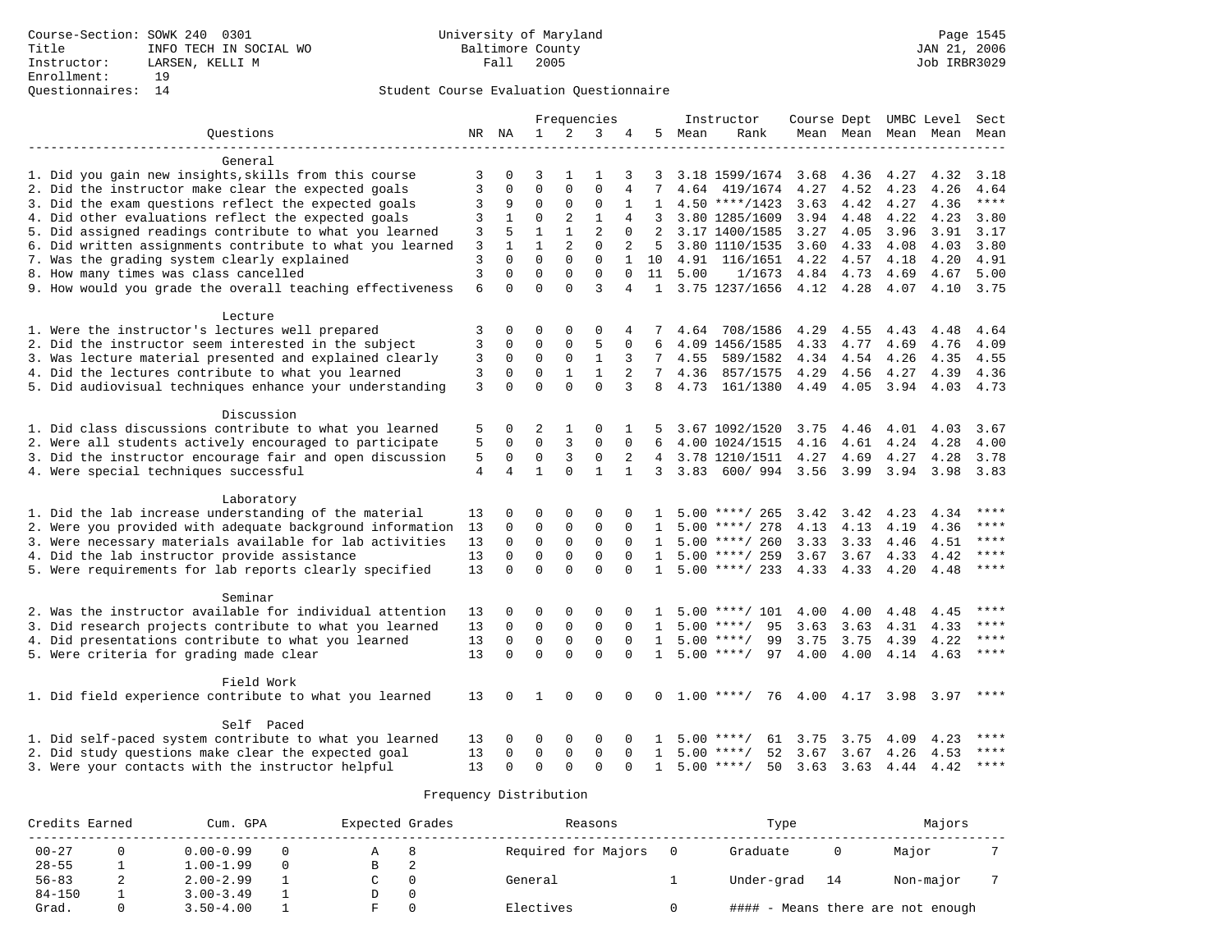Course-Section: SOWK 240 0301
Title: INFO TECH IN SOCIAL WO
Instructor: LARSEN, KELLI M
Enrollment: 19
Questionnaires: 14

University of Maryland
Baltimore County
Fall 2005

Page 1545
JAN 21, 2006
Job IRBR3029

## Student Course Evaluation Questionnaire

| Questions | NR | NA | 1 | 2 | 3 | 4 | 5 | Instructor Mean | Rank | Course Mean | Dept Mean | UMBC Mean | Level Mean | Sect Mean |
|---|---|---|---|---|---|---|---|---|---|---|---|---|---|---|
| **General** | | | | | | | | | | | | | | |
| 1. Did you gain new insights,skills from this course | 3 | 0 | 3 | 1 | 1 | 3 | 3 | 3.18 | 1599/1674 | 3.68 | 4.36 | 4.27 | 4.32 | 3.18 |
| 2. Did the instructor make clear the expected goals | 3 | 0 | 0 | 0 | 0 | 4 | 7 | 4.64 | 419/1674 | 4.27 | 4.52 | 4.23 | 4.26 | 4.64 |
| 3. Did the exam questions reflect the expected goals | 3 | 9 | 0 | 0 | 0 | 1 | 1 | 4.50 | ****/1423 | 3.63 | 4.42 | 4.27 | 4.36 | **** |
| 4. Did other evaluations reflect the expected goals | 3 | 1 | 0 | 2 | 1 | 4 | 3 | 3.80 | 1285/1609 | 3.94 | 4.48 | 4.22 | 4.23 | 3.80 |
| 5. Did assigned readings contribute to what you learned | 3 | 5 | 1 | 1 | 2 | 0 | 2 | 3.17 | 1400/1585 | 3.27 | 4.05 | 3.96 | 3.91 | 3.17 |
| 6. Did written assignments contribute to what you learned | 3 | 1 | 1 | 2 | 0 | 2 | 5 | 3.80 | 1110/1535 | 3.60 | 4.33 | 4.08 | 4.03 | 3.80 |
| 7. Was the grading system clearly explained | 3 | 0 | 0 | 0 | 0 | 1 | 10 | 4.91 | 116/1651 | 4.22 | 4.57 | 4.18 | 4.20 | 4.91 |
| 8. How many times was class cancelled | 3 | 0 | 0 | 0 | 0 | 0 | 11 | 5.00 | 1/1673 | 4.84 | 4.73 | 4.69 | 4.67 | 5.00 |
| 9. How would you grade the overall teaching effectiveness | 6 | 0 | 0 | 0 | 3 | 4 | 1 | 3.75 | 1237/1656 | 4.12 | 4.28 | 4.07 | 4.10 | 3.75 |
| **Lecture** | | | | | | | | | | | | | | |
| 1. Were the instructor's lectures well prepared | 3 | 0 | 0 | 0 | 0 | 4 | 7 | 4.64 | 708/1586 | 4.29 | 4.55 | 4.43 | 4.48 | 4.64 |
| 2. Did the instructor seem interested in the subject | 3 | 0 | 0 | 0 | 5 | 0 | 6 | 4.09 | 1456/1585 | 4.33 | 4.77 | 4.69 | 4.76 | 4.09 |
| 3. Was lecture material presented and explained clearly | 3 | 0 | 0 | 0 | 1 | 3 | 7 | 4.55 | 589/1582 | 4.34 | 4.54 | 4.26 | 4.35 | 4.55 |
| 4. Did the lectures contribute to what you learned | 3 | 0 | 0 | 1 | 1 | 2 | 7 | 4.36 | 857/1575 | 4.29 | 4.56 | 4.27 | 4.39 | 4.36 |
| 5. Did audiovisual techniques enhance your understanding | 3 | 0 | 0 | 0 | 0 | 3 | 8 | 4.73 | 161/1380 | 4.49 | 4.05 | 3.94 | 4.03 | 4.73 |
| **Discussion** | | | | | | | | | | | | | | |
| 1. Did class discussions contribute to what you learned | 5 | 0 | 2 | 1 | 0 | 1 | 5 | 3.67 | 1092/1520 | 3.75 | 4.46 | 4.01 | 4.03 | 3.67 |
| 2. Were all students actively encouraged to participate | 5 | 0 | 0 | 3 | 0 | 0 | 6 | 4.00 | 1024/1515 | 4.16 | 4.61 | 4.24 | 4.28 | 4.00 |
| 3. Did the instructor encourage fair and open discussion | 5 | 0 | 0 | 3 | 0 | 2 | 4 | 3.78 | 1210/1511 | 4.27 | 4.69 | 4.27 | 4.28 | 3.78 |
| 4. Were special techniques successful | 4 | 4 | 1 | 0 | 1 | 1 | 3 | 3.83 | 600/ 994 | 3.56 | 3.99 | 3.94 | 3.98 | 3.83 |
| **Laboratory** | | | | | | | | | | | | | | |
| 1. Did the lab increase understanding of the material | 13 | 0 | 0 | 0 | 0 | 0 | 1 | 5.00 | ****/ 265 | 3.42 | 3.42 | 4.23 | 4.34 | **** |
| 2. Were you provided with adequate background information | 13 | 0 | 0 | 0 | 0 | 0 | 1 | 5.00 | ****/ 278 | 4.13 | 4.13 | 4.19 | 4.36 | **** |
| 3. Were necessary materials available for lab activities | 13 | 0 | 0 | 0 | 0 | 0 | 1 | 5.00 | ****/ 260 | 3.33 | 3.33 | 4.46 | 4.51 | **** |
| 4. Did the lab instructor provide assistance | 13 | 0 | 0 | 0 | 0 | 0 | 1 | 5.00 | ****/ 259 | 3.67 | 3.67 | 4.33 | 4.42 | **** |
| 5. Were requirements for lab reports clearly specified | 13 | 0 | 0 | 0 | 0 | 0 | 1 | 5.00 | ****/ 233 | 4.33 | 4.33 | 4.20 | 4.48 | **** |
| **Seminar** | | | | | | | | | | | | | | |
| 2. Was the instructor available for individual attention | 13 | 0 | 0 | 0 | 0 | 0 | 1 | 5.00 | ****/ 101 | 4.00 | 4.00 | 4.48 | 4.45 | **** |
| 3. Did research projects contribute to what you learned | 13 | 0 | 0 | 0 | 0 | 0 | 1 | 5.00 | ****/ 95 | 3.63 | 3.63 | 4.31 | 4.33 | **** |
| 4. Did presentations contribute to what you learned | 13 | 0 | 0 | 0 | 0 | 0 | 1 | 5.00 | ****/ 99 | 3.75 | 3.75 | 4.39 | 4.22 | **** |
| 5. Were criteria for grading made clear | 13 | 0 | 0 | 0 | 0 | 0 | 1 | 5.00 | ****/ 97 | 4.00 | 4.00 | 4.14 | 4.63 | **** |
| **Field Work** | | | | | | | | | | | | | | |
| 1. Did field experience contribute to what you learned | 13 | 0 | 1 | 0 | 0 | 0 | 0 | 1.00 | ****/ 76 | 4.00 | 4.17 | 3.98 | 3.97 | **** |
| **Self Paced** | | | | | | | | | | | | | | |
| 1. Did self-paced system contribute to what you learned | 13 | 0 | 0 | 0 | 0 | 0 | 1 | 5.00 | ****/ 61 | 3.75 | 3.75 | 4.09 | 4.23 | **** |
| 2. Did study questions make clear the expected goal | 13 | 0 | 0 | 0 | 0 | 0 | 1 | 5.00 | ****/ 52 | 3.67 | 3.67 | 4.26 | 4.53 | **** |
| 3. Were your contacts with the instructor helpful | 13 | 0 | 0 | 0 | 0 | 0 | 1 | 5.00 | ****/ 50 | 3.63 | 3.63 | 4.44 | 4.42 | **** |

### Frequency Distribution

| Credits Earned | | Cum. GPA | | Expected Grades | | Reasons | | Type | | Majors | |
|---|---|---|---|---|---|---|---|---|---|---|---|
| 00-27 | 0 | 0.00-0.99 | 0 | A | 8 | Required for Majors | 0 | Graduate | 0 | Major | 7 |
| 28-55 | 1 | 1.00-1.99 | 0 | B | 2 | | | | | | |
| 56-83 | 2 | 2.00-2.99 | 1 | C | 0 | General | 1 | Under-grad | 14 | Non-major | 7 |
| 84-150 | 1 | 3.00-3.49 | 1 | D | 0 | | | | | | |
| Grad. | 0 | 3.50-4.00 | 1 | F | 0 | Electives | 0 | #### - Means there are not enough | | | |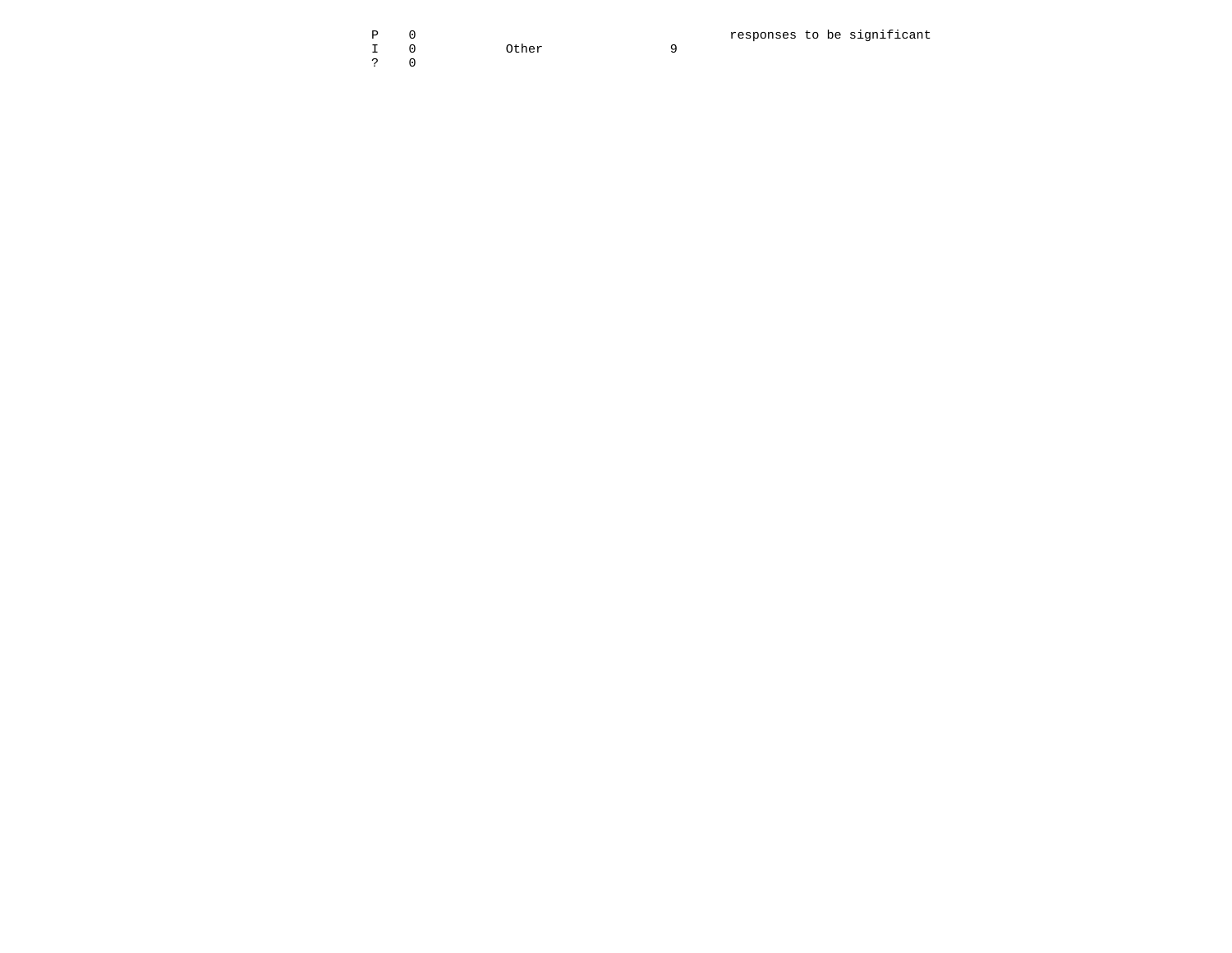| | | | | |
|---|---|---|---|---|
| P | 0 | | | responses to be significant |
| I | 0 | Other | 9 | |
| ? | 0 | | | |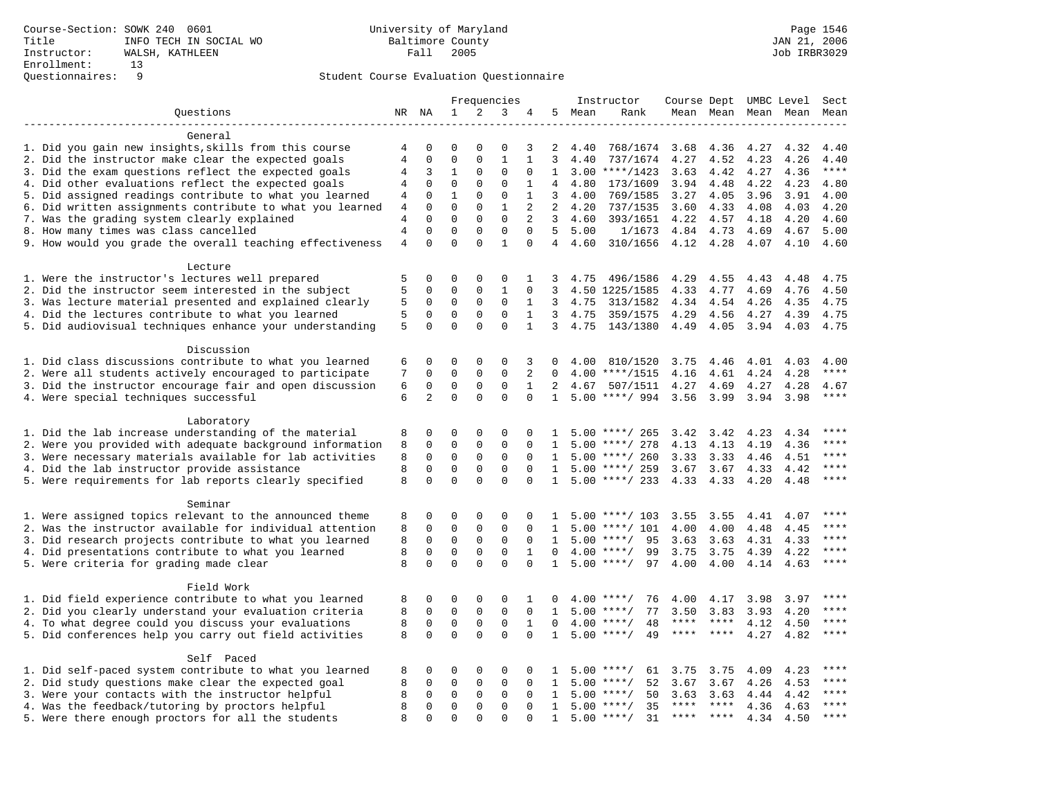Course-Section: SOWK 240 0601
Title: INFO TECH IN SOCIAL WO
Instructor: WALSH, KATHLEEN
Enrollment: 13
Questionnaires: 9

University of Maryland
Baltimore County
Fall 2005

JAN 21, 2006
Job IRBR3029

Student Course Evaluation Questionnaire

| Questions | NR | NA | 1 | 2 | 3 | 4 | 5 | Instructor Mean | Rank | Course Mean | Dept Mean | UMBC Level Mean | Level Mean | Sect Mean |
|---|---|---|---|---|---|---|---|---|---|---|---|---|---|---|
| **General** | | | | | | | | | | | | | | |
| 1. Did you gain new insights,skills from this course | 4 | 0 | 0 | 0 | 0 | 3 | 2 | 4.40 | 768/1674 | 3.68 | 4.36 | 4.27 | 4.32 | 4.40 |
| 2. Did the instructor make clear the expected goals | 4 | 0 | 0 | 0 | 1 | 1 | 3 | 4.40 | 737/1674 | 4.27 | 4.52 | 4.23 | 4.26 | 4.40 |
| 3. Did the exam questions reflect the expected goals | 4 | 3 | 1 | 0 | 0 | 0 | 1 | 3.00 | ****/1423 | 3.63 | 4.42 | 4.27 | 4.36 | **** |
| 4. Did other evaluations reflect the expected goals | 4 | 0 | 0 | 0 | 0 | 1 | 4 | 4.80 | 173/1609 | 3.94 | 4.48 | 4.22 | 4.23 | 4.80 |
| 5. Did assigned readings contribute to what you learned | 4 | 0 | 1 | 0 | 0 | 1 | 3 | 4.00 | 769/1585 | 3.27 | 4.05 | 3.96 | 3.91 | 4.00 |
| 6. Did written assignments contribute to what you learned | 4 | 0 | 0 | 0 | 1 | 2 | 2 | 4.20 | 737/1535 | 3.60 | 4.33 | 4.08 | 4.03 | 4.20 |
| 7. Was the grading system clearly explained | 4 | 0 | 0 | 0 | 0 | 2 | 3 | 4.60 | 393/1651 | 4.22 | 4.57 | 4.18 | 4.20 | 4.60 |
| 8. How many times was class cancelled | 4 | 0 | 0 | 0 | 0 | 0 | 5 | 5.00 | 1/1673 | 4.84 | 4.73 | 4.69 | 4.67 | 5.00 |
| 9. How would you grade the overall teaching effectiveness | 4 | 0 | 0 | 0 | 1 | 0 | 4 | 4.60 | 310/1656 | 4.12 | 4.28 | 4.07 | 4.10 | 4.60 |
| **Lecture** | | | | | | | | | | | | | | |
| 1. Were the instructor's lectures well prepared | 5 | 0 | 0 | 0 | 0 | 1 | 3 | 4.75 | 496/1586 | 4.29 | 4.55 | 4.43 | 4.48 | 4.75 |
| 2. Did the instructor seem interested in the subject | 5 | 0 | 0 | 0 | 1 | 0 | 3 | 4.50 | 1225/1585 | 4.33 | 4.77 | 4.69 | 4.76 | 4.50 |
| 3. Was lecture material presented and explained clearly | 5 | 0 | 0 | 0 | 0 | 1 | 3 | 4.75 | 313/1582 | 4.34 | 4.54 | 4.26 | 4.35 | 4.75 |
| 4. Did the lectures contribute to what you learned | 5 | 0 | 0 | 0 | 0 | 1 | 3 | 4.75 | 359/1575 | 4.29 | 4.56 | 4.27 | 4.39 | 4.75 |
| 5. Did audiovisual techniques enhance your understanding | 5 | 0 | 0 | 0 | 0 | 1 | 3 | 4.75 | 143/1380 | 4.49 | 4.05 | 3.94 | 4.03 | 4.75 |
| **Discussion** | | | | | | | | | | | | | | |
| 1. Did class discussions contribute to what you learned | 6 | 0 | 0 | 0 | 0 | 3 | 0 | 4.00 | 810/1520 | 3.75 | 4.46 | 4.01 | 4.03 | 4.00 |
| 2. Were all students actively encouraged to participate | 7 | 0 | 0 | 0 | 0 | 2 | 0 | 4.00 | ****/1515 | 4.16 | 4.61 | 4.24 | 4.28 | **** |
| 3. Did the instructor encourage fair and open discussion | 6 | 0 | 0 | 0 | 0 | 1 | 2 | 4.67 | 507/1511 | 4.27 | 4.69 | 4.27 | 4.28 | 4.67 |
| 4. Were special techniques successful | 6 | 2 | 0 | 0 | 0 | 0 | 1 | 5.00 | ****/ 994 | 3.56 | 3.99 | 3.94 | 3.98 | **** |
| **Laboratory** | | | | | | | | | | | | | | |
| 1. Did the lab increase understanding of the material | 8 | 0 | 0 | 0 | 0 | 0 | 1 | 5.00 | ****/ 265 | 3.42 | 3.42 | 4.23 | 4.34 | **** |
| 2. Were you provided with adequate background information | 8 | 0 | 0 | 0 | 0 | 0 | 1 | 5.00 | ****/ 278 | 4.13 | 4.13 | 4.19 | 4.36 | **** |
| 3. Were necessary materials available for lab activities | 8 | 0 | 0 | 0 | 0 | 0 | 1 | 5.00 | ****/ 260 | 3.33 | 3.33 | 4.46 | 4.51 | **** |
| 4. Did the lab instructor provide assistance | 8 | 0 | 0 | 0 | 0 | 0 | 1 | 5.00 | ****/ 259 | 3.67 | 3.67 | 4.33 | 4.42 | **** |
| 5. Were requirements for lab reports clearly specified | 8 | 0 | 0 | 0 | 0 | 0 | 1 | 5.00 | ****/ 233 | 4.33 | 4.33 | 4.20 | 4.48 | **** |
| **Seminar** | | | | | | | | | | | | | | |
| 1. Were assigned topics relevant to the announced theme | 8 | 0 | 0 | 0 | 0 | 0 | 1 | 5.00 | ****/ 103 | 3.55 | 3.55 | 4.41 | 4.07 | **** |
| 2. Was the instructor available for individual attention | 8 | 0 | 0 | 0 | 0 | 0 | 1 | 5.00 | ****/ 101 | 4.00 | 4.00 | 4.48 | 4.45 | **** |
| 3. Did research projects contribute to what you learned | 8 | 0 | 0 | 0 | 0 | 0 | 1 | 5.00 | ****/ 95 | 3.63 | 3.63 | 4.31 | 4.33 | **** |
| 4. Did presentations contribute to what you learned | 8 | 0 | 0 | 0 | 0 | 1 | 0 | 4.00 | ****/ 99 | 3.75 | 3.75 | 4.39 | 4.22 | **** |
| 5. Were criteria for grading made clear | 8 | 0 | 0 | 0 | 0 | 0 | 1 | 5.00 | ****/ 97 | 4.00 | 4.00 | 4.14 | 4.63 | **** |
| **Field Work** | | | | | | | | | | | | | | |
| 1. Did field experience contribute to what you learned | 8 | 0 | 0 | 0 | 0 | 1 | 0 | 4.00 | ****/ 76 | 4.00 | 4.17 | 3.98 | 3.97 | **** |
| 2. Did you clearly understand your evaluation criteria | 8 | 0 | 0 | 0 | 0 | 0 | 1 | 5.00 | ****/ 77 | 3.50 | 3.83 | 3.93 | 4.20 | **** |
| 4. To what degree could you discuss your evaluations | 8 | 0 | 0 | 0 | 0 | 1 | 0 | 4.00 | ****/ 48 | **** | **** | 4.12 | 4.50 | **** |
| 5. Did conferences help you carry out field activities | 8 | 0 | 0 | 0 | 0 | 0 | 1 | 5.00 | ****/ 49 | **** | **** | 4.27 | 4.82 | **** |
| **Self Paced** | | | | | | | | | | | | | | |
| 1. Did self-paced system contribute to what you learned | 8 | 0 | 0 | 0 | 0 | 0 | 1 | 5.00 | ****/ 61 | 3.75 | 3.75 | 4.09 | 4.23 | **** |
| 2. Did study questions make clear the expected goal | 8 | 0 | 0 | 0 | 0 | 0 | 1 | 5.00 | ****/ 52 | 3.67 | 3.67 | 4.26 | 4.53 | **** |
| 3. Were your contacts with the instructor helpful | 8 | 0 | 0 | 0 | 0 | 0 | 1 | 5.00 | ****/ 50 | 3.63 | 3.63 | 4.44 | 4.42 | **** |
| 4. Was the feedback/tutoring by proctors helpful | 8 | 0 | 0 | 0 | 0 | 0 | 1 | 5.00 | ****/ 35 | **** | **** | 4.36 | 4.63 | **** |
| 5. Were there enough proctors for all the students | 8 | 0 | 0 | 0 | 0 | 0 | 1 | 5.00 | ****/ 31 | **** | **** | 4.34 | 4.50 | **** |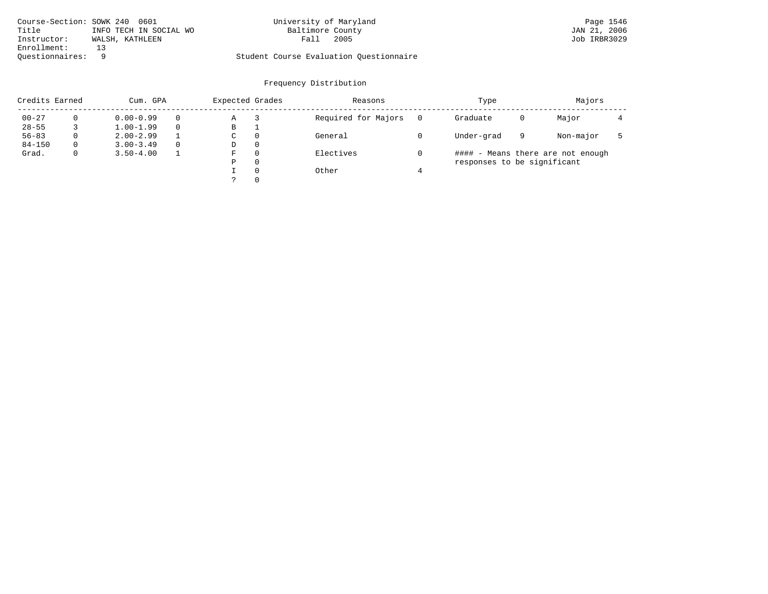Course-Section: SOWK 240 0601
Title INFO TECH IN SOCIAL WO
Instructor: WALSH, KATHLEEN
Enrollment: 13
Questionnaires: 9

University of Maryland
Baltimore County
Fall 2005

Student Course Evaluation Questionnaire

Page 1546
JAN 21, 2006
Job IRBR3029

## Frequency Distribution

| Credits Earned | | Cum. GPA | | Expected Grades | | Reasons | | Type | | Majors | |
|---|---|---|---|---|---|---|---|---|---|---|---|
| 00-27 | 0 | 0.00-0.99 | 0 | A | 3 | Required for Majors | 0 | Graduate | 0 | Major | 4 |
| 28-55 | 3 | 1.00-1.99 | 0 | B | 1 | | | | | | |
| 56-83 | 0 | 2.00-2.99 | 1 | C | 0 | General | 0 | Under-grad | 9 | Non-major | 5 |
| 84-150 | 0 | 3.00-3.49 | 0 | D | 0 | | | | | | |
| Grad. | 0 | 3.50-4.00 | 1 | F | 0 | Electives | 0 | | | | |
| | | | | P | 0 | | | | | | |
| | | | | I | 0 | Other | 4 | | | | |
| | | | | ? | 0 | | | | | | |

#### - Means there are not enough responses to be significant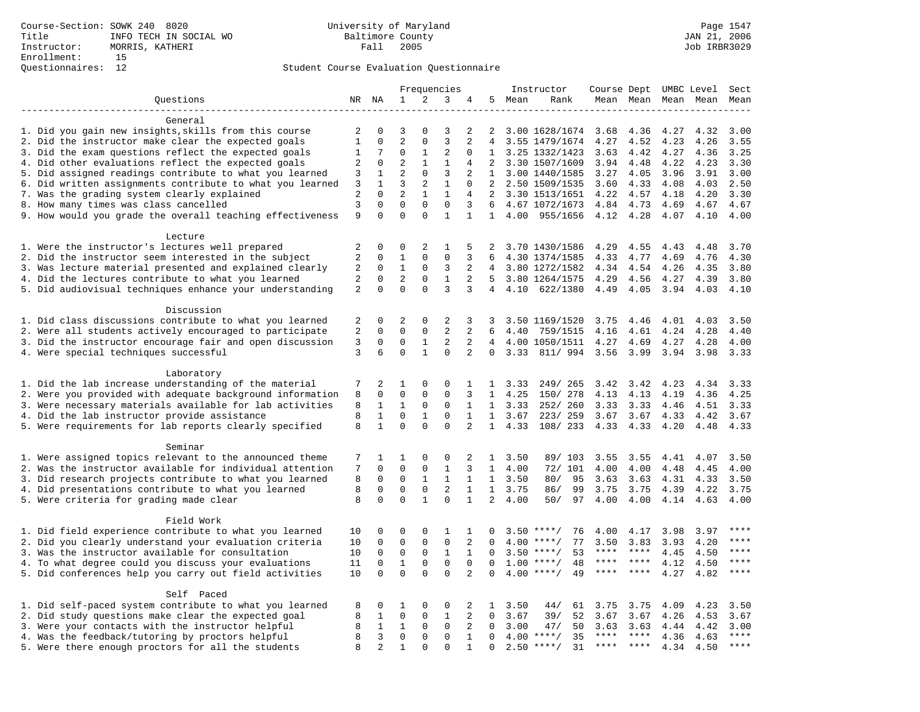Course-Section: SOWK 240 8020
Title: INFO TECH IN SOCIAL WO
Instructor: MORRIS, KATHERI
Enrollment: 15
Questionnaires: 12

University of Maryland
Baltimore County
Fall 2005

JAN 21, 2006
Job IRBR3029

## Student Course Evaluation Questionnaire

| Questions | NR | NA | 1 | 2 | 3 | 4 | 5 | Instructor Mean | Rank | Course Mean | Dept Mean | UMBC Mean | Level Mean | Sect Mean |
|---|---|---|---|---|---|---|---|---|---|---|---|---|---|---|
| **General** | | | | | | | | | | | | | | |
| 1. Did you gain new insights,skills from this course | 2 | 0 | 3 | 0 | 3 | 2 | 2 | 3.00 | 1628/1674 | 3.68 | 4.36 | 4.27 | 4.32 | 3.00 |
| 2. Did the instructor make clear the expected goals | 1 | 0 | 2 | 0 | 3 | 2 | 4 | 3.55 | 1479/1674 | 4.27 | 4.52 | 4.23 | 4.26 | 3.55 |
| 3. Did the exam questions reflect the expected goals | 1 | 7 | 0 | 1 | 2 | 0 | 1 | 3.25 | 1332/1423 | 3.63 | 4.42 | 4.27 | 4.36 | 3.25 |
| 4. Did other evaluations reflect the expected goals | 2 | 0 | 2 | 1 | 1 | 4 | 2 | 3.30 | 1507/1609 | 3.94 | 4.48 | 4.22 | 4.23 | 3.30 |
| 5. Did assigned readings contribute to what you learned | 3 | 1 | 2 | 0 | 3 | 2 | 1 | 3.00 | 1440/1585 | 3.27 | 4.05 | 3.96 | 3.91 | 3.00 |
| 6. Did written assignments contribute to what you learned | 3 | 1 | 3 | 2 | 1 | 0 | 2 | 2.50 | 1509/1535 | 3.60 | 4.33 | 4.08 | 4.03 | 2.50 |
| 7. Was the grading system clearly explained | 2 | 0 | 2 | 1 | 1 | 4 | 2 | 3.30 | 1513/1651 | 4.22 | 4.57 | 4.18 | 4.20 | 3.30 |
| 8. How many times was class cancelled | 3 | 0 | 0 | 0 | 0 | 3 | 6 | 4.67 | 1072/1673 | 4.84 | 4.73 | 4.69 | 4.67 | 4.67 |
| 9. How would you grade the overall teaching effectiveness | 9 | 0 | 0 | 0 | 1 | 1 | 1 | 4.00 | 955/1656 | 4.12 | 4.28 | 4.07 | 4.10 | 4.00 |
| **Lecture** | | | | | | | | | | | | | | |
| 1. Were the instructor's lectures well prepared | 2 | 0 | 0 | 2 | 1 | 5 | 2 | 3.70 | 1430/1586 | 4.29 | 4.55 | 4.43 | 4.48 | 3.70 |
| 2. Did the instructor seem interested in the subject | 2 | 0 | 1 | 0 | 0 | 3 | 6 | 4.30 | 1374/1585 | 4.33 | 4.77 | 4.69 | 4.76 | 4.30 |
| 3. Was lecture material presented and explained clearly | 2 | 0 | 1 | 0 | 3 | 2 | 4 | 3.80 | 1272/1582 | 4.34 | 4.54 | 4.26 | 4.35 | 3.80 |
| 4. Did the lectures contribute to what you learned | 2 | 0 | 2 | 0 | 1 | 2 | 5 | 3.80 | 1264/1575 | 4.29 | 4.56 | 4.27 | 4.39 | 3.80 |
| 5. Did audiovisual techniques enhance your understanding | 2 | 0 | 0 | 0 | 3 | 3 | 4 | 4.10 | 622/1380 | 4.49 | 4.05 | 3.94 | 4.03 | 4.10 |
| **Discussion** | | | | | | | | | | | | | | |
| 1. Did class discussions contribute to what you learned | 2 | 0 | 2 | 0 | 2 | 3 | 3 | 3.50 | 1169/1520 | 3.75 | 4.46 | 4.01 | 4.03 | 3.50 |
| 2. Were all students actively encouraged to participate | 2 | 0 | 0 | 0 | 2 | 2 | 6 | 4.40 | 759/1515 | 4.16 | 4.61 | 4.24 | 4.28 | 4.40 |
| 3. Did the instructor encourage fair and open discussion | 3 | 0 | 0 | 1 | 2 | 2 | 4 | 4.00 | 1050/1511 | 4.27 | 4.69 | 4.27 | 4.28 | 4.00 |
| 4. Were special techniques successful | 3 | 6 | 0 | 1 | 0 | 2 | 0 | 3.33 | 811/ 994 | 3.56 | 3.99 | 3.94 | 3.98 | 3.33 |
| **Laboratory** | | | | | | | | | | | | | | |
| 1. Did the lab increase understanding of the material | 7 | 2 | 1 | 0 | 0 | 1 | 1 | 3.33 | 249/ 265 | 3.42 | 3.42 | 4.23 | 4.34 | 3.33 |
| 2. Were you provided with adequate background information | 8 | 0 | 0 | 0 | 0 | 3 | 1 | 4.25 | 150/ 278 | 4.13 | 4.13 | 4.19 | 4.36 | 4.25 |
| 3. Were necessary materials available for lab activities | 8 | 1 | 1 | 0 | 0 | 1 | 1 | 3.33 | 252/ 260 | 3.33 | 3.33 | 4.46 | 4.51 | 3.33 |
| 4. Did the lab instructor provide assistance | 8 | 1 | 0 | 1 | 0 | 1 | 1 | 3.67 | 223/ 259 | 3.67 | 3.67 | 4.33 | 4.42 | 3.67 |
| 5. Were requirements for lab reports clearly specified | 8 | 1 | 0 | 0 | 0 | 2 | 1 | 4.33 | 108/ 233 | 4.33 | 4.33 | 4.20 | 4.48 | 4.33 |
| **Seminar** | | | | | | | | | | | | | | |
| 1. Were assigned topics relevant to the announced theme | 7 | 1 | 1 | 0 | 0 | 2 | 1 | 3.50 | 89/ 103 | 3.55 | 3.55 | 4.41 | 4.07 | 3.50 |
| 2. Was the instructor available for individual attention | 7 | 0 | 0 | 0 | 1 | 3 | 1 | 4.00 | 72/ 101 | 4.00 | 4.00 | 4.48 | 4.45 | 4.00 |
| 3. Did research projects contribute to what you learned | 8 | 0 | 0 | 1 | 1 | 1 | 1 | 3.50 | 80/ 95 | 3.63 | 3.63 | 4.31 | 4.33 | 3.50 |
| 4. Did presentations contribute to what you learned | 8 | 0 | 0 | 0 | 2 | 1 | 1 | 3.75 | 86/ 99 | 3.75 | 3.75 | 4.39 | 4.22 | 3.75 |
| 5. Were criteria for grading made clear | 8 | 0 | 0 | 1 | 0 | 1 | 2 | 4.00 | 50/ 97 | 4.00 | 4.00 | 4.14 | 4.63 | 4.00 |
| **Field Work** | | | | | | | | | | | | | | |
| 1. Did field experience contribute to what you learned | 10 | 0 | 0 | 0 | 1 | 1 | 0 | 3.50 | ****/ 76 | 4.00 | 4.17 | 3.98 | 3.97 | **** |
| 2. Did you clearly understand your evaluation criteria | 10 | 0 | 0 | 0 | 0 | 2 | 0 | 4.00 | ****/ 77 | 3.50 | 3.83 | 3.93 | 4.20 | **** |
| 3. Was the instructor available for consultation | 10 | 0 | 0 | 0 | 1 | 1 | 0 | 3.50 | ****/ 53 | **** | **** | 4.45 | 4.50 | **** |
| 4. To what degree could you discuss your evaluations | 11 | 0 | 1 | 0 | 0 | 0 | 0 | 1.00 | ****/ 48 | **** | **** | 4.12 | 4.50 | **** |
| 5. Did conferences help you carry out field activities | 10 | 0 | 0 | 0 | 0 | 2 | 0 | 4.00 | ****/ 49 | **** | **** | 4.27 | 4.82 | **** |
| **Self Paced** | | | | | | | | | | | | | | |
| 1. Did self-paced system contribute to what you learned | 8 | 0 | 1 | 0 | 0 | 2 | 1 | 3.50 | 44/ 61 | 3.75 | 3.75 | 4.09 | 4.23 | 3.50 |
| 2. Did study questions make clear the expected goal | 8 | 1 | 0 | 0 | 1 | 2 | 0 | 3.67 | 39/ 52 | 3.67 | 3.67 | 4.26 | 4.53 | 3.67 |
| 3. Were your contacts with the instructor helpful | 8 | 1 | 1 | 0 | 0 | 2 | 0 | 3.00 | 47/ 50 | 3.63 | 3.63 | 4.44 | 4.42 | 3.00 |
| 4. Was the feedback/tutoring by proctors helpful | 8 | 3 | 0 | 0 | 0 | 1 | 0 | 4.00 | ****/ 35 | **** | **** | 4.36 | 4.63 | **** |
| 5. Were there enough proctors for all the students | 8 | 2 | 1 | 0 | 0 | 1 | 0 | 2.50 | ****/ 31 | **** | **** | 4.34 | 4.50 | **** |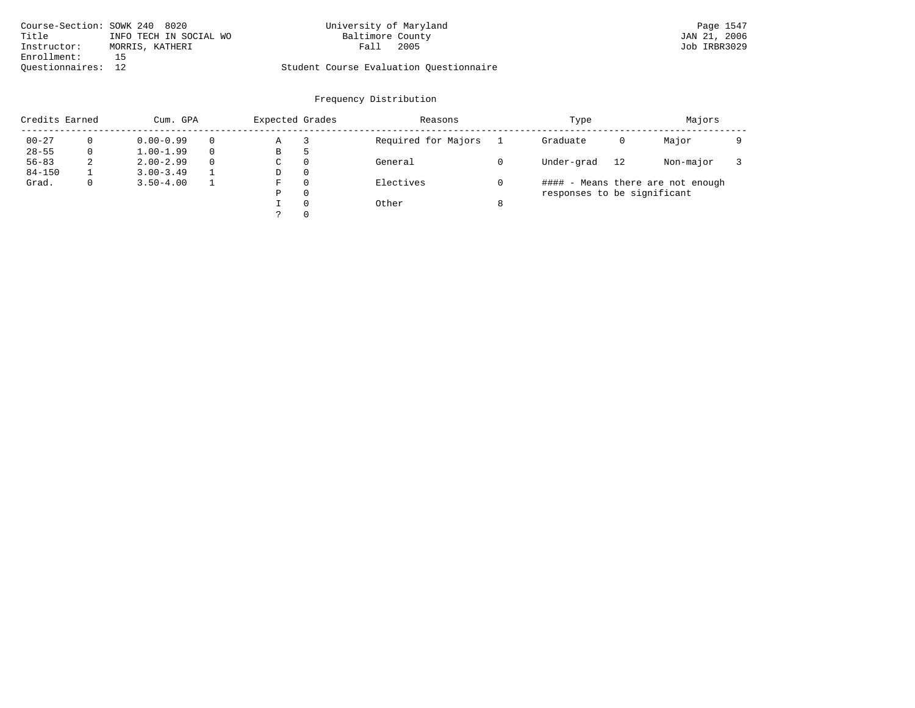Course-Section: SOWK 240 8020
Title INFO TECH IN SOCIAL WO
Instructor: MORRIS, KATHERI
Enrollment: 15
Questionnaires: 12

University of Maryland
Baltimore County
Fall 2005

Student Course Evaluation Questionnaire

JAN 21, 2006
Job IRBR3029

## Frequency Distribution

| Credits Earned | | Cum. GPA | | Expected Grades | | Reasons | | Type | | Majors | |
|---|---|---|---|---|---|---|---|---|---|---|---|
| 00-27 | 0 | 0.00-0.99 | 0 | A | 3 | Required for Majors | 1 | Graduate | 0 | Major | 9 |
| 28-55 | 0 | 1.00-1.99 | 0 | B | 5 | | | | | | |
| 56-83 | 2 | 2.00-2.99 | 0 | C | 0 | General | 0 | Under-grad | 12 | Non-major | 3 |
| 84-150 | 1 | 3.00-3.49 | 1 | D | 0 | | | | | | |
| Grad. | 0 | 3.50-4.00 | 1 | F | 0 | Electives | 0 | | | | |
| | | | | P | 0 | | | | | | |
| | | | | I | 0 | Other | 8 | | | | |
| | | | | ? | 0 | | | | | | |

#### - Means there are not enough responses to be significant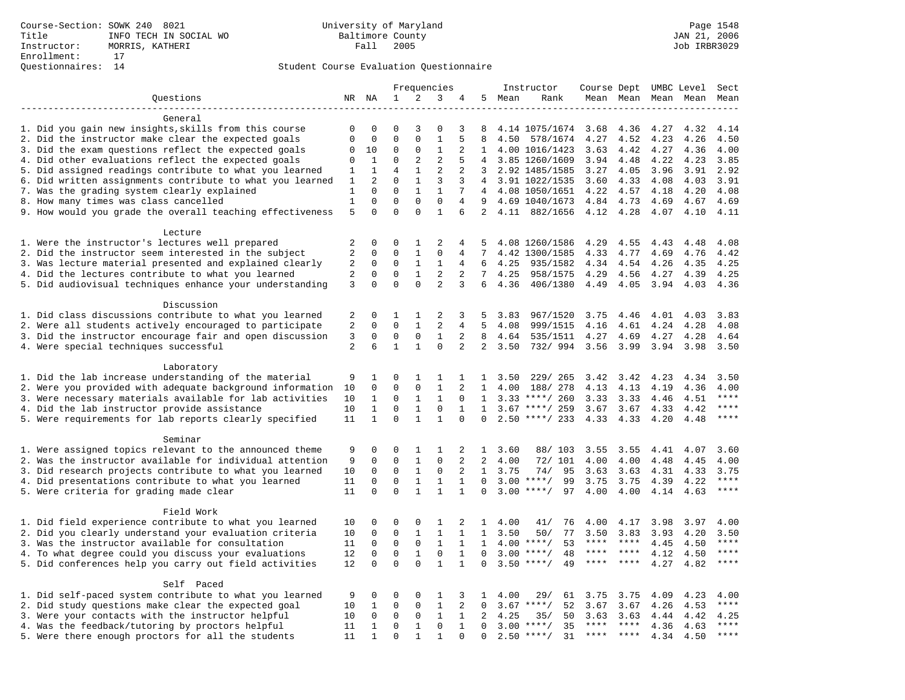Course-Section: SOWK 240 8021
Title: INFO TECH IN SOCIAL WO
Instructor: MORRIS, KATHERI
Enrollment: 17
Questionnaires: 14

University of Maryland
Baltimore County
Fall 2005

JAN 21, 2006
Job IRBR3029

Student Course Evaluation Questionnaire

| Questions | NR | NA | 1 | 2 | 3 | 4 | 5 | Instructor Mean | Rank | Course Mean | Dept Mean | UMBC Mean | Level Mean | Sect Mean |
|---|---|---|---|---|---|---|---|---|---|---|---|---|---|---|
| **General** | | | | | | | | | | | | | | |
| 1. Did you gain new insights,skills from this course | 0 | 0 | 0 | 3 | 0 | 3 | 8 | 4.14 | 1075/1674 | 3.68 | 4.36 | 4.27 | 4.32 | 4.14 |
| 2. Did the instructor make clear the expected goals | 0 | 0 | 0 | 0 | 1 | 5 | 8 | 4.50 | 578/1674 | 4.27 | 4.52 | 4.23 | 4.26 | 4.50 |
| 3. Did the exam questions reflect the expected goals | 0 | 10 | 0 | 0 | 1 | 2 | 1 | 4.00 | 1016/1423 | 3.63 | 4.42 | 4.27 | 4.36 | 4.00 |
| 4. Did other evaluations reflect the expected goals | 0 | 1 | 0 | 2 | 2 | 5 | 4 | 3.85 | 1260/1609 | 3.94 | 4.48 | 4.22 | 4.23 | 3.85 |
| 5. Did assigned readings contribute to what you learned | 1 | 1 | 4 | 1 | 2 | 2 | 3 | 2.92 | 1485/1585 | 3.27 | 4.05 | 3.96 | 3.91 | 2.92 |
| 6. Did written assignments contribute to what you learned | 1 | 2 | 0 | 1 | 3 | 3 | 4 | 3.91 | 1022/1535 | 3.60 | 4.33 | 4.08 | 4.03 | 3.91 |
| 7. Was the grading system clearly explained | 1 | 0 | 0 | 1 | 1 | 7 | 4 | 4.08 | 1050/1651 | 4.22 | 4.57 | 4.18 | 4.20 | 4.08 |
| 8. How many times was class cancelled | 1 | 0 | 0 | 0 | 0 | 4 | 9 | 4.69 | 1040/1673 | 4.84 | 4.73 | 4.69 | 4.67 | 4.69 |
| 9. How would you grade the overall teaching effectiveness | 5 | 0 | 0 | 0 | 1 | 6 | 2 | 4.11 | 882/1656 | 4.12 | 4.28 | 4.07 | 4.10 | 4.11 |
| **Lecture** | | | | | | | | | | | | | | |
| 1. Were the instructor's lectures well prepared | 2 | 0 | 0 | 1 | 2 | 4 | 5 | 4.08 | 1260/1586 | 4.29 | 4.55 | 4.43 | 4.48 | 4.08 |
| 2. Did the instructor seem interested in the subject | 2 | 0 | 0 | 1 | 0 | 4 | 7 | 4.42 | 1300/1585 | 4.33 | 4.77 | 4.69 | 4.76 | 4.42 |
| 3. Was lecture material presented and explained clearly | 2 | 0 | 0 | 1 | 1 | 4 | 6 | 4.25 | 935/1582 | 4.34 | 4.54 | 4.26 | 4.35 | 4.25 |
| 4. Did the lectures contribute to what you learned | 2 | 0 | 0 | 1 | 2 | 2 | 7 | 4.25 | 958/1575 | 4.29 | 4.56 | 4.27 | 4.39 | 4.25 |
| 5. Did audiovisual techniques enhance your understanding | 3 | 0 | 0 | 0 | 2 | 3 | 6 | 4.36 | 406/1380 | 4.49 | 4.05 | 3.94 | 4.03 | 4.36 |
| **Discussion** | | | | | | | | | | | | | | |
| 1. Did class discussions contribute to what you learned | 2 | 0 | 1 | 1 | 2 | 3 | 5 | 3.83 | 967/1520 | 3.75 | 4.46 | 4.01 | 4.03 | 3.83 |
| 2. Were all students actively encouraged to participate | 2 | 0 | 0 | 1 | 2 | 4 | 5 | 4.08 | 999/1515 | 4.16 | 4.61 | 4.24 | 4.28 | 4.08 |
| 3. Did the instructor encourage fair and open discussion | 3 | 0 | 0 | 0 | 1 | 2 | 8 | 4.64 | 535/1511 | 4.27 | 4.69 | 4.27 | 4.28 | 4.64 |
| 4. Were special techniques successful | 2 | 6 | 1 | 1 | 0 | 2 | 2 | 3.50 | 732/ 994 | 3.56 | 3.99 | 3.94 | 3.98 | 3.50 |
| **Laboratory** | | | | | | | | | | | | | | |
| 1. Did the lab increase understanding of the material | 9 | 1 | 0 | 1 | 1 | 1 | 1 | 3.50 | 229/ 265 | 3.42 | 3.42 | 4.23 | 4.34 | 3.50 |
| 2. Were you provided with adequate background information | 10 | 0 | 0 | 0 | 1 | 2 | 1 | 4.00 | 188/ 278 | 4.13 | 4.13 | 4.19 | 4.36 | 4.00 |
| 3. Were necessary materials available for lab activities | 10 | 1 | 0 | 1 | 1 | 0 | 1 | 3.33 | ****/ 260 | 3.33 | 3.33 | 4.46 | 4.51 | **** |
| 4. Did the lab instructor provide assistance | 10 | 1 | 0 | 1 | 0 | 1 | 1 | 3.67 | ****/ 259 | 3.67 | 3.67 | 4.33 | 4.42 | **** |
| 5. Were requirements for lab reports clearly specified | 11 | 1 | 0 | 1 | 1 | 0 | 0 | 2.50 | ****/ 233 | 4.33 | 4.33 | 4.20 | 4.48 | **** |
| **Seminar** | | | | | | | | | | | | | | |
| 1. Were assigned topics relevant to the announced theme | 9 | 0 | 0 | 1 | 1 | 2 | 1 | 3.60 | 88/ 103 | 3.55 | 3.55 | 4.41 | 4.07 | 3.60 |
| 2. Was the instructor available for individual attention | 9 | 0 | 0 | 1 | 0 | 2 | 2 | 4.00 | 72/ 101 | 4.00 | 4.00 | 4.48 | 4.45 | 4.00 |
| 3. Did research projects contribute to what you learned | 10 | 0 | 0 | 1 | 0 | 2 | 1 | 3.75 | 74/ 95 | 3.63 | 3.63 | 4.31 | 4.33 | 3.75 |
| 4. Did presentations contribute to what you learned | 11 | 0 | 0 | 1 | 1 | 1 | 0 | 3.00 | ****/ 99 | 3.75 | 3.75 | 4.39 | 4.22 | **** |
| 5. Were criteria for grading made clear | 11 | 0 | 0 | 1 | 1 | 1 | 0 | 3.00 | ****/ 97 | 4.00 | 4.00 | 4.14 | 4.63 | **** |
| **Field Work** | | | | | | | | | | | | | | |
| 1. Did field experience contribute to what you learned | 10 | 0 | 0 | 0 | 1 | 2 | 1 | 4.00 | 41/ 76 | 4.00 | 4.17 | 3.98 | 3.97 | 4.00 |
| 2. Did you clearly understand your evaluation criteria | 10 | 0 | 0 | 1 | 1 | 1 | 1 | 3.50 | 50/ 77 | 3.50 | 3.83 | 3.93 | 4.20 | 3.50 |
| 3. Was the instructor available for consultation | 11 | 0 | 0 | 0 | 1 | 1 | 1 | 4.00 | ****/ 53 | **** | **** | 4.45 | 4.50 | **** |
| 4. To what degree could you discuss your evaluations | 12 | 0 | 0 | 1 | 0 | 1 | 0 | 3.00 | ****/ 48 | **** | **** | 4.12 | 4.50 | **** |
| 5. Did conferences help you carry out field activities | 12 | 0 | 0 | 0 | 1 | 1 | 0 | 3.50 | ****/ 49 | **** | **** | 4.27 | 4.82 | **** |
| **Self Paced** | | | | | | | | | | | | | | |
| 1. Did self-paced system contribute to what you learned | 9 | 0 | 0 | 0 | 1 | 3 | 1 | 4.00 | 29/ 61 | 3.75 | 3.75 | 4.09 | 4.23 | 4.00 |
| 2. Did study questions make clear the expected goal | 10 | 1 | 0 | 0 | 1 | 2 | 0 | 3.67 | ****/ 52 | 3.67 | 3.67 | 4.26 | 4.53 | **** |
| 3. Were your contacts with the instructor helpful | 10 | 0 | 0 | 0 | 1 | 1 | 2 | 4.25 | 35/ 50 | 3.63 | 3.63 | 4.44 | 4.42 | 4.25 |
| 4. Was the feedback/tutoring by proctors helpful | 11 | 1 | 0 | 1 | 0 | 1 | 0 | 3.00 | ****/ 35 | **** | **** | 4.36 | 4.63 | **** |
| 5. Were there enough proctors for all the students | 11 | 1 | 0 | 1 | 1 | 0 | 0 | 2.50 | ****/ 31 | **** | **** | 4.34 | 4.50 | **** |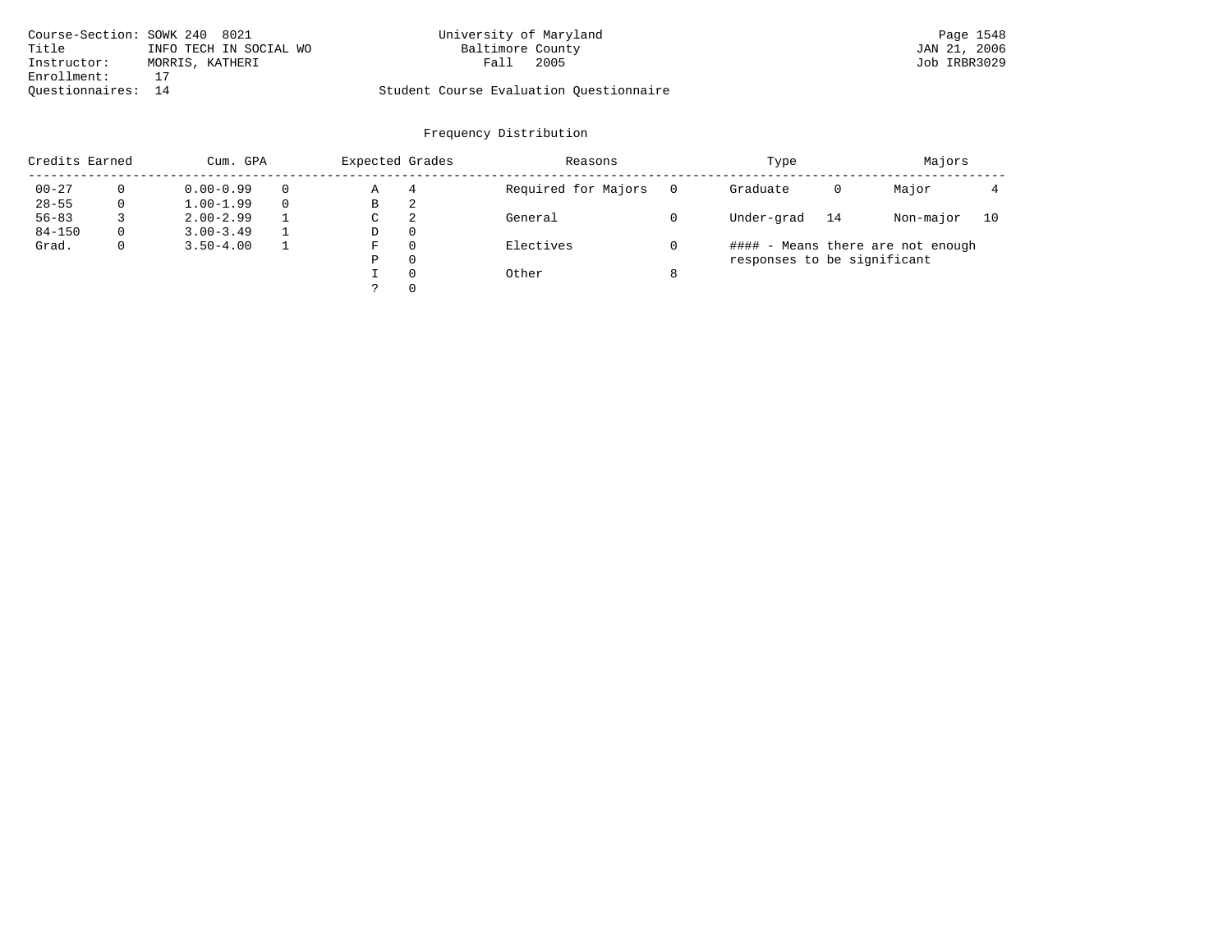Course-Section: SOWK 240 8021
Title INFO TECH IN SOCIAL WO
Instructor: MORRIS, KATHERI
Enrollment: 17
Questionnaires: 14

University of Maryland
Baltimore County
Fall 2005

Student Course Evaluation Questionnaire

JAN 21, 2006
Job IRBR3029

## Frequency Distribution

| Credits Earned | | Cum. GPA | | Expected Grades | | Reasons | | Type | | Majors | |
|---|---|---|---|---|---|---|---|---|---|---|---|
| 00-27 | 0 | 0.00-0.99 | 0 | A | 4 | Required for Majors | 0 | Graduate | 0 | Major | 4 |
| 28-55 | 0 | 1.00-1.99 | 0 | B | 2 | | | | | | |
| 56-83 | 3 | 2.00-2.99 | 1 | C | 2 | General | 0 | Under-grad | 14 | Non-major | 10 |
| 84-150 | 0 | 3.00-3.49 | 1 | D | 0 | | | | | | |
| Grad. | 0 | 3.50-4.00 | 1 | F | 0 | Electives | 0 | | | | |
| | | | | P | 0 | | | | | | |
| | | | | I | 0 | Other | 8 | | | | |
| | | | | ? | 0 | | | | | | |

#### - Means there are not enough responses to be significant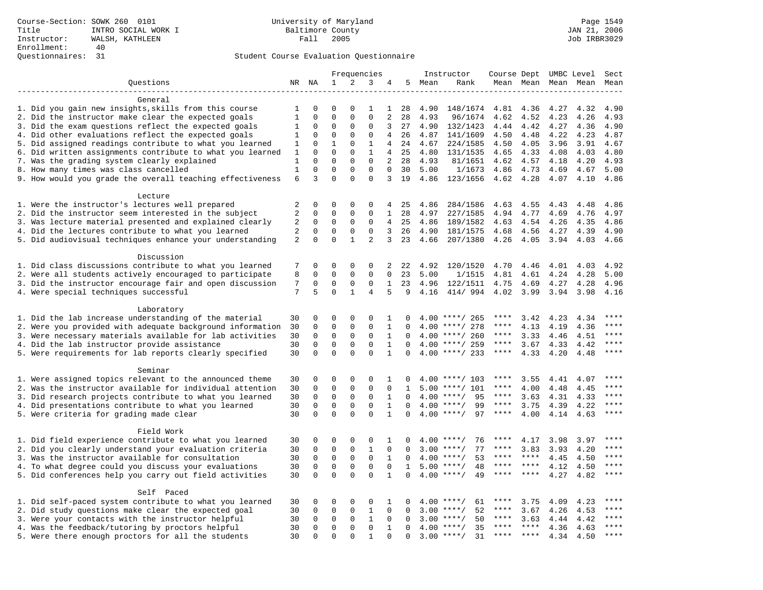Course-Section: SOWK 260 0101
Title: INTRO SOCIAL WORK I
Instructor: WALSH, KATHLEEN
Enrollment: 40
Questionnaires: 31

University of Maryland
Baltimore County
Fall 2005

JAN 21, 2006
Job IRBR3029

Student Course Evaluation Questionnaire

| Questions | NR | NA | 1 | 2 | 3 | 4 | 5 | Instructor Mean | Instructor Rank | Course Mean | Dept Mean | UMBC Mean | Level Mean | Sect Mean |
|---|---|---|---|---|---|---|---|---|---|---|---|---|---|---|
| **General** | | | | | | | | | | | | | | |
| 1. Did you gain new insights,skills from this course | 1 | 0 | 0 | 0 | 1 | 1 | 28 | 4.90 | 148/1674 | 4.81 | 4.36 | 4.27 | 4.32 | 4.90 |
| 2. Did the instructor make clear the expected goals | 1 | 0 | 0 | 0 | 0 | 2 | 28 | 4.93 | 96/1674 | 4.62 | 4.52 | 4.23 | 4.26 | 4.93 |
| 3. Did the exam questions reflect the expected goals | 1 | 0 | 0 | 0 | 0 | 3 | 27 | 4.90 | 132/1423 | 4.44 | 4.42 | 4.27 | 4.36 | 4.90 |
| 4. Did other evaluations reflect the expected goals | 1 | 0 | 0 | 0 | 0 | 4 | 26 | 4.87 | 141/1609 | 4.50 | 4.48 | 4.22 | 4.23 | 4.87 |
| 5. Did assigned readings contribute to what you learned | 1 | 0 | 1 | 0 | 1 | 4 | 24 | 4.67 | 224/1585 | 4.50 | 4.05 | 3.96 | 3.91 | 4.67 |
| 6. Did written assignments contribute to what you learned | 1 | 0 | 0 | 0 | 1 | 4 | 25 | 4.80 | 131/1535 | 4.65 | 4.33 | 4.08 | 4.03 | 4.80 |
| 7. Was the grading system clearly explained | 1 | 0 | 0 | 0 | 0 | 2 | 28 | 4.93 | 81/1651 | 4.62 | 4.57 | 4.18 | 4.20 | 4.93 |
| 8. How many times was class cancelled | 1 | 0 | 0 | 0 | 0 | 0 | 30 | 5.00 | 1/1673 | 4.86 | 4.73 | 4.69 | 4.67 | 5.00 |
| 9. How would you grade the overall teaching effectiveness | 6 | 3 | 0 | 0 | 0 | 3 | 19 | 4.86 | 123/1656 | 4.62 | 4.28 | 4.07 | 4.10 | 4.86 |
| **Lecture** | | | | | | | | | | | | | | |
| 1. Were the instructor's lectures well prepared | 2 | 0 | 0 | 0 | 0 | 4 | 25 | 4.86 | 284/1586 | 4.63 | 4.55 | 4.43 | 4.48 | 4.86 |
| 2. Did the instructor seem interested in the subject | 2 | 0 | 0 | 0 | 0 | 1 | 28 | 4.97 | 227/1585 | 4.94 | 4.77 | 4.69 | 4.76 | 4.97 |
| 3. Was lecture material presented and explained clearly | 2 | 0 | 0 | 0 | 0 | 4 | 25 | 4.86 | 189/1582 | 4.63 | 4.54 | 4.26 | 4.35 | 4.86 |
| 4. Did the lectures contribute to what you learned | 2 | 0 | 0 | 0 | 0 | 3 | 26 | 4.90 | 181/1575 | 4.68 | 4.56 | 4.27 | 4.39 | 4.90 |
| 5. Did audiovisual techniques enhance your understanding | 2 | 0 | 0 | 1 | 2 | 3 | 23 | 4.66 | 207/1380 | 4.26 | 4.05 | 3.94 | 4.03 | 4.66 |
| **Discussion** | | | | | | | | | | | | | | |
| 1. Did class discussions contribute to what you learned | 7 | 0 | 0 | 0 | 0 | 2 | 22 | 4.92 | 120/1520 | 4.70 | 4.46 | 4.01 | 4.03 | 4.92 |
| 2. Were all students actively encouraged to participate | 8 | 0 | 0 | 0 | 0 | 0 | 23 | 5.00 | 1/1515 | 4.81 | 4.61 | 4.24 | 4.28 | 5.00 |
| 3. Did the instructor encourage fair and open discussion | 7 | 0 | 0 | 0 | 0 | 1 | 23 | 4.96 | 122/1511 | 4.75 | 4.69 | 4.27 | 4.28 | 4.96 |
| 4. Were special techniques successful | 7 | 5 | 0 | 1 | 4 | 5 | 9 | 4.16 | 414/ 994 | 4.02 | 3.99 | 3.94 | 3.98 | 4.16 |
| **Laboratory** | | | | | | | | | | | | | | |
| 1. Did the lab increase understanding of the material | 30 | 0 | 0 | 0 | 0 | 1 | 0 | 4.00 | ****/ 265 | **** | 3.42 | 4.23 | 4.34 | **** |
| 2. Were you provided with adequate background information | 30 | 0 | 0 | 0 | 0 | 1 | 0 | 4.00 | ****/ 278 | **** | 4.13 | 4.19 | 4.36 | **** |
| 3. Were necessary materials available for lab activities | 30 | 0 | 0 | 0 | 0 | 1 | 0 | 4.00 | ****/ 260 | **** | 3.33 | 4.46 | 4.51 | **** |
| 4. Did the lab instructor provide assistance | 30 | 0 | 0 | 0 | 0 | 1 | 0 | 4.00 | ****/ 259 | **** | 3.67 | 4.33 | 4.42 | **** |
| 5. Were requirements for lab reports clearly specified | 30 | 0 | 0 | 0 | 0 | 1 | 0 | 4.00 | ****/ 233 | **** | 4.33 | 4.20 | 4.48 | **** |
| **Seminar** | | | | | | | | | | | | | | |
| 1. Were assigned topics relevant to the announced theme | 30 | 0 | 0 | 0 | 0 | 1 | 0 | 4.00 | ****/ 103 | **** | 3.55 | 4.41 | 4.07 | **** |
| 2. Was the instructor available for individual attention | 30 | 0 | 0 | 0 | 0 | 0 | 1 | 5.00 | ****/ 101 | **** | 4.00 | 4.48 | 4.45 | **** |
| 3. Did research projects contribute to what you learned | 30 | 0 | 0 | 0 | 0 | 1 | 0 | 4.00 | ****/ 95 | **** | 3.63 | 4.31 | 4.33 | **** |
| 4. Did presentations contribute to what you learned | 30 | 0 | 0 | 0 | 0 | 1 | 0 | 4.00 | ****/ 99 | **** | 3.75 | 4.39 | 4.22 | **** |
| 5. Were criteria for grading made clear | 30 | 0 | 0 | 0 | 0 | 1 | 0 | 4.00 | ****/ 97 | **** | 4.00 | 4.14 | 4.63 | **** |
| **Field Work** | | | | | | | | | | | | | | |
| 1. Did field experience contribute to what you learned | 30 | 0 | 0 | 0 | 0 | 1 | 0 | 4.00 | ****/ 76 | **** | 4.17 | 3.98 | 3.97 | **** |
| 2. Did you clearly understand your evaluation criteria | 30 | 0 | 0 | 0 | 1 | 0 | 0 | 3.00 | ****/ 77 | **** | 3.83 | 3.93 | 4.20 | **** |
| 3. Was the instructor available for consultation | 30 | 0 | 0 | 0 | 0 | 1 | 0 | 4.00 | ****/ 53 | **** | **** | 4.45 | 4.50 | **** |
| 4. To what degree could you discuss your evaluations | 30 | 0 | 0 | 0 | 0 | 0 | 1 | 5.00 | ****/ 48 | **** | **** | 4.12 | 4.50 | **** |
| 5. Did conferences help you carry out field activities | 30 | 0 | 0 | 0 | 0 | 1 | 0 | 4.00 | ****/ 49 | **** | **** | 4.27 | 4.82 | **** |
| **Self Paced** | | | | | | | | | | | | | | |
| 1. Did self-paced system contribute to what you learned | 30 | 0 | 0 | 0 | 0 | 1 | 0 | 4.00 | ****/ 61 | **** | 3.75 | 4.09 | 4.23 | **** |
| 2. Did study questions make clear the expected goal | 30 | 0 | 0 | 0 | 1 | 0 | 0 | 3.00 | ****/ 52 | **** | 3.67 | 4.26 | 4.53 | **** |
| 3. Were your contacts with the instructor helpful | 30 | 0 | 0 | 0 | 1 | 0 | 0 | 3.00 | ****/ 50 | **** | 3.63 | 4.44 | 4.42 | **** |
| 4. Was the feedback/tutoring by proctors helpful | 30 | 0 | 0 | 0 | 0 | 1 | 0 | 4.00 | ****/ 35 | **** | **** | 4.36 | 4.63 | **** |
| 5. Were there enough proctors for all the students | 30 | 0 | 0 | 0 | 1 | 0 | 0 | 3.00 | ****/ 31 | **** | **** | 4.34 | 4.50 | **** |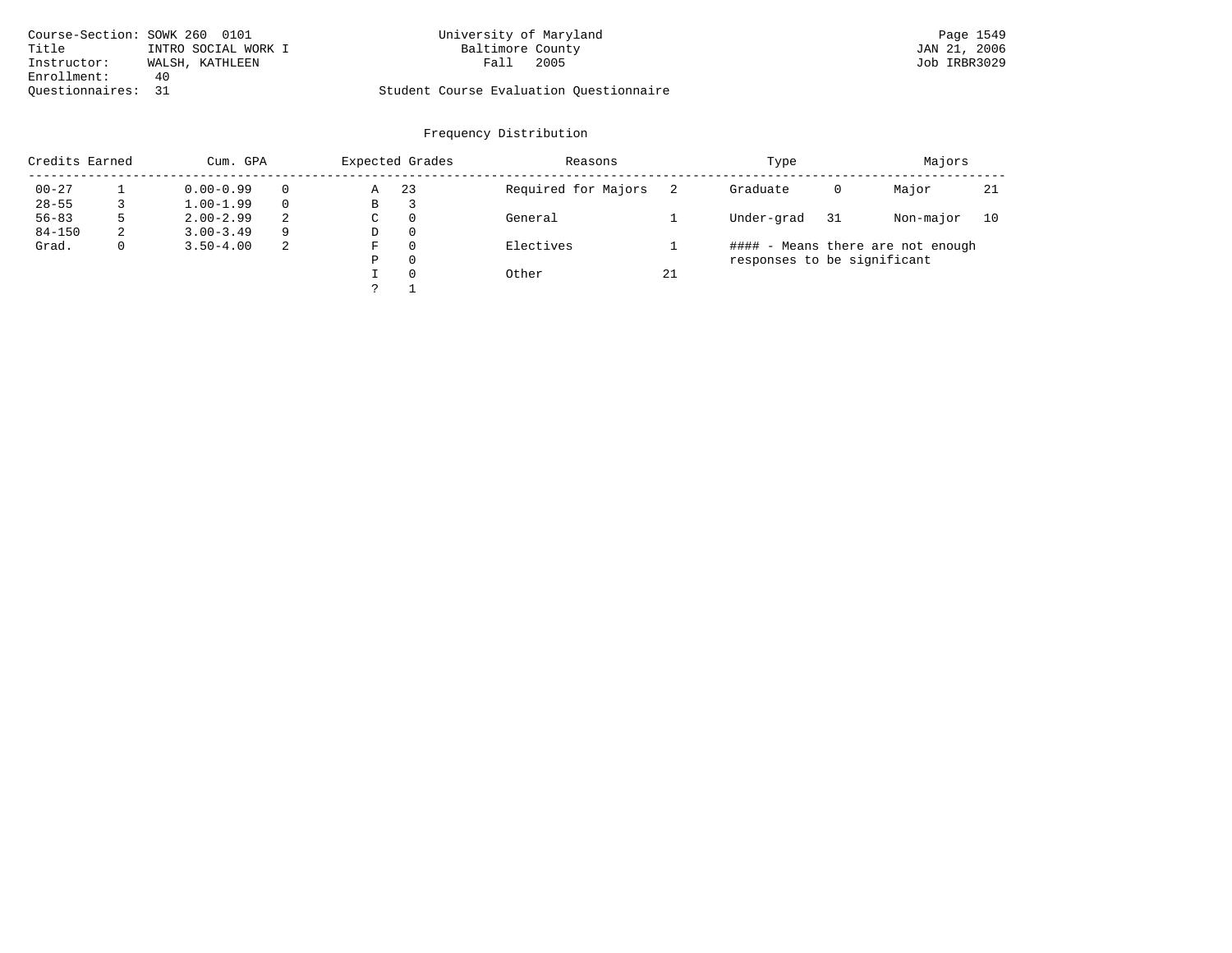Course-Section: SOWK 260 0101
Title: INTRO SOCIAL WORK I
Instructor: WALSH, KATHLEEN
Enrollment: 40
Questionnaires: 31

University of Maryland
Baltimore County
Fall 2005

Student Course Evaluation Questionnaire

JAN 21, 2006
Job IRBR3029

## Frequency Distribution

| Credits Earned | | Cum. GPA | | Expected Grades | | Reasons | | Type | | Majors | |
|---|---|---|---|---|---|---|---|---|---|---|---|
| 00-27 | 1 | 0.00-0.99 | 0 | A | 23 | Required for Majors | 2 | Graduate | 0 | Major | 21 |
| 28-55 | 3 | 1.00-1.99 | 0 | B | 3 | | | | | | |
| 56-83 | 5 | 2.00-2.99 | 2 | C | 0 | General | 1 | Under-grad | 31 | Non-major | 10 |
| 84-150 | 2 | 3.00-3.49 | 9 | D | 0 | | | | | | |
| Grad. | 0 | 3.50-4.00 | 2 | F | 0 | Electives | 1 | | | | |
| | | | | P | 0 | | | | | | |
| | | | | I | 0 | Other | 21 | | | | |
| | | | | ? | 1 | | | | | | |

#### - Means there are not enough responses to be significant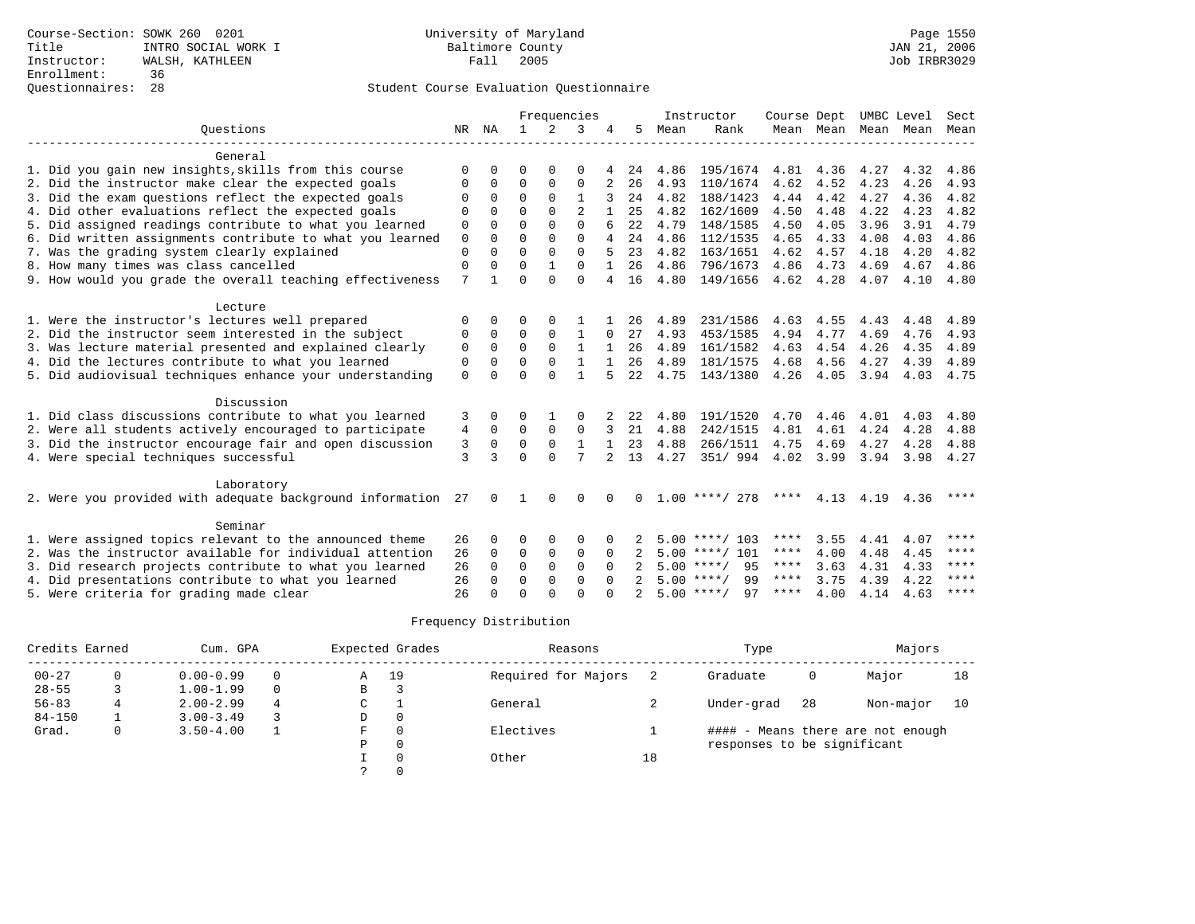Course-Section: SOWK 260 0201
Title: INTRO SOCIAL WORK I
Instructor: WALSH, KATHLEEN
Enrollment: 36
Questionnaires: 28

University of Maryland
Baltimore County
Fall 2005

Student Course Evaluation Questionnaire

| Questions | NR | NA | 1 | 2 | 3 | 4 | 5 | Instructor Mean | Rank | Course Mean | Dept Mean | UMBC Mean | Level Mean | Sect Mean |
|---|---|---|---|---|---|---|---|---|---|---|---|---|---|---|
| **General** | | | | | | | | | | | | | | |
| 1. Did you gain new insights,skills from this course | 0 | 0 | 0 | 0 | 0 | 4 | 24 | 4.86 | 195/1674 | 4.81 | 4.36 | 4.27 | 4.32 | 4.86 |
| 2. Did the instructor make clear the expected goals | 0 | 0 | 0 | 0 | 0 | 2 | 26 | 4.93 | 110/1674 | 4.62 | 4.52 | 4.23 | 4.26 | 4.93 |
| 3. Did the exam questions reflect the expected goals | 0 | 0 | 0 | 0 | 1 | 3 | 24 | 4.82 | 188/1423 | 4.44 | 4.42 | 4.27 | 4.36 | 4.82 |
| 4. Did other evaluations reflect the expected goals | 0 | 0 | 0 | 0 | 2 | 1 | 25 | 4.82 | 162/1609 | 4.50 | 4.48 | 4.22 | 4.23 | 4.82 |
| 5. Did assigned readings contribute to what you learned | 0 | 0 | 0 | 0 | 0 | 6 | 22 | 4.79 | 148/1585 | 4.50 | 4.05 | 3.96 | 3.91 | 4.79 |
| 6. Did written assignments contribute to what you learned | 0 | 0 | 0 | 0 | 0 | 4 | 24 | 4.86 | 112/1535 | 4.65 | 4.33 | 4.08 | 4.03 | 4.86 |
| 7. Was the grading system clearly explained | 0 | 0 | 0 | 0 | 0 | 5 | 23 | 4.82 | 163/1651 | 4.62 | 4.57 | 4.18 | 4.20 | 4.82 |
| 8. How many times was class cancelled | 0 | 0 | 0 | 1 | 0 | 1 | 26 | 4.86 | 796/1673 | 4.86 | 4.73 | 4.69 | 4.67 | 4.86 |
| 9. How would you grade the overall teaching effectiveness | 7 | 1 | 0 | 0 | 0 | 4 | 16 | 4.80 | 149/1656 | 4.62 | 4.28 | 4.07 | 4.10 | 4.80 |
| **Lecture** | | | | | | | | | | | | | | |
| 1. Were the instructor's lectures well prepared | 0 | 0 | 0 | 0 | 1 | 1 | 26 | 4.89 | 231/1586 | 4.63 | 4.55 | 4.43 | 4.48 | 4.89 |
| 2. Did the instructor seem interested in the subject | 0 | 0 | 0 | 0 | 1 | 0 | 27 | 4.93 | 453/1585 | 4.94 | 4.77 | 4.69 | 4.76 | 4.93 |
| 3. Was lecture material presented and explained clearly | 0 | 0 | 0 | 0 | 1 | 1 | 26 | 4.89 | 161/1582 | 4.63 | 4.54 | 4.26 | 4.35 | 4.89 |
| 4. Did the lectures contribute to what you learned | 0 | 0 | 0 | 0 | 1 | 1 | 26 | 4.89 | 181/1575 | 4.68 | 4.56 | 4.27 | 4.39 | 4.89 |
| 5. Did audiovisual techniques enhance your understanding | 0 | 0 | 0 | 0 | 1 | 5 | 22 | 4.75 | 143/1380 | 4.26 | 4.05 | 3.94 | 4.03 | 4.75 |
| **Discussion** | | | | | | | | | | | | | | |
| 1. Did class discussions contribute to what you learned | 3 | 0 | 0 | 1 | 0 | 2 | 22 | 4.80 | 191/1520 | 4.70 | 4.46 | 4.01 | 4.03 | 4.80 |
| 2. Were all students actively encouraged to participate | 4 | 0 | 0 | 0 | 0 | 3 | 21 | 4.88 | 242/1515 | 4.81 | 4.61 | 4.24 | 4.28 | 4.88 |
| 3. Did the instructor encourage fair and open discussion | 3 | 0 | 0 | 0 | 1 | 1 | 23 | 4.88 | 266/1511 | 4.75 | 4.69 | 4.27 | 4.28 | 4.88 |
| 4. Were special techniques successful | 3 | 3 | 0 | 0 | 7 | 2 | 13 | 4.27 | 351/ 994 | 4.02 | 3.99 | 3.94 | 3.98 | 4.27 |
| **Laboratory** | | | | | | | | | | | | | | |
| 2. Were you provided with adequate background information | 27 | 0 | 1 | 0 | 0 | 0 | 0 | 1.00 | ****/ 278 | **** | 4.13 | 4.19 | 4.36 | **** |
| **Seminar** | | | | | | | | | | | | | | |
| 1. Were assigned topics relevant to the announced theme | 26 | 0 | 0 | 0 | 0 | 0 | 2 | 5.00 | ****/ 103 | **** | 3.55 | 4.41 | 4.07 | **** |
| 2. Was the instructor available for individual attention | 26 | 0 | 0 | 0 | 0 | 0 | 2 | 5.00 | ****/ 101 | **** | 4.00 | 4.48 | 4.45 | **** |
| 3. Did research projects contribute to what you learned | 26 | 0 | 0 | 0 | 0 | 0 | 2 | 5.00 | ****/ 95 | **** | 3.63 | 4.31 | 4.33 | **** |
| 4. Did presentations contribute to what you learned | 26 | 0 | 0 | 0 | 0 | 0 | 2 | 5.00 | ****/ 99 | **** | 3.75 | 4.39 | 4.22 | **** |
| 5. Were criteria for grading made clear | 26 | 0 | 0 | 0 | 0 | 0 | 2 | 5.00 | ****/ 97 | **** | 4.00 | 4.14 | 4.63 | **** |

Frequency Distribution

| Credits Earned | | Cum. GPA | | Expected Grades | | Reasons | | Type | | Majors | |
|---|---|---|---|---|---|---|---|---|---|---|---|
| 00-27 | 0 | 0.00-0.99 | 0 | A | 19 | Required for Majors | 2 | Graduate | 0 | Major | 18 |
| 28-55 | 3 | 1.00-1.99 | 0 | B | 3 | | | | | | |
| 56-83 | 4 | 2.00-2.99 | 4 | C | 1 | General | 2 | Under-grad | 28 | Non-major | 10 |
| 84-150 | 1 | 3.00-3.49 | 3 | D | 0 | | | | | | |
| Grad. | 0 | 3.50-4.00 | 1 | F | 0 | Electives | 1 | #### - Means there are not enough responses to be significant | | | |
| | | | | P | 0 | | | | | | |
| | | | | I | 0 | Other | 18 | | | | |
| | | | | ? | 0 | | | | | | |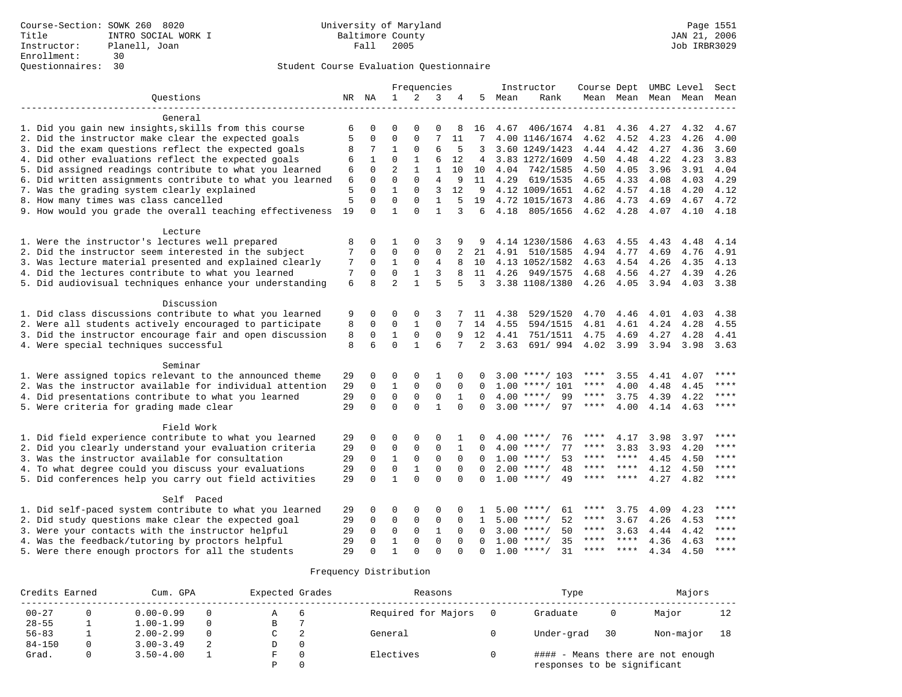Course-Section: SOWK 260 8020
Title: INTRO SOCIAL WORK I
Instructor: Planell, Joan
Enrollment: 30
Questionnaires: 30

University of Maryland
Baltimore County
Fall 2005

Student Course Evaluation Questionnaire

JAN 21, 2006
Job IRBR3029

| Questions | NR | NA | 1 | 2 | 3 | 4 | 5 | Instructor Mean | Rank | Course Mean | Dept Mean | UMBC Mean | Level Mean | Sect Mean |
|---|---|---|---|---|---|---|---|---|---|---|---|---|---|---|
| **General** | | | | | | | | | | | | | | |
| 1. Did you gain new insights,skills from this course | 6 | 0 | 0 | 0 | 0 | 8 | 16 | 4.67 | 406/1674 | 4.81 | 4.36 | 4.27 | 4.32 | 4.67 |
| 2. Did the instructor make clear the expected goals | 5 | 0 | 0 | 0 | 7 | 11 | 7 | 4.00 | 1146/1674 | 4.62 | 4.52 | 4.23 | 4.26 | 4.00 |
| 3. Did the exam questions reflect the expected goals | 8 | 7 | 1 | 0 | 6 | 5 | 3 | 3.60 | 1249/1423 | 4.44 | 4.42 | 4.27 | 4.36 | 3.60 |
| 4. Did other evaluations reflect the expected goals | 6 | 1 | 0 | 1 | 6 | 12 | 4 | 3.83 | 1272/1609 | 4.50 | 4.48 | 4.22 | 4.23 | 3.83 |
| 5. Did assigned readings contribute to what you learned | 6 | 0 | 2 | 1 | 1 | 10 | 10 | 4.04 | 742/1585 | 4.50 | 4.05 | 3.96 | 3.91 | 4.04 |
| 6. Did written assignments contribute to what you learned | 6 | 0 | 0 | 0 | 4 | 9 | 11 | 4.29 | 619/1535 | 4.65 | 4.33 | 4.08 | 4.03 | 4.29 |
| 7. Was the grading system clearly explained | 5 | 0 | 1 | 0 | 3 | 12 | 9 | 4.12 | 1009/1651 | 4.62 | 4.57 | 4.18 | 4.20 | 4.12 |
| 8. How many times was class cancelled | 5 | 0 | 0 | 0 | 1 | 5 | 19 | 4.72 | 1015/1673 | 4.86 | 4.73 | 4.69 | 4.67 | 4.72 |
| 9. How would you grade the overall teaching effectiveness | 19 | 0 | 1 | 0 | 1 | 3 | 6 | 4.18 | 805/1656 | 4.62 | 4.28 | 4.07 | 4.10 | 4.18 |
| **Lecture** | | | | | | | | | | | | | | |
| 1. Were the instructor's lectures well prepared | 8 | 0 | 1 | 0 | 3 | 9 | 9 | 4.14 | 1230/1586 | 4.63 | 4.55 | 4.43 | 4.48 | 4.14 |
| 2. Did the instructor seem interested in the subject | 7 | 0 | 0 | 0 | 0 | 2 | 21 | 4.91 | 510/1585 | 4.94 | 4.77 | 4.69 | 4.76 | 4.91 |
| 3. Was lecture material presented and explained clearly | 7 | 0 | 1 | 0 | 4 | 8 | 10 | 4.13 | 1052/1582 | 4.63 | 4.54 | 4.26 | 4.35 | 4.13 |
| 4. Did the lectures contribute to what you learned | 7 | 0 | 0 | 1 | 3 | 8 | 11 | 4.26 | 949/1575 | 4.68 | 4.56 | 4.27 | 4.39 | 4.26 |
| 5. Did audiovisual techniques enhance your understanding | 6 | 8 | 2 | 1 | 5 | 5 | 3 | 3.38 | 1108/1380 | 4.26 | 4.05 | 3.94 | 4.03 | 3.38 |
| **Discussion** | | | | | | | | | | | | | | |
| 1. Did class discussions contribute to what you learned | 9 | 0 | 0 | 0 | 3 | 7 | 11 | 4.38 | 529/1520 | 4.70 | 4.46 | 4.01 | 4.03 | 4.38 |
| 2. Were all students actively encouraged to participate | 8 | 0 | 0 | 1 | 0 | 7 | 14 | 4.55 | 594/1515 | 4.81 | 4.61 | 4.24 | 4.28 | 4.55 |
| 3. Did the instructor encourage fair and open discussion | 8 | 0 | 1 | 0 | 0 | 9 | 12 | 4.41 | 751/1511 | 4.75 | 4.69 | 4.27 | 4.28 | 4.41 |
| 4. Were special techniques successful | 8 | 6 | 0 | 1 | 6 | 7 | 2 | 3.63 | 691/ 994 | 4.02 | 3.99 | 3.94 | 3.98 | 3.63 |
| **Seminar** | | | | | | | | | | | | | | |
| 1. Were assigned topics relevant to the announced theme | 29 | 0 | 0 | 0 | 1 | 0 | 0 | 3.00 | ****/ 103 | **** | 3.55 | 4.41 | 4.07 | **** |
| 2. Was the instructor available for individual attention | 29 | 0 | 1 | 0 | 0 | 0 | 0 | 1.00 | ****/ 101 | **** | 4.00 | 4.48 | 4.45 | **** |
| 4. Did presentations contribute to what you learned | 29 | 0 | 0 | 0 | 0 | 1 | 0 | 4.00 | ****/ 99 | **** | 3.75 | 4.39 | 4.22 | **** |
| 5. Were criteria for grading made clear | 29 | 0 | 0 | 0 | 1 | 0 | 0 | 3.00 | ****/ 97 | **** | 4.00 | 4.14 | 4.63 | **** |
| **Field Work** | | | | | | | | | | | | | | |
| 1. Did field experience contribute to what you learned | 29 | 0 | 0 | 0 | 0 | 1 | 0 | 4.00 | ****/ 76 | **** | 4.17 | 3.98 | 3.97 | **** |
| 2. Did you clearly understand your evaluation criteria | 29 | 0 | 0 | 0 | 0 | 1 | 0 | 4.00 | ****/ 77 | **** | 3.83 | 3.93 | 4.20 | **** |
| 3. Was the instructor available for consultation | 29 | 0 | 1 | 0 | 0 | 0 | 0 | 1.00 | ****/ 53 | **** | **** | 4.45 | 4.50 | **** |
| 4. To what degree could you discuss your evaluations | 29 | 0 | 0 | 1 | 0 | 0 | 0 | 2.00 | ****/ 48 | **** | **** | 4.12 | 4.50 | **** |
| 5. Did conferences help you carry out field activities | 29 | 0 | 1 | 0 | 0 | 0 | 0 | 1.00 | ****/ 49 | **** | **** | 4.27 | 4.82 | **** |
| **Self Paced** | | | | | | | | | | | | | | |
| 1. Did self-paced system contribute to what you learned | 29 | 0 | 0 | 0 | 0 | 0 | 1 | 5.00 | ****/ 61 | **** | 3.75 | 4.09 | 4.23 | **** |
| 2. Did study questions make clear the expected goal | 29 | 0 | 0 | 0 | 0 | 0 | 1 | 5.00 | ****/ 52 | **** | 3.67 | 4.26 | 4.53 | **** |
| 3. Were your contacts with the instructor helpful | 29 | 0 | 0 | 0 | 1 | 0 | 0 | 3.00 | ****/ 50 | **** | 3.63 | 4.44 | 4.42 | **** |
| 4. Was the feedback/tutoring by proctors helpful | 29 | 0 | 1 | 0 | 0 | 0 | 0 | 1.00 | ****/ 35 | **** | **** | 4.36 | 4.63 | **** |
| 5. Were there enough proctors for all the students | 29 | 0 | 1 | 0 | 0 | 0 | 0 | 1.00 | ****/ 31 | **** | **** | 4.34 | 4.50 | **** |

Frequency Distribution

| Credits Earned | | Cum. GPA | | Expected Grades | | Reasons | | Type | | Majors | |
|---|---|---|---|---|---|---|---|---|---|---|---|
| 00-27 | 0 | 0.00-0.99 | 0 | A | 6 | Required for Majors | 0 | Graduate | 0 | Major | 12 |
| 28-55 | 1 | 1.00-1.99 | 0 | B | 7 | | | | | | |
| 56-83 | 1 | 2.00-2.99 | 0 | C | 2 | General | 0 | Under-grad | 30 | Non-major | 18 |
| 84-150 | 0 | 3.00-3.49 | 2 | D | 0 | | | | | | |
| Grad. | 0 | 3.50-4.00 | 1 | F | 0 | Electives | 0 | #### - Means there are not enough responses to be significant | | | |
| | | | | P | 0 | | | | | | |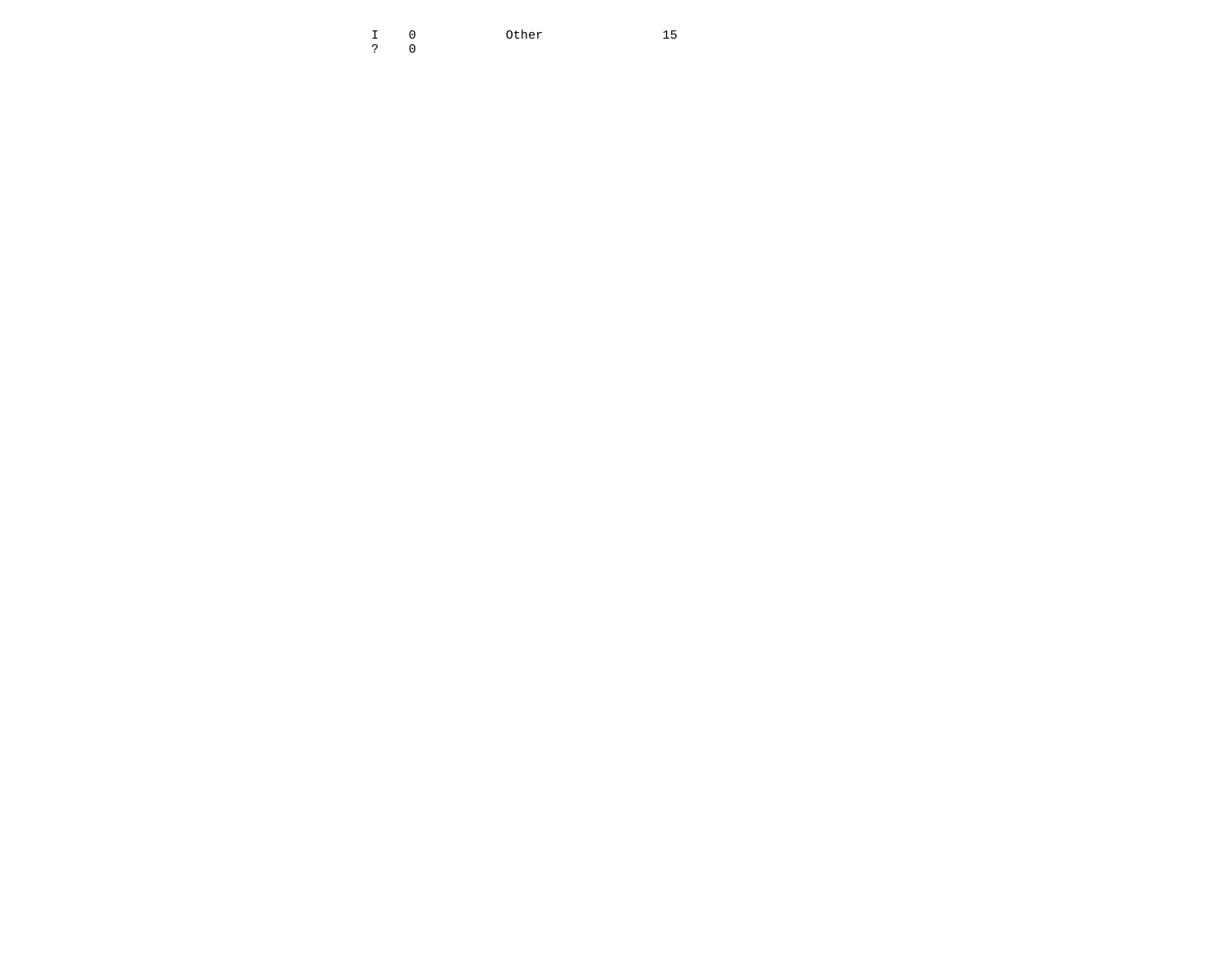| | | | |
|---|---|---|---|
| I | 0 | Other | 15 |
| ? | 0 | | |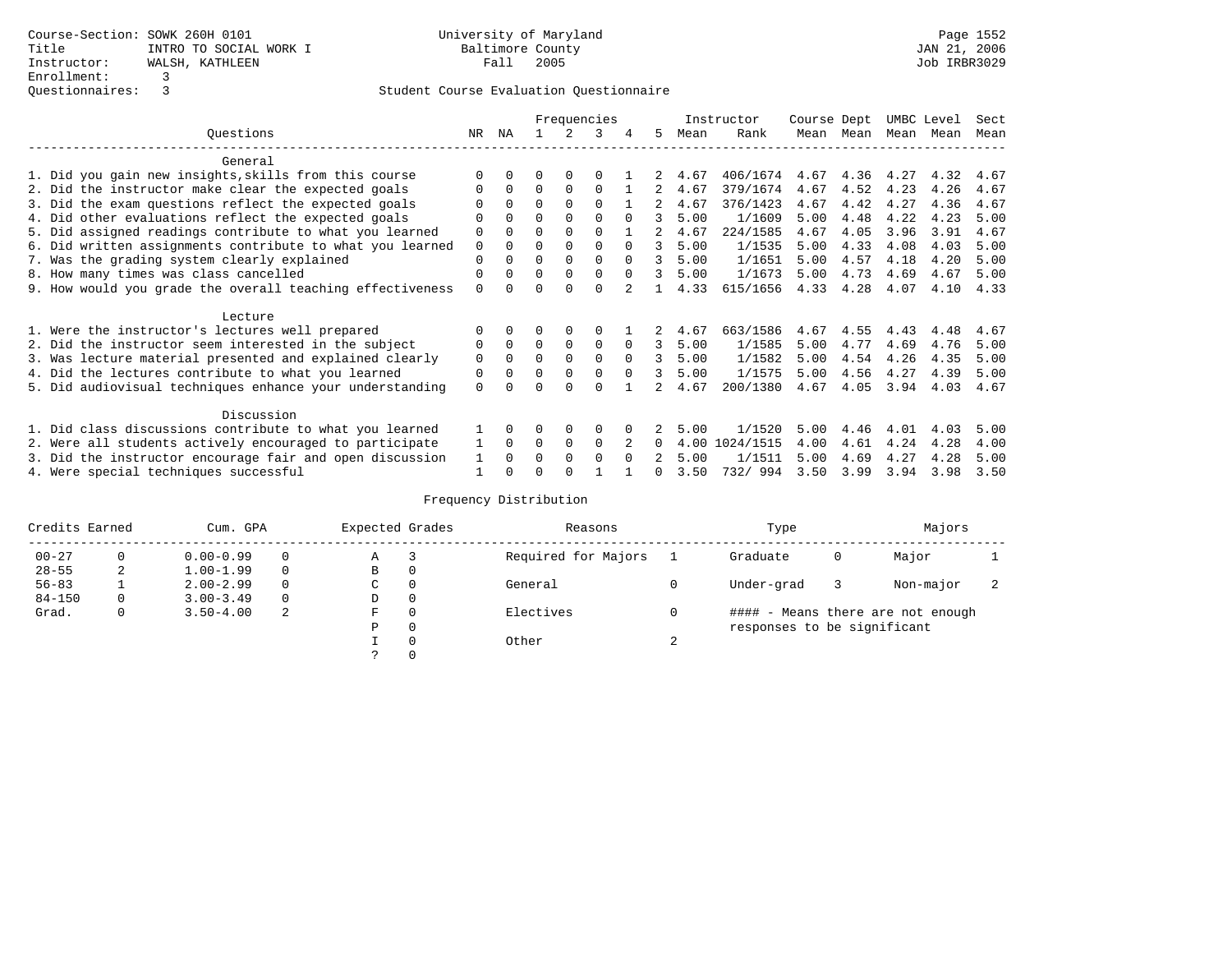Course-Section: SOWK 260H 0101
Title: INTRO TO SOCIAL WORK I
Instructor: WALSH, KATHLEEN
Enrollment: 3
Questionnaires: 3

University of Maryland
Baltimore County
Fall 2005

JAN 21, 2006
Job IRBR3029

Student Course Evaluation Questionnaire

| Questions | NR | NA | 1 | 2 | 3 | 4 | 5 | Instructor Mean | Rank | Course Mean | Dept Mean | UMBC Mean | Level Mean | Sect Mean |
|---|---|---|---|---|---|---|---|---|---|---|---|---|---|---|
| **General** | | | | | | | | | | | | | | |
| 1. Did you gain new insights,skills from this course | 0 | 0 | 0 | 0 | 0 | 1 | 2 | 4.67 | 406/1674 | 4.67 | 4.36 | 4.27 | 4.32 | 4.67 |
| 2. Did the instructor make clear the expected goals | 0 | 0 | 0 | 0 | 0 | 1 | 2 | 4.67 | 379/1674 | 4.67 | 4.52 | 4.23 | 4.26 | 4.67 |
| 3. Did the exam questions reflect the expected goals | 0 | 0 | 0 | 0 | 0 | 1 | 2 | 4.67 | 376/1423 | 4.67 | 4.42 | 4.27 | 4.36 | 4.67 |
| 4. Did other evaluations reflect the expected goals | 0 | 0 | 0 | 0 | 0 | 0 | 3 | 5.00 | 1/1609 | 5.00 | 4.48 | 4.22 | 4.23 | 5.00 |
| 5. Did assigned readings contribute to what you learned | 0 | 0 | 0 | 0 | 0 | 1 | 2 | 4.67 | 224/1585 | 4.67 | 4.05 | 3.96 | 3.91 | 4.67 |
| 6. Did written assignments contribute to what you learned | 0 | 0 | 0 | 0 | 0 | 0 | 3 | 5.00 | 1/1535 | 5.00 | 4.33 | 4.08 | 4.03 | 5.00 |
| 7. Was the grading system clearly explained | 0 | 0 | 0 | 0 | 0 | 0 | 3 | 5.00 | 1/1651 | 5.00 | 4.57 | 4.18 | 4.20 | 5.00 |
| 8. How many times was class cancelled | 0 | 0 | 0 | 0 | 0 | 0 | 3 | 5.00 | 1/1673 | 5.00 | 4.73 | 4.69 | 4.67 | 5.00 |
| 9. How would you grade the overall teaching effectiveness | 0 | 0 | 0 | 0 | 0 | 2 | 1 | 4.33 | 615/1656 | 4.33 | 4.28 | 4.07 | 4.10 | 4.33 |
| **Lecture** | | | | | | | | | | | | | | |
| 1. Were the instructor's lectures well prepared | 0 | 0 | 0 | 0 | 0 | 1 | 2 | 4.67 | 663/1586 | 4.67 | 4.55 | 4.43 | 4.48 | 4.67 |
| 2. Did the instructor seem interested in the subject | 0 | 0 | 0 | 0 | 0 | 0 | 3 | 5.00 | 1/1585 | 5.00 | 4.77 | 4.69 | 4.76 | 5.00 |
| 3. Was lecture material presented and explained clearly | 0 | 0 | 0 | 0 | 0 | 0 | 3 | 5.00 | 1/1582 | 5.00 | 4.54 | 4.26 | 4.35 | 5.00 |
| 4. Did the lectures contribute to what you learned | 0 | 0 | 0 | 0 | 0 | 0 | 3 | 5.00 | 1/1575 | 5.00 | 4.56 | 4.27 | 4.39 | 5.00 |
| 5. Did audiovisual techniques enhance your understanding | 0 | 0 | 0 | 0 | 0 | 1 | 2 | 4.67 | 200/1380 | 4.67 | 4.05 | 3.94 | 4.03 | 4.67 |
| **Discussion** | | | | | | | | | | | | | | |
| 1. Did class discussions contribute to what you learned | 1 | 0 | 0 | 0 | 0 | 0 | 2 | 5.00 | 1/1520 | 5.00 | 4.46 | 4.01 | 4.03 | 5.00 |
| 2. Were all students actively encouraged to participate | 1 | 0 | 0 | 0 | 0 | 2 | 0 | 4.00 | 1024/1515 | 4.00 | 4.61 | 4.24 | 4.28 | 4.00 |
| 3. Did the instructor encourage fair and open discussion | 1 | 0 | 0 | 0 | 0 | 0 | 2 | 5.00 | 1/1511 | 5.00 | 4.69 | 4.27 | 4.28 | 5.00 |
| 4. Were special techniques successful | 1 | 0 | 0 | 0 | 1 | 1 | 0 | 3.50 | 732/ 994 | 3.50 | 3.99 | 3.94 | 3.98 | 3.50 |

Frequency Distribution

| Credits Earned | | Cum. GPA | | Expected Grades | | Reasons | | Type | | Majors | |
|---|---|---|---|---|---|---|---|---|---|---|---|
| 00-27 | 0 | 0.00-0.99 | 0 | A | 3 | Required for Majors | 1 | Graduate | 0 | Major | 1 |
| 28-55 | 2 | 1.00-1.99 | 0 | B | 0 | | | | | | |
| 56-83 | 1 | 2.00-2.99 | 0 | C | 0 | General | 0 | Under-grad | 3 | Non-major | 2 |
| 84-150 | 0 | 3.00-3.49 | 0 | D | 0 | | | | | | |
| Grad. | 0 | 3.50-4.00 | 2 | F | 0 | Electives | 0 | #### - Means there are not enough responses to be significant | | | |
| | | | | P | 0 | | | | | | |
| | | | | I | 0 | Other | 2 | | | | |
| | | | | ? | 0 | | | | | | |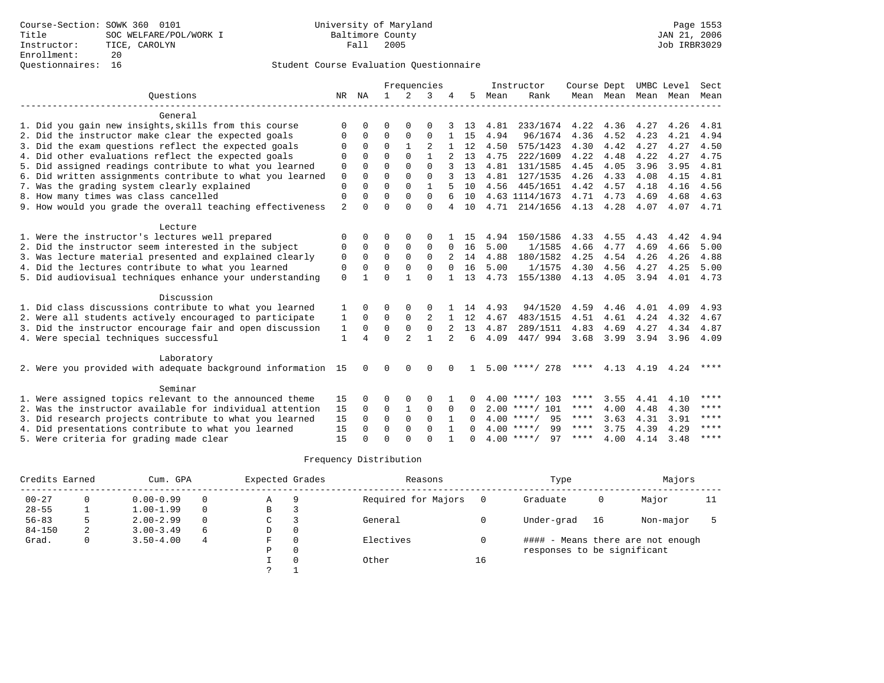Course-Section: SOWK 360 0101
Title: SOC WELFARE/POL/WORK I
Instructor: TICE, CAROLYN
Enrollment: 20
Questionnaires: 16

University of Maryland
Baltimore County
Fall 2005

JAN 21, 2006
Job IRBR3029

Student Course Evaluation Questionnaire

| Questions | NR | NA | 1 | 2 | 3 | 4 | 5 | Instructor Mean | Rank | Course Mean | Dept Mean | UMBC Mean | Level Mean | Sect Mean |
|---|---|---|---|---|---|---|---|---|---|---|---|---|---|---|
| **General** | | | | | | | | | | | | | | |
| 1. Did you gain new insights,skills from this course | 0 | 0 | 0 | 0 | 0 | 3 | 13 | 4.81 | 233/1674 | 4.22 | 4.36 | 4.27 | 4.26 | 4.81 |
| 2. Did the instructor make clear the expected goals | 0 | 0 | 0 | 0 | 0 | 1 | 15 | 4.94 | 96/1674 | 4.36 | 4.52 | 4.23 | 4.21 | 4.94 |
| 3. Did the exam questions reflect the expected goals | 0 | 0 | 0 | 1 | 2 | 1 | 12 | 4.50 | 575/1423 | 4.30 | 4.42 | 4.27 | 4.27 | 4.50 |
| 4. Did other evaluations reflect the expected goals | 0 | 0 | 0 | 0 | 1 | 2 | 13 | 4.75 | 222/1609 | 4.22 | 4.48 | 4.22 | 4.27 | 4.75 |
| 5. Did assigned readings contribute to what you learned | 0 | 0 | 0 | 0 | 0 | 3 | 13 | 4.81 | 131/1585 | 4.45 | 4.05 | 3.96 | 3.95 | 4.81 |
| 6. Did written assignments contribute to what you learned | 0 | 0 | 0 | 0 | 0 | 3 | 13 | 4.81 | 127/1535 | 4.26 | 4.33 | 4.08 | 4.15 | 4.81 |
| 7. Was the grading system clearly explained | 0 | 0 | 0 | 0 | 1 | 5 | 10 | 4.56 | 445/1651 | 4.42 | 4.57 | 4.18 | 4.16 | 4.56 |
| 8. How many times was class cancelled | 0 | 0 | 0 | 0 | 0 | 6 | 10 | 4.63 | 1114/1673 | 4.71 | 4.73 | 4.69 | 4.68 | 4.63 |
| 9. How would you grade the overall teaching effectiveness | 2 | 0 | 0 | 0 | 0 | 4 | 10 | 4.71 | 214/1656 | 4.13 | 4.28 | 4.07 | 4.07 | 4.71 |
| **Lecture** | | | | | | | | | | | | | | |
| 1. Were the instructor's lectures well prepared | 0 | 0 | 0 | 0 | 0 | 1 | 15 | 4.94 | 150/1586 | 4.33 | 4.55 | 4.43 | 4.42 | 4.94 |
| 2. Did the instructor seem interested in the subject | 0 | 0 | 0 | 0 | 0 | 0 | 16 | 5.00 | 1/1585 | 4.66 | 4.77 | 4.69 | 4.66 | 5.00 |
| 3. Was lecture material presented and explained clearly | 0 | 0 | 0 | 0 | 0 | 2 | 14 | 4.88 | 180/1582 | 4.25 | 4.54 | 4.26 | 4.26 | 4.88 |
| 4. Did the lectures contribute to what you learned | 0 | 0 | 0 | 0 | 0 | 0 | 16 | 5.00 | 1/1575 | 4.30 | 4.56 | 4.27 | 4.25 | 5.00 |
| 5. Did audiovisual techniques enhance your understanding | 0 | 1 | 0 | 1 | 0 | 1 | 13 | 4.73 | 155/1380 | 4.13 | 4.05 | 3.94 | 4.01 | 4.73 |
| **Discussion** | | | | | | | | | | | | | | |
| 1. Did class discussions contribute to what you learned | 1 | 0 | 0 | 0 | 0 | 1 | 14 | 4.93 | 94/1520 | 4.59 | 4.46 | 4.01 | 4.09 | 4.93 |
| 2. Were all students actively encouraged to participate | 1 | 0 | 0 | 0 | 2 | 1 | 12 | 4.67 | 483/1515 | 4.51 | 4.61 | 4.24 | 4.32 | 4.67 |
| 3. Did the instructor encourage fair and open discussion | 1 | 0 | 0 | 0 | 0 | 2 | 13 | 4.87 | 289/1511 | 4.83 | 4.69 | 4.27 | 4.34 | 4.87 |
| 4. Were special techniques successful | 1 | 4 | 0 | 2 | 1 | 2 | 6 | 4.09 | 447/ 994 | 3.68 | 3.99 | 3.94 | 3.96 | 4.09 |
| **Laboratory** | | | | | | | | | | | | | | |
| 2. Were you provided with adequate background information | 15 | 0 | 0 | 0 | 0 | 0 | 1 | 5.00 | ****/ 278 | **** | 4.13 | 4.19 | 4.24 | **** |
| **Seminar** | | | | | | | | | | | | | | |
| 1. Were assigned topics relevant to the announced theme | 15 | 0 | 0 | 0 | 0 | 1 | 0 | 4.00 | ****/ 103 | **** | 3.55 | 4.41 | 4.10 | **** |
| 2. Was the instructor available for individual attention | 15 | 0 | 0 | 1 | 0 | 0 | 0 | 2.00 | ****/ 101 | **** | 4.00 | 4.48 | 4.30 | **** |
| 3. Did research projects contribute to what you learned | 15 | 0 | 0 | 0 | 0 | 1 | 0 | 4.00 | ****/ 95 | **** | 3.63 | 4.31 | 3.91 | **** |
| 4. Did presentations contribute to what you learned | 15 | 0 | 0 | 0 | 0 | 1 | 0 | 4.00 | ****/ 99 | **** | 3.75 | 4.39 | 4.29 | **** |
| 5. Were criteria for grading made clear | 15 | 0 | 0 | 0 | 0 | 1 | 0 | 4.00 | ****/ 97 | **** | 4.00 | 4.14 | 3.48 | **** |

Frequency Distribution

| Credits Earned | | Cum. GPA | | Expected Grades | | Reasons | | Type | | Majors | |
|---|---|---|---|---|---|---|---|---|---|---|---|
| 00-27 | 0 | 0.00-0.99 | 0 | A | 9 | Required for Majors | 0 | Graduate | 0 | Major | 11 |
| 28-55 | 1 | 1.00-1.99 | 0 | B | 3 | | | | | | |
| 56-83 | 5 | 2.00-2.99 | 0 | C | 3 | General | 0 | Under-grad | 16 | Non-major | 5 |
| 84-150 | 2 | 3.00-3.49 | 6 | D | 0 | | | | | | |
| Grad. | 0 | 3.50-4.00 | 4 | F | 0 | Electives | 0 | #### - Means there are not enough responses to be significant | | | |
| | | | | P | 0 | | | | | | |
| | | | | I | 0 | Other | 16 | | | | |
| | | | | ? | 1 | | | | | | |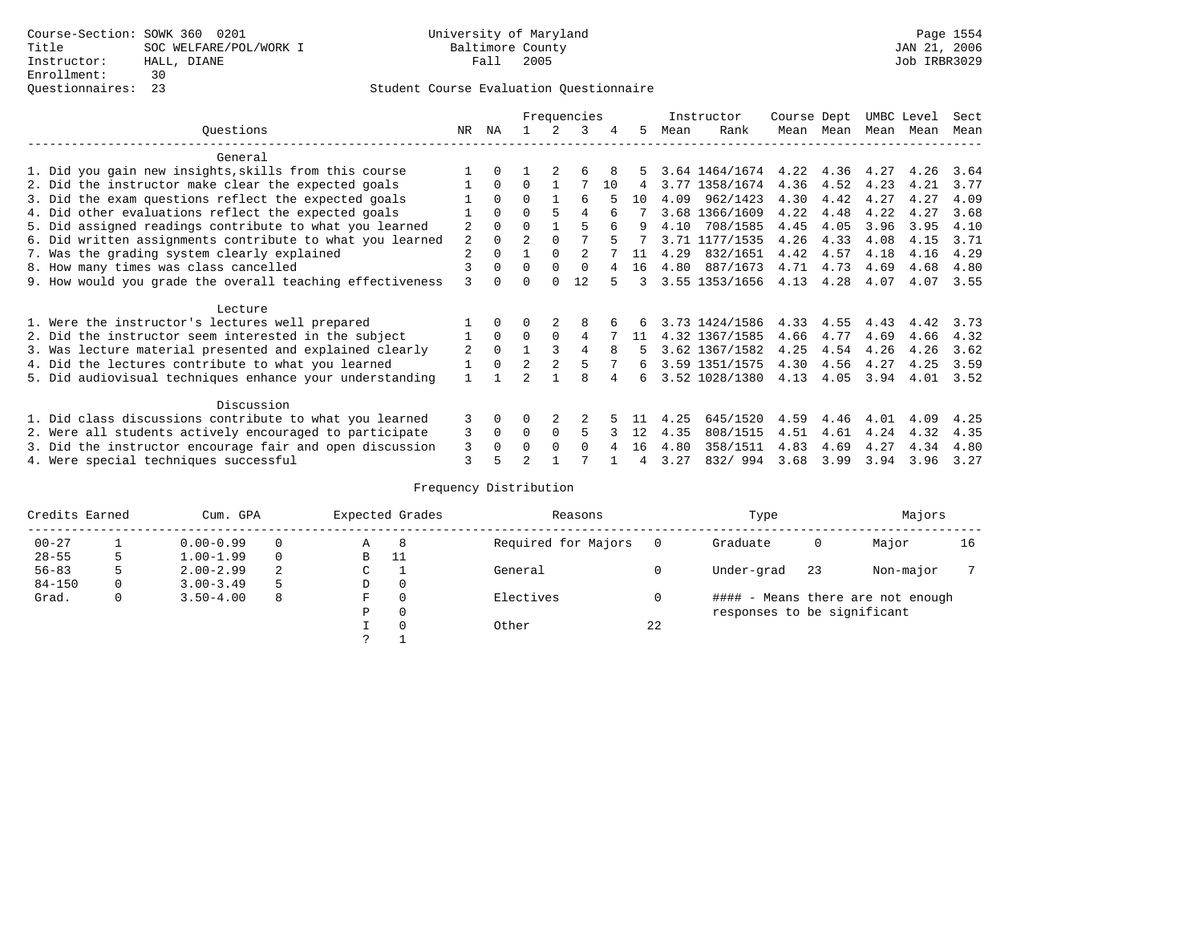Course-Section: SOWK 360 0201
Title: SOC WELFARE/POL/WORK I
Instructor: HALL, DIANE
Enrollment: 30
Questionnaires: 23

University of Maryland
Baltimore County
Fall 2005

JAN 21, 2006
Job IRBR3029

Student Course Evaluation Questionnaire

| Questions | NR | NA | 1 | 2 | 3 | 4 | 5 | Instructor Mean | Instructor Rank | Course Mean | Dept Mean | UMBC Mean | Level Mean | Sect Mean |
|---|---|---|---|---|---|---|---|---|---|---|---|---|---|---|
| **General** | | | | | | | | | | | | | | |
| 1. Did you gain new insights,skills from this course | 1 | 0 | 1 | 2 | 6 | 8 | 5 | 3.64 | 1464/1674 | 4.22 | 4.36 | 4.27 | 4.26 | 3.64 |
| 2. Did the instructor make clear the expected goals | 1 | 0 | 0 | 1 | 7 | 10 | 4 | 3.77 | 1358/1674 | 4.36 | 4.52 | 4.23 | 4.21 | 3.77 |
| 3. Did the exam questions reflect the expected goals | 1 | 0 | 0 | 1 | 6 | 5 | 10 | 4.09 | 962/1423 | 4.30 | 4.42 | 4.27 | 4.27 | 4.09 |
| 4. Did other evaluations reflect the expected goals | 1 | 0 | 0 | 5 | 4 | 6 | 7 | 3.68 | 1366/1609 | 4.22 | 4.48 | 4.22 | 4.27 | 3.68 |
| 5. Did assigned readings contribute to what you learned | 2 | 0 | 0 | 1 | 5 | 6 | 9 | 4.10 | 708/1585 | 4.45 | 4.05 | 3.96 | 3.95 | 4.10 |
| 6. Did written assignments contribute to what you learned | 2 | 0 | 2 | 0 | 7 | 5 | 7 | 3.71 | 1177/1535 | 4.26 | 4.33 | 4.08 | 4.15 | 3.71 |
| 7. Was the grading system clearly explained | 2 | 0 | 1 | 0 | 2 | 7 | 11 | 4.29 | 832/1651 | 4.42 | 4.57 | 4.18 | 4.16 | 4.29 |
| 8. How many times was class cancelled | 3 | 0 | 0 | 0 | 0 | 4 | 16 | 4.80 | 887/1673 | 4.71 | 4.73 | 4.69 | 4.68 | 4.80 |
| 9. How would you grade the overall teaching effectiveness | 3 | 0 | 0 | 0 | 12 | 5 | 3 | 3.55 | 1353/1656 | 4.13 | 4.28 | 4.07 | 4.07 | 3.55 |
| **Lecture** | | | | | | | | | | | | | | |
| 1. Were the instructor's lectures well prepared | 1 | 0 | 0 | 2 | 8 | 6 | 6 | 3.73 | 1424/1586 | 4.33 | 4.55 | 4.43 | 4.42 | 3.73 |
| 2. Did the instructor seem interested in the subject | 1 | 0 | 0 | 0 | 4 | 7 | 11 | 4.32 | 1367/1585 | 4.66 | 4.77 | 4.69 | 4.66 | 4.32 |
| 3. Was lecture material presented and explained clearly | 2 | 0 | 1 | 3 | 4 | 8 | 5 | 3.62 | 1367/1582 | 4.25 | 4.54 | 4.26 | 4.26 | 3.62 |
| 4. Did the lectures contribute to what you learned | 1 | 0 | 2 | 2 | 5 | 7 | 6 | 3.59 | 1351/1575 | 4.30 | 4.56 | 4.27 | 4.25 | 3.59 |
| 5. Did audiovisual techniques enhance your understanding | 1 | 1 | 2 | 1 | 8 | 4 | 6 | 3.52 | 1028/1380 | 4.13 | 4.05 | 3.94 | 4.01 | 3.52 |
| **Discussion** | | | | | | | | | | | | | | |
| 1. Did class discussions contribute to what you learned | 3 | 0 | 0 | 2 | 2 | 5 | 11 | 4.25 | 645/1520 | 4.59 | 4.46 | 4.01 | 4.09 | 4.25 |
| 2. Were all students actively encouraged to participate | 3 | 0 | 0 | 0 | 5 | 3 | 12 | 4.35 | 808/1515 | 4.51 | 4.61 | 4.24 | 4.32 | 4.35 |
| 3. Did the instructor encourage fair and open discussion | 3 | 0 | 0 | 0 | 0 | 4 | 16 | 4.80 | 358/1511 | 4.83 | 4.69 | 4.27 | 4.34 | 4.80 |
| 4. Were special techniques successful | 3 | 5 | 2 | 1 | 7 | 1 | 4 | 3.27 | 832/ 994 | 3.68 | 3.99 | 3.94 | 3.96 | 3.27 |

Frequency Distribution

| Credits Earned | | Cum. GPA | | Expected Grades | | Reasons | | Type | | Majors | |
|---|---|---|---|---|---|---|---|---|---|---|---|
| 00-27 | 1 | 0.00-0.99 | 0 | A | 8 | Required for Majors | 0 | Graduate | 0 | Major | 16 |
| 28-55 | 5 | 1.00-1.99 | 0 | B | 11 | | | | | | |
| 56-83 | 5 | 2.00-2.99 | 2 | C | 1 | General | 0 | Under-grad | 23 | Non-major | 7 |
| 84-150 | 0 | 3.00-3.49 | 5 | D | 0 | | | | | | |
| Grad. | 0 | 3.50-4.00 | 8 | F | 0 | Electives | 0 | #### - Means there are not enough responses to be significant | | | |
| | | | | P | 0 | | | | | | |
| | | | | I | 0 | Other | 22 | | | | |
| | | | | ? | 1 | | | | | | |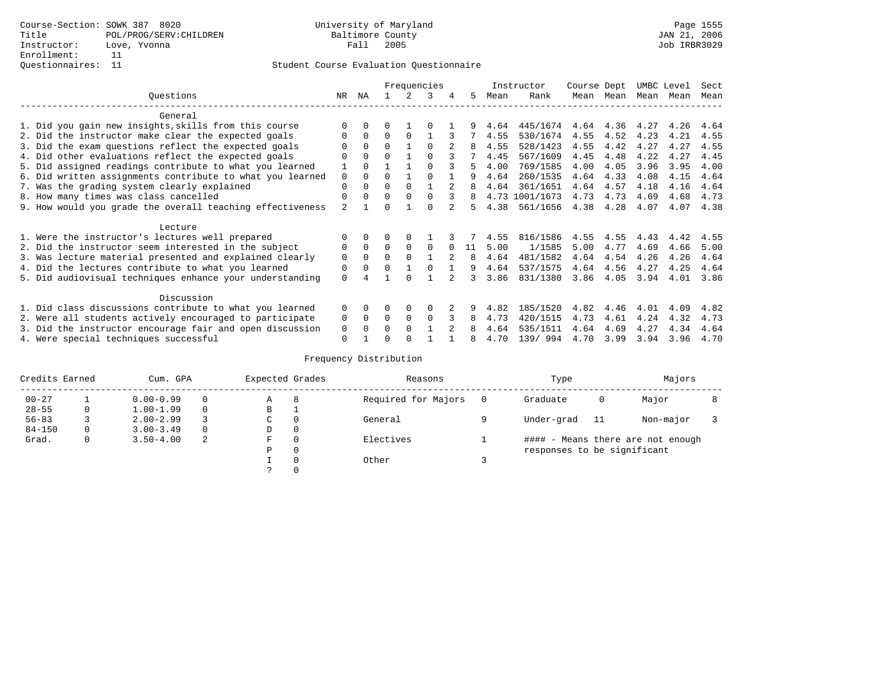Course-Section: SOWK 387 8020
Title: POL/PROG/SERV:CHILDREN
Instructor: Love, Yvonna
Enrollment: 11
Questionnaires: 11

University of Maryland
Baltimore County
Fall 2005

Page 1555
JAN 21, 2006
Job IRBR3029

## Student Course Evaluation Questionnaire

| Questions | NR | NA | 1 | 2 | 3 | 4 | 5 | Instructor Mean | Instructor Rank | Course Mean | Dept Mean | UMBC Mean | Level Mean | Sect Mean |
|---|---|---|---|---|---|---|---|---|---|---|---|---|---|---|
| **General** | | | | | | | | | | | | | | |
| 1. Did you gain new insights,skills from this course | 0 | 0 | 0 | 1 | 0 | 1 | 9 | 4.64 | 445/1674 | 4.64 | 4.36 | 4.27 | 4.26 | 4.64 |
| 2. Did the instructor make clear the expected goals | 0 | 0 | 0 | 0 | 1 | 3 | 7 | 4.55 | 530/1674 | 4.55 | 4.52 | 4.23 | 4.21 | 4.55 |
| 3. Did the exam questions reflect the expected goals | 0 | 0 | 0 | 1 | 0 | 2 | 8 | 4.55 | 528/1423 | 4.55 | 4.42 | 4.27 | 4.27 | 4.55 |
| 4. Did other evaluations reflect the expected goals | 0 | 0 | 0 | 1 | 0 | 3 | 7 | 4.45 | 567/1609 | 4.45 | 4.48 | 4.22 | 4.27 | 4.45 |
| 5. Did assigned readings contribute to what you learned | 1 | 0 | 1 | 1 | 0 | 3 | 5 | 4.00 | 769/1585 | 4.00 | 4.05 | 3.96 | 3.95 | 4.00 |
| 6. Did written assignments contribute to what you learned | 0 | 0 | 0 | 1 | 0 | 1 | 9 | 4.64 | 260/1535 | 4.64 | 4.33 | 4.08 | 4.15 | 4.64 |
| 7. Was the grading system clearly explained | 0 | 0 | 0 | 0 | 1 | 2 | 8 | 4.64 | 361/1651 | 4.64 | 4.57 | 4.18 | 4.16 | 4.64 |
| 8. How many times was class cancelled | 0 | 0 | 0 | 0 | 0 | 3 | 8 | 4.73 | 1001/1673 | 4.73 | 4.73 | 4.69 | 4.68 | 4.73 |
| 9. How would you grade the overall teaching effectiveness | 2 | 1 | 0 | 1 | 0 | 2 | 5 | 4.38 | 561/1656 | 4.38 | 4.28 | 4.07 | 4.07 | 4.38 |
| **Lecture** | | | | | | | | | | | | | | |
| 1. Were the instructor's lectures well prepared | 0 | 0 | 0 | 0 | 1 | 3 | 7 | 4.55 | 816/1586 | 4.55 | 4.55 | 4.43 | 4.42 | 4.55 |
| 2. Did the instructor seem interested in the subject | 0 | 0 | 0 | 0 | 0 | 0 | 11 | 5.00 | 1/1585 | 5.00 | 4.77 | 4.69 | 4.66 | 5.00 |
| 3. Was lecture material presented and explained clearly | 0 | 0 | 0 | 0 | 1 | 2 | 8 | 4.64 | 481/1582 | 4.64 | 4.54 | 4.26 | 4.26 | 4.64 |
| 4. Did the lectures contribute to what you learned | 0 | 0 | 0 | 1 | 0 | 1 | 9 | 4.64 | 537/1575 | 4.64 | 4.56 | 4.27 | 4.25 | 4.64 |
| 5. Did audiovisual techniques enhance your understanding | 0 | 4 | 1 | 0 | 1 | 2 | 3 | 3.86 | 831/1380 | 3.86 | 4.05 | 3.94 | 4.01 | 3.86 |
| **Discussion** | | | | | | | | | | | | | | |
| 1. Did class discussions contribute to what you learned | 0 | 0 | 0 | 0 | 0 | 2 | 9 | 4.82 | 185/1520 | 4.82 | 4.46 | 4.01 | 4.09 | 4.82 |
| 2. Were all students actively encouraged to participate | 0 | 0 | 0 | 0 | 0 | 3 | 8 | 4.73 | 420/1515 | 4.73 | 4.61 | 4.24 | 4.32 | 4.73 |
| 3. Did the instructor encourage fair and open discussion | 0 | 0 | 0 | 0 | 1 | 2 | 8 | 4.64 | 535/1511 | 4.64 | 4.69 | 4.27 | 4.34 | 4.64 |
| 4. Were special techniques successful | 0 | 1 | 0 | 0 | 1 | 1 | 8 | 4.70 | 139/ 994 | 4.70 | 3.99 | 3.94 | 3.96 | 4.70 |

## Frequency Distribution

| Credits Earned | | Cum. GPA | | Expected Grades | | Reasons | | Type | | Majors | |
|---|---|---|---|---|---|---|---|---|---|---|---|
| 00-27 | 1 | 0.00-0.99 | 0 | A | 8 | Required for Majors | 0 | Graduate | 0 | Major | 8 |
| 28-55 | 0 | 1.00-1.99 | 0 | B | 1 | | | | | | |
| 56-83 | 3 | 2.00-2.99 | 3 | C | 0 | General | 9 | Under-grad | 11 | Non-major | 3 |
| 84-150 | 0 | 3.00-3.49 | 0 | D | 0 | | | | | | |
| Grad. | 0 | 3.50-4.00 | 2 | F | 0 | Electives | 1 | #### - Means there are not enough responses to be significant | | | |
| | | | | P | 0 | | | | | | |
| | | | | I | 0 | Other | 3 | | | | |
| | | | | ? | 0 | | | | | | |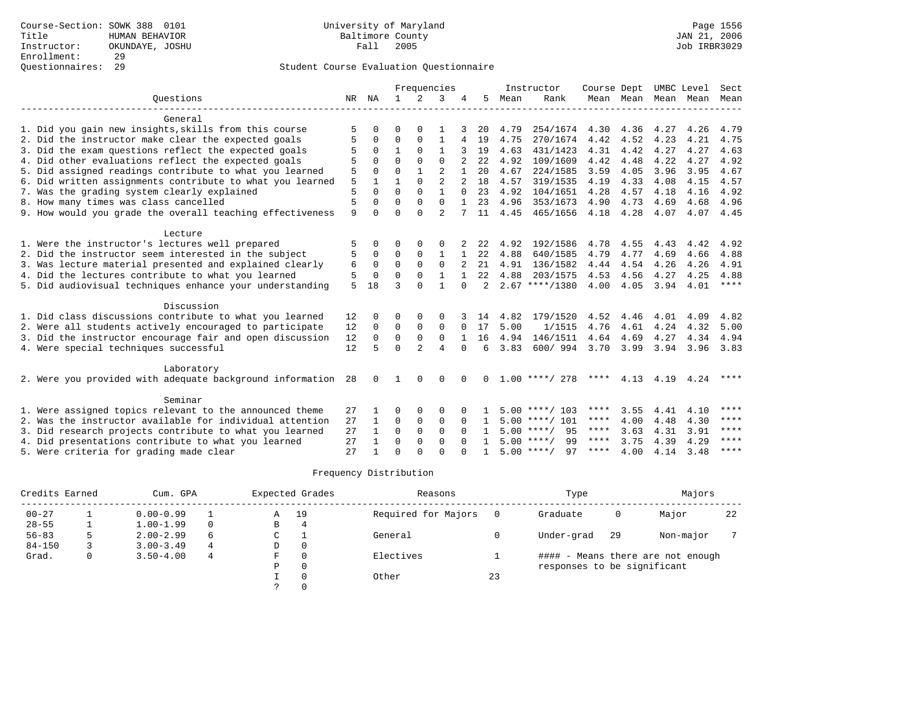Course-Section: SOWK 388 0101
Title: HUMAN BEHAVIOR
Instructor: OKUNDAYE, JOSHU
Enrollment: 29
Questionnaires: 29

University of Maryland
Baltimore County
Fall 2005

Page 1556
JAN 21, 2006
Job IRBR3029

Student Course Evaluation Questionnaire

| Questions | NR | NA | 1 | 2 | 3 | 4 | 5 | Instructor Mean | Rank | Course Mean | Dept Mean | UMBC Mean | Level Mean | Sect Mean |
|---|---|---|---|---|---|---|---|---|---|---|---|---|---|---|
| **General** | | | | | | | | | | | | | | |
| 1. Did you gain new insights,skills from this course | 5 | 0 | 0 | 0 | 1 | 3 | 20 | 4.79 | 254/1674 | 4.30 | 4.36 | 4.27 | 4.26 | 4.79 |
| 2. Did the instructor make clear the expected goals | 5 | 0 | 0 | 0 | 1 | 4 | 19 | 4.75 | 270/1674 | 4.42 | 4.52 | 4.23 | 4.21 | 4.75 |
| 3. Did the exam questions reflect the expected goals | 5 | 0 | 1 | 0 | 1 | 3 | 19 | 4.63 | 431/1423 | 4.31 | 4.42 | 4.27 | 4.27 | 4.63 |
| 4. Did other evaluations reflect the expected goals | 5 | 0 | 0 | 0 | 0 | 2 | 22 | 4.92 | 109/1609 | 4.42 | 4.48 | 4.22 | 4.27 | 4.92 |
| 5. Did assigned readings contribute to what you learned | 5 | 0 | 0 | 1 | 2 | 1 | 20 | 4.67 | 224/1585 | 3.59 | 4.05 | 3.96 | 3.95 | 4.67 |
| 6. Did written assignments contribute to what you learned | 5 | 1 | 1 | 0 | 2 | 2 | 18 | 4.57 | 319/1535 | 4.19 | 4.33 | 4.08 | 4.15 | 4.57 |
| 7. Was the grading system clearly explained | 5 | 0 | 0 | 0 | 1 | 0 | 23 | 4.92 | 104/1651 | 4.28 | 4.57 | 4.18 | 4.16 | 4.92 |
| 8. How many times was class cancelled | 5 | 0 | 0 | 0 | 0 | 1 | 23 | 4.96 | 353/1673 | 4.90 | 4.73 | 4.69 | 4.68 | 4.96 |
| 9. How would you grade the overall teaching effectiveness | 9 | 0 | 0 | 0 | 2 | 7 | 11 | 4.45 | 465/1656 | 4.18 | 4.28 | 4.07 | 4.07 | 4.45 |
| **Lecture** | | | | | | | | | | | | | | |
| 1. Were the instructor's lectures well prepared | 5 | 0 | 0 | 0 | 0 | 2 | 22 | 4.92 | 192/1586 | 4.78 | 4.55 | 4.43 | 4.42 | 4.92 |
| 2. Did the instructor seem interested in the subject | 5 | 0 | 0 | 0 | 1 | 1 | 22 | 4.88 | 640/1585 | 4.79 | 4.77 | 4.69 | 4.66 | 4.88 |
| 3. Was lecture material presented and explained clearly | 6 | 0 | 0 | 0 | 0 | 2 | 21 | 4.91 | 136/1582 | 4.44 | 4.54 | 4.26 | 4.26 | 4.91 |
| 4. Did the lectures contribute to what you learned | 5 | 0 | 0 | 0 | 1 | 1 | 22 | 4.88 | 203/1575 | 4.53 | 4.56 | 4.27 | 4.25 | 4.88 |
| 5. Did audiovisual techniques enhance your understanding | 5 | 18 | 3 | 0 | 1 | 0 | 2 | 2.67 | ****/1380 | 4.00 | 4.05 | 3.94 | 4.01 | **** |
| **Discussion** | | | | | | | | | | | | | | |
| 1. Did class discussions contribute to what you learned | 12 | 0 | 0 | 0 | 0 | 3 | 14 | 4.82 | 179/1520 | 4.52 | 4.46 | 4.01 | 4.09 | 4.82 |
| 2. Were all students actively encouraged to participate | 12 | 0 | 0 | 0 | 0 | 0 | 17 | 5.00 | 1/1515 | 4.76 | 4.61 | 4.24 | 4.32 | 5.00 |
| 3. Did the instructor encourage fair and open discussion | 12 | 0 | 0 | 0 | 0 | 1 | 16 | 4.94 | 146/1511 | 4.64 | 4.69 | 4.27 | 4.34 | 4.94 |
| 4. Were special techniques successful | 12 | 5 | 0 | 2 | 4 | 0 | 6 | 3.83 | 600/ 994 | 3.70 | 3.99 | 3.94 | 3.96 | 3.83 |
| **Laboratory** | | | | | | | | | | | | | | |
| 2. Were you provided with adequate background information | 28 | 0 | 1 | 0 | 0 | 0 | 0 | 1.00 | ****/ 278 | **** | 4.13 | 4.19 | 4.24 | **** |
| **Seminar** | | | | | | | | | | | | | | |
| 1. Were assigned topics relevant to the announced theme | 27 | 1 | 0 | 0 | 0 | 0 | 1 | 5.00 | ****/ 103 | **** | 3.55 | 4.41 | 4.10 | **** |
| 2. Was the instructor available for individual attention | 27 | 1 | 0 | 0 | 0 | 0 | 1 | 5.00 | ****/ 101 | **** | 4.00 | 4.48 | 4.30 | **** |
| 3. Did research projects contribute to what you learned | 27 | 1 | 0 | 0 | 0 | 0 | 1 | 5.00 | ****/ 95 | **** | 3.63 | 4.31 | 3.91 | **** |
| 4. Did presentations contribute to what you learned | 27 | 1 | 0 | 0 | 0 | 0 | 1 | 5.00 | ****/ 99 | **** | 3.75 | 4.39 | 4.29 | **** |
| 5. Were criteria for grading made clear | 27 | 1 | 0 | 0 | 0 | 0 | 1 | 5.00 | ****/ 97 | **** | 4.00 | 4.14 | 3.48 | **** |

Frequency Distribution

| Credits Earned | | Cum. GPA | | Expected Grades | | Reasons | | Type | | Majors | |
|---|---|---|---|---|---|---|---|---|---|---|---|
| 00-27 | 1 | 0.00-0.99 | 1 | A | 19 | Required for Majors | 0 | Graduate | 0 | Major | 22 |
| 28-55 | 1 | 1.00-1.99 | 0 | B | 4 | | | | | | |
| 56-83 | 5 | 2.00-2.99 | 6 | C | 1 | General | 0 | Under-grad | 29 | Non-major | 7 |
| 84-150 | 3 | 3.00-3.49 | 4 | D | 0 | | | | | | |
| Grad. | 0 | 3.50-4.00 | 4 | F | 0 | Electives | 1 | #### - Means there are not enough responses to be significant | | | |
| | | | | P | 0 | | | | | | |
| | | | | I | 0 | Other | 23 | | | | |
| | | | | ? | 0 | | | | | | |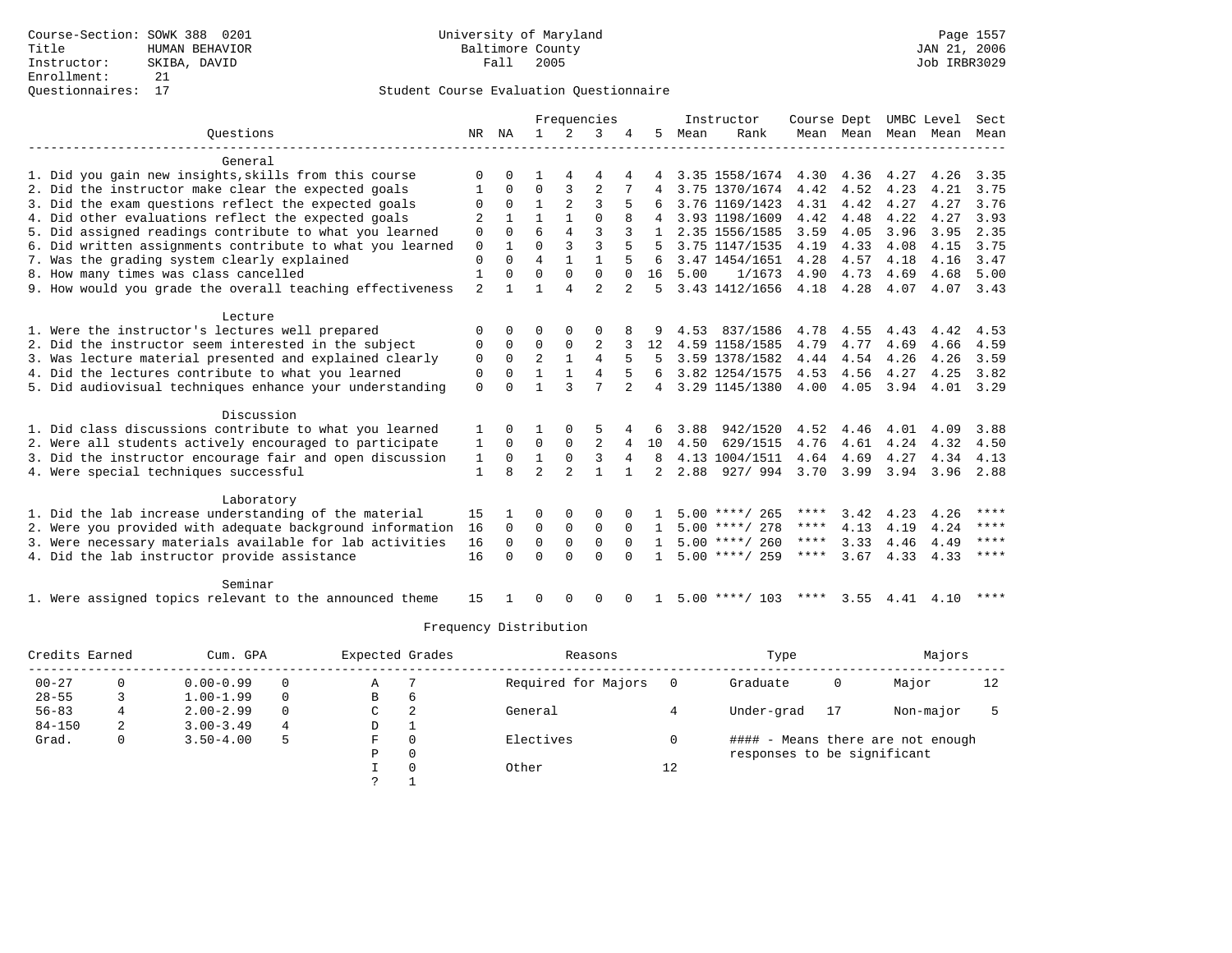Course-Section: SOWK 388 0201
Title: HUMAN BEHAVIOR
Instructor: SKIBA, DAVID
Enrollment: 21
Questionnaires: 17

University of Maryland
Baltimore County
Fall 2005

Page 1557
JAN 21, 2006
Job IRBR3029

## Student Course Evaluation Questionnaire

| Questions | NR | NA | 1 | 2 | 3 | 4 | 5 | Instructor Mean | Rank | Course Mean | Dept Mean | UMBC Mean | Level Mean | Sect Mean |
|---|---|---|---|---|---|---|---|---|---|---|---|---|---|---|
| **General** | | | | | | | | | | | | | | |
| 1. Did you gain new insights,skills from this course | 0 | 0 | 1 | 4 | 4 | 4 | 4 | 3.35 | 1558/1674 | 4.30 | 4.36 | 4.27 | 4.26 | 3.35 |
| 2. Did the instructor make clear the expected goals | 1 | 0 | 0 | 3 | 2 | 7 | 4 | 3.75 | 1370/1674 | 4.42 | 4.52 | 4.23 | 4.21 | 3.75 |
| 3. Did the exam questions reflect the expected goals | 0 | 0 | 1 | 2 | 3 | 5 | 6 | 3.76 | 1169/1423 | 4.31 | 4.42 | 4.27 | 4.27 | 3.76 |
| 4. Did other evaluations reflect the expected goals | 2 | 1 | 1 | 1 | 0 | 8 | 4 | 3.93 | 1198/1609 | 4.42 | 4.48 | 4.22 | 4.27 | 3.93 |
| 5. Did assigned readings contribute to what you learned | 0 | 0 | 6 | 4 | 3 | 3 | 1 | 2.35 | 1556/1585 | 3.59 | 4.05 | 3.96 | 3.95 | 2.35 |
| 6. Did written assignments contribute to what you learned | 0 | 1 | 0 | 3 | 3 | 5 | 5 | 3.75 | 1147/1535 | 4.19 | 4.33 | 4.08 | 4.15 | 3.75 |
| 7. Was the grading system clearly explained | 0 | 0 | 4 | 1 | 1 | 5 | 6 | 3.47 | 1454/1651 | 4.28 | 4.57 | 4.18 | 4.16 | 3.47 |
| 8. How many times was class cancelled | 1 | 0 | 0 | 0 | 0 | 0 | 16 | 5.00 | 1/1673 | 4.90 | 4.73 | 4.69 | 4.68 | 5.00 |
| 9. How would you grade the overall teaching effectiveness | 2 | 1 | 1 | 4 | 2 | 2 | 5 | 3.43 | 1412/1656 | 4.18 | 4.28 | 4.07 | 4.07 | 3.43 |
| **Lecture** | | | | | | | | | | | | | | |
| 1. Were the instructor's lectures well prepared | 0 | 0 | 0 | 0 | 0 | 8 | 9 | 4.53 | 837/1586 | 4.78 | 4.55 | 4.43 | 4.42 | 4.53 |
| 2. Did the instructor seem interested in the subject | 0 | 0 | 0 | 0 | 2 | 3 | 12 | 4.59 | 1158/1585 | 4.79 | 4.77 | 4.69 | 4.66 | 4.59 |
| 3. Was lecture material presented and explained clearly | 0 | 0 | 2 | 1 | 4 | 5 | 5 | 3.59 | 1378/1582 | 4.44 | 4.54 | 4.26 | 4.26 | 3.59 |
| 4. Did the lectures contribute to what you learned | 0 | 0 | 1 | 1 | 4 | 5 | 6 | 3.82 | 1254/1575 | 4.53 | 4.56 | 4.27 | 4.25 | 3.82 |
| 5. Did audiovisual techniques enhance your understanding | 0 | 0 | 1 | 3 | 7 | 2 | 4 | 3.29 | 1145/1380 | 4.00 | 4.05 | 3.94 | 4.01 | 3.29 |
| **Discussion** | | | | | | | | | | | | | | |
| 1. Did class discussions contribute to what you learned | 1 | 0 | 1 | 0 | 5 | 4 | 6 | 3.88 | 942/1520 | 4.52 | 4.46 | 4.01 | 4.09 | 3.88 |
| 2. Were all students actively encouraged to participate | 1 | 0 | 0 | 0 | 2 | 4 | 10 | 4.50 | 629/1515 | 4.76 | 4.61 | 4.24 | 4.32 | 4.50 |
| 3. Did the instructor encourage fair and open discussion | 1 | 0 | 1 | 0 | 3 | 4 | 8 | 4.13 | 1004/1511 | 4.64 | 4.69 | 4.27 | 4.34 | 4.13 |
| 4. Were special techniques successful | 1 | 8 | 2 | 2 | 1 | 1 | 2 | 2.88 | 927/ 994 | 3.70 | 3.99 | 3.94 | 3.96 | 2.88 |
| **Laboratory** | | | | | | | | | | | | | | |
| 1. Did the lab increase understanding of the material | 15 | 1 | 0 | 0 | 0 | 0 | 1 | 5.00 | ****/ 265 | **** | 3.42 | 4.23 | 4.26 | **** |
| 2. Were you provided with adequate background information | 16 | 0 | 0 | 0 | 0 | 0 | 1 | 5.00 | ****/ 278 | **** | 4.13 | 4.19 | 4.24 | **** |
| 3. Were necessary materials available for lab activities | 16 | 0 | 0 | 0 | 0 | 0 | 1 | 5.00 | ****/ 260 | **** | 3.33 | 4.46 | 4.49 | **** |
| 4. Did the lab instructor provide assistance | 16 | 0 | 0 | 0 | 0 | 0 | 1 | 5.00 | ****/ 259 | **** | 3.67 | 4.33 | 4.33 | **** |
| **Seminar** | | | | | | | | | | | | | | |
| 1. Were assigned topics relevant to the announced theme | 15 | 1 | 0 | 0 | 0 | 0 | 1 | 5.00 | ****/ 103 | **** | 3.55 | 4.41 | 4.10 | **** |

### Frequency Distribution

| Credits Earned | | Cum. GPA | | Expected Grades | | Reasons | | Type | | Majors | |
|---|---|---|---|---|---|---|---|---|---|---|---|
| 00-27 | 0 | 0.00-0.99 | 0 | A | 7 | Required for Majors | 0 | Graduate | 0 | Major | 12 |
| 28-55 | 3 | 1.00-1.99 | 0 | B | 6 | | | | | | |
| 56-83 | 4 | 2.00-2.99 | 0 | C | 2 | General | 4 | Under-grad | 17 | Non-major | 5 |
| 84-150 | 2 | 3.00-3.49 | 4 | D | 1 | | | | | | |
| Grad. | 0 | 3.50-4.00 | 5 | F | 0 | Electives | 0 | | | | |
| | | | | P | 0 | | | | | | |
| | | | | I | 0 | Other | 12 | | | | |
| | | | | ? | 1 | | | | | | |

#### - Means there are not enough responses to be significant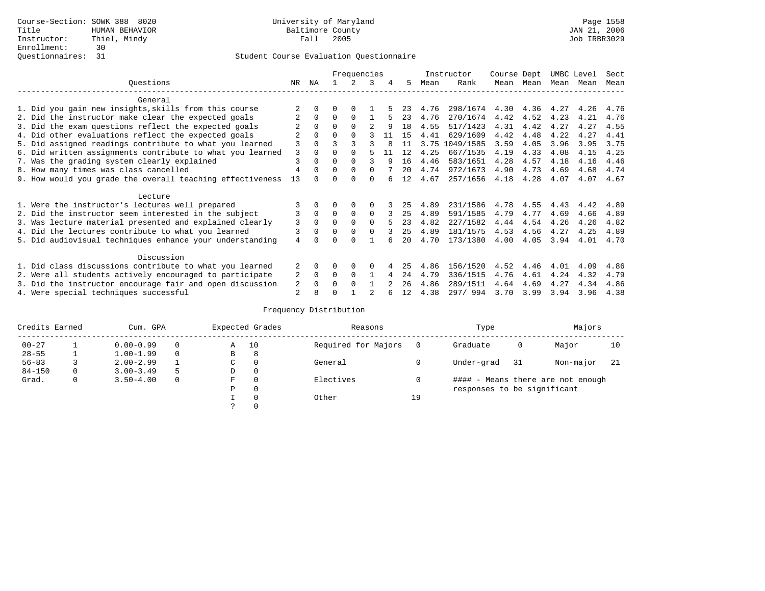Course-Section: SOWK 388 8020
Title: HUMAN BEHAVIOR
Instructor: Thiel, Mindy
Enrollment: 30
Questionnaires: 31

University of Maryland
Baltimore County
Fall 2005

JAN 21, 2006
Job IRBR3029

Student Course Evaluation Questionnaire

| Questions | NR | NA | 1 | 2 | 3 | 4 | 5 | Instructor Mean | Instructor Rank | Course Mean | Dept Mean | UMBC Mean | Level Mean | Sect Mean |
|---|---|---|---|---|---|---|---|---|---|---|---|---|---|---|
| **General** | | | | | | | | | | | | | | |
| 1. Did you gain new insights,skills from this course | 2 | 0 | 0 | 0 | 1 | 5 | 23 | 4.76 | 298/1674 | 4.30 | 4.36 | 4.27 | 4.26 | 4.76 |
| 2. Did the instructor make clear the expected goals | 2 | 0 | 0 | 0 | 1 | 5 | 23 | 4.76 | 270/1674 | 4.42 | 4.52 | 4.23 | 4.21 | 4.76 |
| 3. Did the exam questions reflect the expected goals | 2 | 0 | 0 | 0 | 2 | 9 | 18 | 4.55 | 517/1423 | 4.31 | 4.42 | 4.27 | 4.27 | 4.55 |
| 4. Did other evaluations reflect the expected goals | 2 | 0 | 0 | 0 | 3 | 11 | 15 | 4.41 | 629/1609 | 4.42 | 4.48 | 4.22 | 4.27 | 4.41 |
| 5. Did assigned readings contribute to what you learned | 3 | 0 | 3 | 3 | 3 | 8 | 11 | 3.75 | 1049/1585 | 3.59 | 4.05 | 3.96 | 3.95 | 3.75 |
| 6. Did written assignments contribute to what you learned | 3 | 0 | 0 | 0 | 5 | 11 | 12 | 4.25 | 667/1535 | 4.19 | 4.33 | 4.08 | 4.15 | 4.25 |
| 7. Was the grading system clearly explained | 3 | 0 | 0 | 0 | 3 | 9 | 16 | 4.46 | 583/1651 | 4.28 | 4.57 | 4.18 | 4.16 | 4.46 |
| 8. How many times was class cancelled | 4 | 0 | 0 | 0 | 0 | 7 | 20 | 4.74 | 972/1673 | 4.90 | 4.73 | 4.69 | 4.68 | 4.74 |
| 9. How would you grade the overall teaching effectiveness | 13 | 0 | 0 | 0 | 0 | 6 | 12 | 4.67 | 257/1656 | 4.18 | 4.28 | 4.07 | 4.07 | 4.67 |
| **Lecture** | | | | | | | | | | | | | | |
| 1. Were the instructor's lectures well prepared | 3 | 0 | 0 | 0 | 0 | 3 | 25 | 4.89 | 231/1586 | 4.78 | 4.55 | 4.43 | 4.42 | 4.89 |
| 2. Did the instructor seem interested in the subject | 3 | 0 | 0 | 0 | 0 | 3 | 25 | 4.89 | 591/1585 | 4.79 | 4.77 | 4.69 | 4.66 | 4.89 |
| 3. Was lecture material presented and explained clearly | 3 | 0 | 0 | 0 | 0 | 5 | 23 | 4.82 | 227/1582 | 4.44 | 4.54 | 4.26 | 4.26 | 4.82 |
| 4. Did the lectures contribute to what you learned | 3 | 0 | 0 | 0 | 0 | 3 | 25 | 4.89 | 181/1575 | 4.53 | 4.56 | 4.27 | 4.25 | 4.89 |
| 5. Did audiovisual techniques enhance your understanding | 4 | 0 | 0 | 0 | 1 | 6 | 20 | 4.70 | 173/1380 | 4.00 | 4.05 | 3.94 | 4.01 | 4.70 |
| **Discussion** | | | | | | | | | | | | | | |
| 1. Did class discussions contribute to what you learned | 2 | 0 | 0 | 0 | 0 | 4 | 25 | 4.86 | 156/1520 | 4.52 | 4.46 | 4.01 | 4.09 | 4.86 |
| 2. Were all students actively encouraged to participate | 2 | 0 | 0 | 0 | 1 | 4 | 24 | 4.79 | 336/1515 | 4.76 | 4.61 | 4.24 | 4.32 | 4.79 |
| 3. Did the instructor encourage fair and open discussion | 2 | 0 | 0 | 0 | 1 | 2 | 26 | 4.86 | 289/1511 | 4.64 | 4.69 | 4.27 | 4.34 | 4.86 |
| 4. Were special techniques successful | 2 | 8 | 0 | 1 | 2 | 6 | 12 | 4.38 | 297/ 994 | 3.70 | 3.99 | 3.94 | 3.96 | 4.38 |

Frequency Distribution

| Credits Earned | | Cum. GPA | | Expected Grades | | Reasons | | Type | | Majors | |
|---|---|---|---|---|---|---|---|---|---|---|---|
| 00-27 | 1 | 0.00-0.99 | 0 | A | 10 | Required for Majors | 0 | Graduate | 0 | Major | 10 |
| 28-55 | 1 | 1.00-1.99 | 0 | B | 8 | | | | | | |
| 56-83 | 3 | 2.00-2.99 | 1 | C | 0 | General | 0 | Under-grad | 31 | Non-major | 21 |
| 84-150 | 0 | 3.00-3.49 | 5 | D | 0 | | | | | | |
| Grad. | 0 | 3.50-4.00 | 0 | F | 0 | Electives | 0 | | | | |
| | | | | P | 0 | | | | | | |
| | | | | I | 0 | Other | 19 | | | | |
| | | | | ? | 0 | | | | | | |

#### - Means there are not enough responses to be significant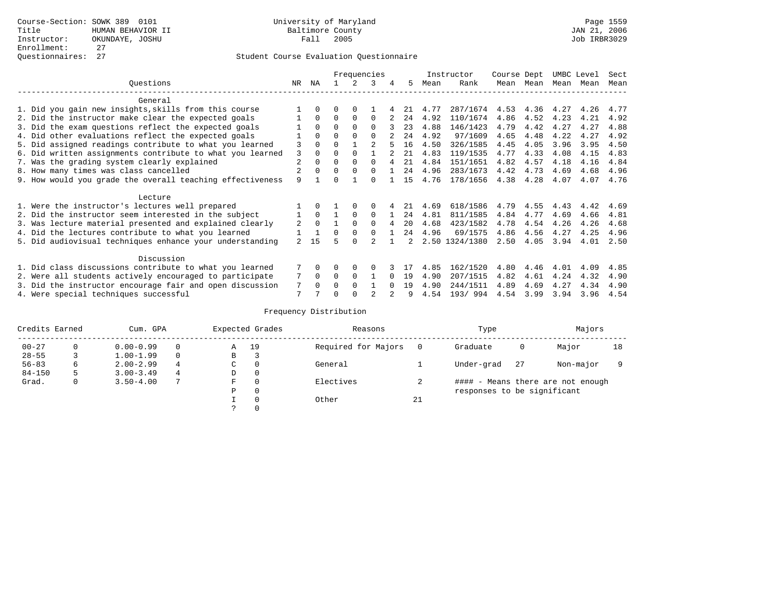Course-Section: SOWK 389 0101
Title: HUMAN BEHAVIOR II
Instructor: OKUNDAYE, JOSHU
Enrollment: 27
Questionnaires: 27

University of Maryland
Baltimore County
Fall 2005

JAN 21, 2006
Job IRBR3029

## Student Course Evaluation Questionnaire

| Questions | NR | NA | 1 | 2 | 3 | 4 | 5 | Instructor Mean | Instructor Rank | Course Mean | Dept Mean | UMBC Mean | Level Mean | Sect Mean |
|---|---|---|---|---|---|---|---|---|---|---|---|---|---|---|
| **General** | | | | | | | | | | | | | | |
| 1. Did you gain new insights,skills from this course | 1 | 0 | 0 | 0 | 1 | 4 | 21 | 4.77 | 287/1674 | 4.53 | 4.36 | 4.27 | 4.26 | 4.77 |
| 2. Did the instructor make clear the expected goals | 1 | 0 | 0 | 0 | 0 | 2 | 24 | 4.92 | 110/1674 | 4.86 | 4.52 | 4.23 | 4.21 | 4.92 |
| 3. Did the exam questions reflect the expected goals | 1 | 0 | 0 | 0 | 0 | 3 | 23 | 4.88 | 146/1423 | 4.79 | 4.42 | 4.27 | 4.27 | 4.88 |
| 4. Did other evaluations reflect the expected goals | 1 | 0 | 0 | 0 | 0 | 2 | 24 | 4.92 | 97/1609 | 4.65 | 4.48 | 4.22 | 4.27 | 4.92 |
| 5. Did assigned readings contribute to what you learned | 3 | 0 | 0 | 1 | 2 | 5 | 16 | 4.50 | 326/1585 | 4.45 | 4.05 | 3.96 | 3.95 | 4.50 |
| 6. Did written assignments contribute to what you learned | 3 | 0 | 0 | 0 | 1 | 2 | 21 | 4.83 | 119/1535 | 4.77 | 4.33 | 4.08 | 4.15 | 4.83 |
| 7. Was the grading system clearly explained | 2 | 0 | 0 | 0 | 0 | 4 | 21 | 4.84 | 151/1651 | 4.82 | 4.57 | 4.18 | 4.16 | 4.84 |
| 8. How many times was class cancelled | 2 | 0 | 0 | 0 | 0 | 1 | 24 | 4.96 | 283/1673 | 4.42 | 4.73 | 4.69 | 4.68 | 4.96 |
| 9. How would you grade the overall teaching effectiveness | 9 | 1 | 0 | 1 | 0 | 1 | 15 | 4.76 | 178/1656 | 4.38 | 4.28 | 4.07 | 4.07 | 4.76 |
| **Lecture** | | | | | | | | | | | | | | |
| 1. Were the instructor's lectures well prepared | 1 | 0 | 1 | 0 | 0 | 4 | 21 | 4.69 | 618/1586 | 4.79 | 4.55 | 4.43 | 4.42 | 4.69 |
| 2. Did the instructor seem interested in the subject | 1 | 0 | 1 | 0 | 0 | 1 | 24 | 4.81 | 811/1585 | 4.84 | 4.77 | 4.69 | 4.66 | 4.81 |
| 3. Was lecture material presented and explained clearly | 2 | 0 | 1 | 0 | 0 | 4 | 20 | 4.68 | 423/1582 | 4.78 | 4.54 | 4.26 | 4.26 | 4.68 |
| 4. Did the lectures contribute to what you learned | 1 | 1 | 0 | 0 | 0 | 1 | 24 | 4.96 | 69/1575 | 4.86 | 4.56 | 4.27 | 4.25 | 4.96 |
| 5. Did audiovisual techniques enhance your understanding | 2 | 15 | 5 | 0 | 2 | 1 | 2 | 2.50 | 1324/1380 | 2.50 | 4.05 | 3.94 | 4.01 | 2.50 |
| **Discussion** | | | | | | | | | | | | | | |
| 1. Did class discussions contribute to what you learned | 7 | 0 | 0 | 0 | 0 | 3 | 17 | 4.85 | 162/1520 | 4.80 | 4.46 | 4.01 | 4.09 | 4.85 |
| 2. Were all students actively encouraged to participate | 7 | 0 | 0 | 0 | 1 | 0 | 19 | 4.90 | 207/1515 | 4.82 | 4.61 | 4.24 | 4.32 | 4.90 |
| 3. Did the instructor encourage fair and open discussion | 7 | 0 | 0 | 0 | 1 | 0 | 19 | 4.90 | 244/1511 | 4.89 | 4.69 | 4.27 | 4.34 | 4.90 |
| 4. Were special techniques successful | 7 | 7 | 0 | 0 | 2 | 2 | 9 | 4.54 | 193/ 994 | 4.54 | 3.99 | 3.94 | 3.96 | 4.54 |

### Frequency Distribution

| Credits Earned | | Cum. GPA | | Expected Grades | | Reasons | | Type | | Majors | |
|---|---|---|---|---|---|---|---|---|---|---|---|
| 00-27 | 0 | 0.00-0.99 | 0 | A | 19 | Required for Majors | 0 | Graduate | 0 | Major | 18 |
| 28-55 | 3 | 1.00-1.99 | 0 | B | 3 | | | | | | |
| 56-83 | 6 | 2.00-2.99 | 4 | C | 0 | General | 1 | Under-grad | 27 | Non-major | 9 |
| 84-150 | 5 | 3.00-3.49 | 4 | D | 0 | | | | | | |
| Grad. | 0 | 3.50-4.00 | 7 | F | 0 | Electives | 2 | | | | |
| | | | | P | 0 | | | | | | |
| | | | | I | 0 | Other | 21 | | | | |
| | | | | ? | 0 | | | | | | |

#### - Means there are not enough responses to be significant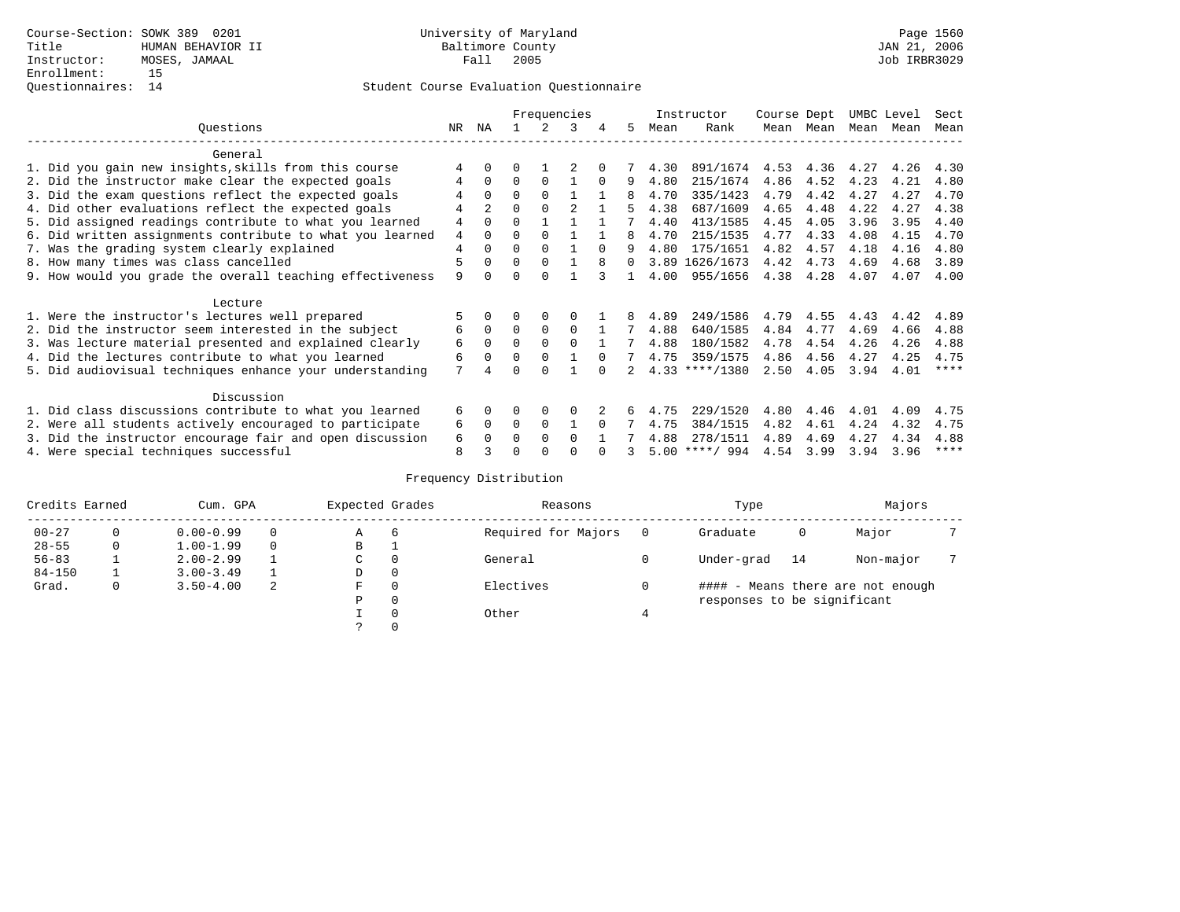Course-Section: SOWK 389 0201
Title: HUMAN BEHAVIOR II
Instructor: MOSES, JAMAAL
Enrollment: 15
Questionnaires: 14

University of Maryland
Baltimore County
Fall 2005

JAN 21, 2006
Job IRBR3029

Student Course Evaluation Questionnaire

| Questions | NR | NA | 1 | 2 | 3 | 4 | 5 | Instructor Mean | Instructor Rank | Course Mean | Dept Mean | UMBC Mean | Level Mean | Sect Mean |
|---|---|---|---|---|---|---|---|---|---|---|---|---|---|---|
| **General** | | | | | | | | | | | | | | |
| 1. Did you gain new insights,skills from this course | 4 | 0 | 0 | 1 | 2 | 0 | 7 | 4.30 | 891/1674 | 4.53 | 4.36 | 4.27 | 4.26 | 4.30 |
| 2. Did the instructor make clear the expected goals | 4 | 0 | 0 | 0 | 1 | 0 | 9 | 4.80 | 215/1674 | 4.86 | 4.52 | 4.23 | 4.21 | 4.80 |
| 3. Did the exam questions reflect the expected goals | 4 | 0 | 0 | 0 | 1 | 1 | 8 | 4.70 | 335/1423 | 4.79 | 4.42 | 4.27 | 4.27 | 4.70 |
| 4. Did other evaluations reflect the expected goals | 4 | 2 | 0 | 0 | 2 | 1 | 5 | 4.38 | 687/1609 | 4.65 | 4.48 | 4.22 | 4.27 | 4.38 |
| 5. Did assigned readings contribute to what you learned | 4 | 0 | 0 | 1 | 1 | 1 | 7 | 4.40 | 413/1585 | 4.45 | 4.05 | 3.96 | 3.95 | 4.40 |
| 6. Did written assignments contribute to what you learned | 4 | 0 | 0 | 0 | 1 | 1 | 8 | 4.70 | 215/1535 | 4.77 | 4.33 | 4.08 | 4.15 | 4.70 |
| 7. Was the grading system clearly explained | 4 | 0 | 0 | 0 | 1 | 0 | 9 | 4.80 | 175/1651 | 4.82 | 4.57 | 4.18 | 4.16 | 4.80 |
| 8. How many times was class cancelled | 5 | 0 | 0 | 0 | 1 | 8 | 0 | 3.89 | 1626/1673 | 4.42 | 4.73 | 4.69 | 4.68 | 3.89 |
| 9. How would you grade the overall teaching effectiveness | 9 | 0 | 0 | 0 | 1 | 3 | 1 | 4.00 | 955/1656 | 4.38 | 4.28 | 4.07 | 4.07 | 4.00 |
| **Lecture** | | | | | | | | | | | | | | |
| 1. Were the instructor's lectures well prepared | 5 | 0 | 0 | 0 | 0 | 1 | 8 | 4.89 | 249/1586 | 4.79 | 4.55 | 4.43 | 4.42 | 4.89 |
| 2. Did the instructor seem interested in the subject | 6 | 0 | 0 | 0 | 0 | 1 | 7 | 4.88 | 640/1585 | 4.84 | 4.77 | 4.69 | 4.66 | 4.88 |
| 3. Was lecture material presented and explained clearly | 6 | 0 | 0 | 0 | 0 | 1 | 7 | 4.88 | 180/1582 | 4.78 | 4.54 | 4.26 | 4.26 | 4.88 |
| 4. Did the lectures contribute to what you learned | 6 | 0 | 0 | 0 | 1 | 0 | 7 | 4.75 | 359/1575 | 4.86 | 4.56 | 4.27 | 4.25 | 4.75 |
| 5. Did audiovisual techniques enhance your understanding | 7 | 4 | 0 | 0 | 1 | 0 | 2 | 4.33 | ****/1380 | 2.50 | 4.05 | 3.94 | 4.01 | **** |
| **Discussion** | | | | | | | | | | | | | | |
| 1. Did class discussions contribute to what you learned | 6 | 0 | 0 | 0 | 0 | 2 | 6 | 4.75 | 229/1520 | 4.80 | 4.46 | 4.01 | 4.09 | 4.75 |
| 2. Were all students actively encouraged to participate | 6 | 0 | 0 | 0 | 1 | 0 | 7 | 4.75 | 384/1515 | 4.82 | 4.61 | 4.24 | 4.32 | 4.75 |
| 3. Did the instructor encourage fair and open discussion | 6 | 0 | 0 | 0 | 0 | 1 | 7 | 4.88 | 278/1511 | 4.89 | 4.69 | 4.27 | 4.34 | 4.88 |
| 4. Were special techniques successful | 8 | 3 | 0 | 0 | 0 | 0 | 3 | 5.00 | ****/ 994 | 4.54 | 3.99 | 3.94 | 3.96 | **** |

Frequency Distribution

| Credits Earned | | Cum. GPA | | Expected Grades | | Reasons | | Type | | Majors | |
|---|---|---|---|---|---|---|---|---|---|---|---|
| 00-27 | 0 | 0.00-0.99 | 0 | A | 6 | Required for Majors | 0 | Graduate | 0 | Major | 7 |
| 28-55 | 0 | 1.00-1.99 | 0 | B | 1 | | | | | | |
| 56-83 | 1 | 2.00-2.99 | 1 | C | 0 | General | 0 | Under-grad | 14 | Non-major | 7 |
| 84-150 | 1 | 3.00-3.49 | 1 | D | 0 | | | | | | |
| Grad. | 0 | 3.50-4.00 | 2 | F | 0 | Electives | 0 | #### - Means there are not enough responses to be significant | | | |
| | | | | P | 0 | | | | | | |
| | | | | I | 0 | Other | 4 | | | | |
| | | | | ? | 0 | | | | | | |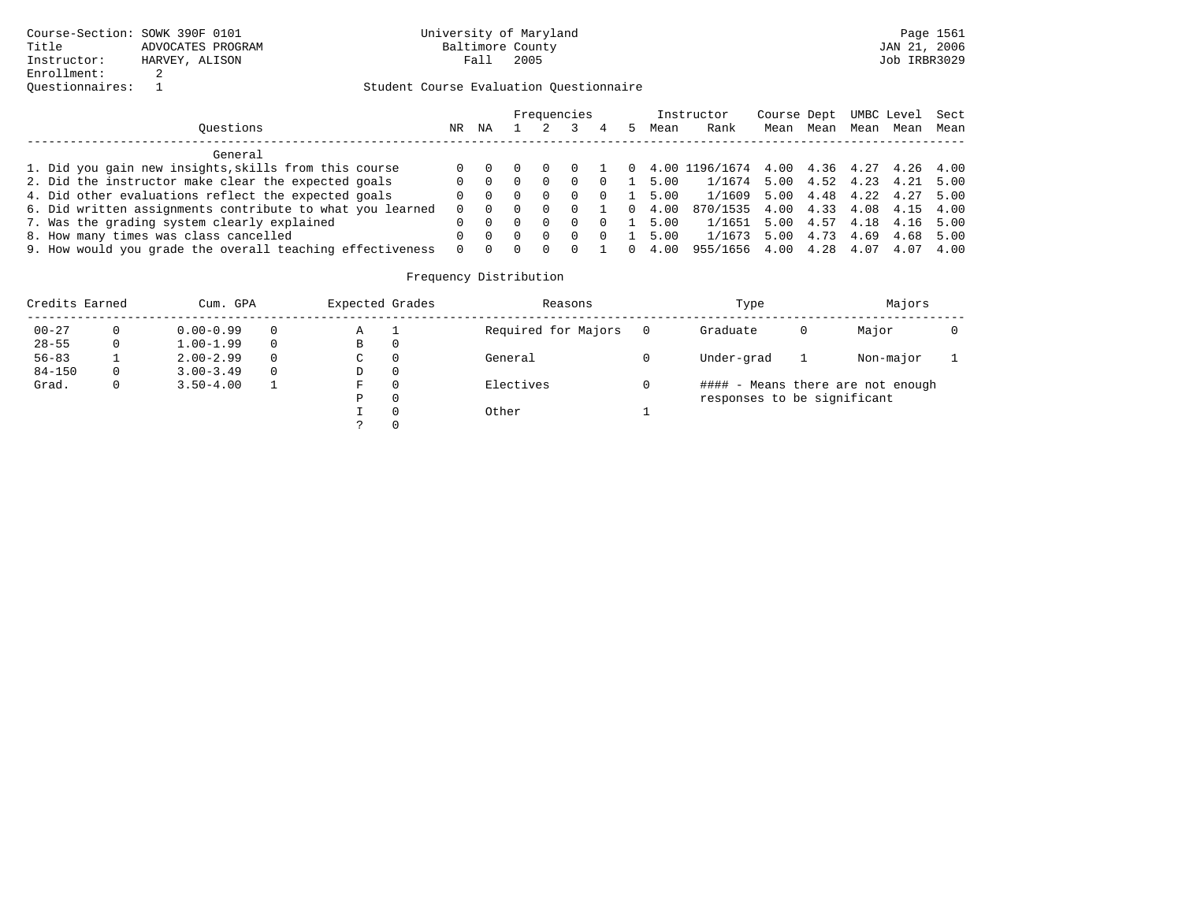Course-Section: SOWK 390F 0101
Title: ADVOCATES PROGRAM
Instructor: HARVEY, ALISON
Enrollment: 2
Questionnaires: 1

University of Maryland
Baltimore County
Fall 2005

JAN 21, 2006
Job IRBR3029

Student Course Evaluation Questionnaire

| Questions | NR | NA | 1 | 2 | 3 | 4 | 5 | Instructor Mean | Instructor Rank | Course Mean | Dept Mean | UMBC Mean | Level Mean | Sect Mean |
|---|---|---|---|---|---|---|---|---|---|---|---|---|---|---|
| General | | | | | | | | | | | | | | |
| 1. Did you gain new insights,skills from this course | 0 | 0 | 0 | 0 | 0 | 1 | 0 | 4.00 | 1196/1674 | 4.00 | 4.36 | 4.27 | 4.26 | 4.00 |
| 2. Did the instructor make clear the expected goals | 0 | 0 | 0 | 0 | 0 | 0 | 1 | 5.00 | 1/1674 | 5.00 | 4.52 | 4.23 | 4.21 | 5.00 |
| 4. Did other evaluations reflect the expected goals | 0 | 0 | 0 | 0 | 0 | 0 | 1 | 5.00 | 1/1609 | 5.00 | 4.48 | 4.22 | 4.27 | 5.00 |
| 6. Did written assignments contribute to what you learned | 0 | 0 | 0 | 0 | 0 | 1 | 0 | 4.00 | 870/1535 | 4.00 | 4.33 | 4.08 | 4.15 | 4.00 |
| 7. Was the grading system clearly explained | 0 | 0 | 0 | 0 | 0 | 0 | 1 | 5.00 | 1/1651 | 5.00 | 4.57 | 4.18 | 4.16 | 5.00 |
| 8. How many times was class cancelled | 0 | 0 | 0 | 0 | 0 | 0 | 1 | 5.00 | 1/1673 | 5.00 | 4.73 | 4.69 | 4.68 | 5.00 |
| 9. How would you grade the overall teaching effectiveness | 0 | 0 | 0 | 0 | 0 | 1 | 0 | 4.00 | 955/1656 | 4.00 | 4.28 | 4.07 | 4.07 | 4.00 |

Frequency Distribution

| Credits Earned | | Cum. GPA | | Expected Grades | | Reasons | | Type | | Majors | |
|---|---|---|---|---|---|---|---|---|---|---|---|
| 00-27 | 0 | 0.00-0.99 | 0 | A | 1 | Required for Majors | 0 | Graduate | 0 | Major | 0 |
| 28-55 | 0 | 1.00-1.99 | 0 | B | 0 | | | | | | |
| 56-83 | 1 | 2.00-2.99 | 0 | C | 0 | General | 0 | Under-grad | 1 | Non-major | 1 |
| 84-150 | 0 | 3.00-3.49 | 0 | D | 0 | | | | | | |
| Grad. | 0 | 3.50-4.00 | 1 | F | 0 | Electives | 0 | | | | |
| | | | | P | 0 | | | | | | |
| | | | | I | 0 | Other | 1 | | | | |
| | | | | ? | 0 | | | | | | |

#### - Means there are not enough responses to be significant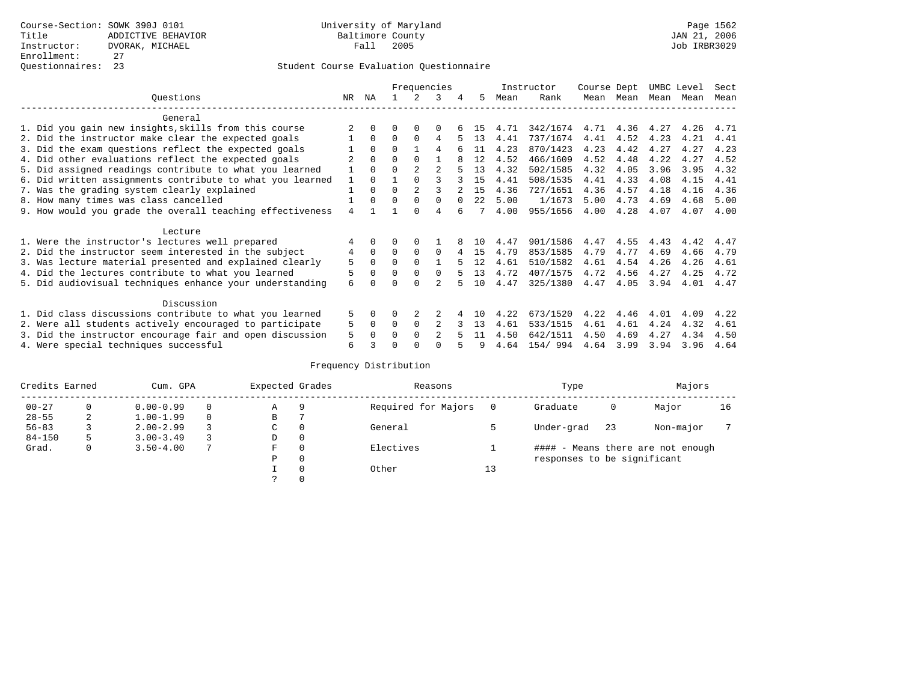Course-Section: SOWK 390J 0101
Title: ADDICTIVE BEHAVIOR
Instructor: DVORAK, MICHAEL
Enrollment: 27
Questionnaires: 23

University of Maryland
Baltimore County
Fall 2005

JAN 21, 2006
Job IRBR3029

Student Course Evaluation Questionnaire

| Questions | NR | NA | 1 | 2 | 3 | 4 | 5 | Instructor Mean | Instructor Rank | Course Mean | Dept Mean | UMBC Level Mean | Level Mean | Sect Mean |
|---|---|---|---|---|---|---|---|---|---|---|---|---|---|---|
| **General** | | | | | | | | | | | | | | |
| 1. Did you gain new insights,skills from this course | 2 | 0 | 0 | 0 | 0 | 6 | 15 | 4.71 | 342/1674 | 4.71 | 4.36 | 4.27 | 4.26 | 4.71 |
| 2. Did the instructor make clear the expected goals | 1 | 0 | 0 | 0 | 4 | 5 | 13 | 4.41 | 737/1674 | 4.41 | 4.52 | 4.23 | 4.21 | 4.41 |
| 3. Did the exam questions reflect the expected goals | 1 | 0 | 0 | 1 | 4 | 6 | 11 | 4.23 | 870/1423 | 4.23 | 4.42 | 4.27 | 4.27 | 4.23 |
| 4. Did other evaluations reflect the expected goals | 2 | 0 | 0 | 0 | 1 | 8 | 12 | 4.52 | 466/1609 | 4.52 | 4.48 | 4.22 | 4.27 | 4.52 |
| 5. Did assigned readings contribute to what you learned | 1 | 0 | 0 | 2 | 2 | 5 | 13 | 4.32 | 502/1585 | 4.32 | 4.05 | 3.96 | 3.95 | 4.32 |
| 6. Did written assignments contribute to what you learned | 1 | 0 | 1 | 0 | 3 | 3 | 15 | 4.41 | 508/1535 | 4.41 | 4.33 | 4.08 | 4.15 | 4.41 |
| 7. Was the grading system clearly explained | 1 | 0 | 0 | 2 | 3 | 2 | 15 | 4.36 | 727/1651 | 4.36 | 4.57 | 4.18 | 4.16 | 4.36 |
| 8. How many times was class cancelled | 1 | 0 | 0 | 0 | 0 | 0 | 22 | 5.00 | 1/1673 | 5.00 | 4.73 | 4.69 | 4.68 | 5.00 |
| 9. How would you grade the overall teaching effectiveness | 4 | 1 | 1 | 0 | 4 | 6 | 7 | 4.00 | 955/1656 | 4.00 | 4.28 | 4.07 | 4.07 | 4.00 |
| **Lecture** | | | | | | | | | | | | | | |
| 1. Were the instructor's lectures well prepared | 4 | 0 | 0 | 0 | 1 | 8 | 10 | 4.47 | 901/1586 | 4.47 | 4.55 | 4.43 | 4.42 | 4.47 |
| 2. Did the instructor seem interested in the subject | 4 | 0 | 0 | 0 | 0 | 4 | 15 | 4.79 | 853/1585 | 4.79 | 4.77 | 4.69 | 4.66 | 4.79 |
| 3. Was lecture material presented and explained clearly | 5 | 0 | 0 | 0 | 1 | 5 | 12 | 4.61 | 510/1582 | 4.61 | 4.54 | 4.26 | 4.26 | 4.61 |
| 4. Did the lectures contribute to what you learned | 5 | 0 | 0 | 0 | 0 | 5 | 13 | 4.72 | 407/1575 | 4.72 | 4.56 | 4.27 | 4.25 | 4.72 |
| 5. Did audiovisual techniques enhance your understanding | 6 | 0 | 0 | 0 | 2 | 5 | 10 | 4.47 | 325/1380 | 4.47 | 4.05 | 3.94 | 4.01 | 4.47 |
| **Discussion** | | | | | | | | | | | | | | |
| 1. Did class discussions contribute to what you learned | 5 | 0 | 0 | 2 | 2 | 4 | 10 | 4.22 | 673/1520 | 4.22 | 4.46 | 4.01 | 4.09 | 4.22 |
| 2. Were all students actively encouraged to participate | 5 | 0 | 0 | 0 | 2 | 3 | 13 | 4.61 | 533/1515 | 4.61 | 4.61 | 4.24 | 4.32 | 4.61 |
| 3. Did the instructor encourage fair and open discussion | 5 | 0 | 0 | 0 | 2 | 5 | 11 | 4.50 | 642/1511 | 4.50 | 4.69 | 4.27 | 4.34 | 4.50 |
| 4. Were special techniques successful | 6 | 3 | 0 | 0 | 0 | 5 | 9 | 4.64 | 154/ 994 | 4.64 | 3.99 | 3.94 | 3.96 | 4.64 |

Frequency Distribution

| Credits Earned | | Cum. GPA | | Expected Grades | | Reasons | | Type | | Majors | |
|---|---|---|---|---|---|---|---|---|---|---|---|
| 00-27 | 0 | 0.00-0.99 | 0 | A | 9 | Required for Majors | 0 | Graduate | 0 | Major | 16 |
| 28-55 | 2 | 1.00-1.99 | 0 | B | 7 | | | | | | |
| 56-83 | 3 | 2.00-2.99 | 3 | C | 0 | General | 5 | Under-grad | 23 | Non-major | 7 |
| 84-150 | 5 | 3.00-3.49 | 3 | D | 0 | | | | | | |
| Grad. | 0 | 3.50-4.00 | 7 | F | 0 | Electives | 1 | #### - Means there are not enough responses to be significant | | | |
| | | | | P | 0 | | | | | | |
| | | | | I | 0 | Other | 13 | | | | |
| | | | | ? | 0 | | | | | | |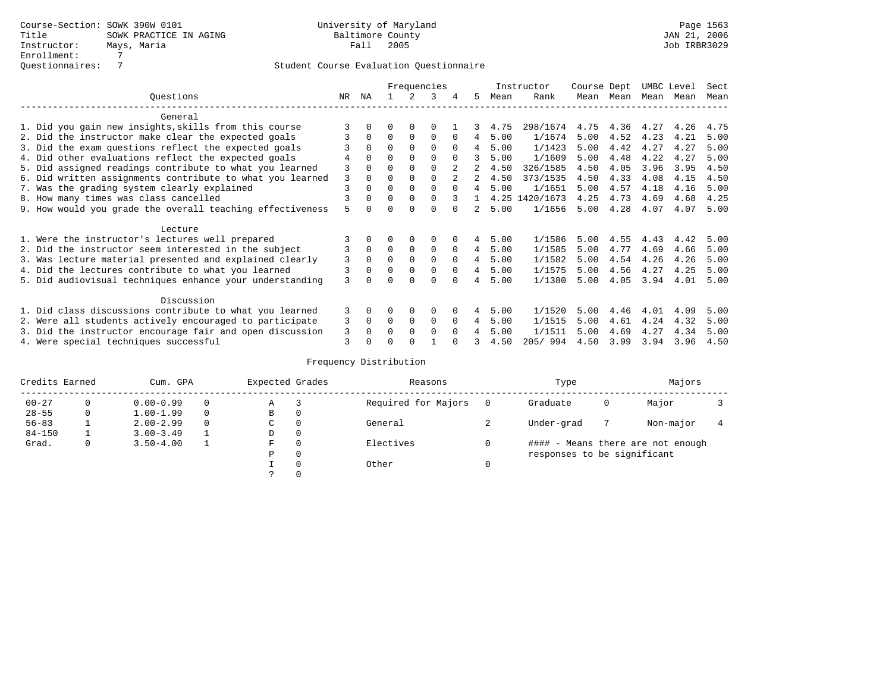Course-Section: SOWK 390W 0101
Title: SOWK PRACTICE IN AGING
Instructor: Mays, Maria
Enrollment: 7
Questionnaires: 7

University of Maryland Baltimore County
Fall 2005

JAN 21, 2006
Job IRBR3029

Student Course Evaluation Questionnaire

| Questions | NR | NA | 1 | 2 | 3 | 4 | 5 | Instructor Mean | Rank | Course Mean | Dept Mean | UMBC Mean | Level Mean | Sect Mean |
|---|---|---|---|---|---|---|---|---|---|---|---|---|---|---|
| **General** | | | | | | | | | | | | | | |
| 1. Did you gain new insights,skills from this course | 3 | 0 | 0 | 0 | 0 | 1 | 3 | 4.75 | 298/1674 | 4.75 | 4.36 | 4.27 | 4.26 | 4.75 |
| 2. Did the instructor make clear the expected goals | 3 | 0 | 0 | 0 | 0 | 0 | 4 | 5.00 | 1/1674 | 5.00 | 4.52 | 4.23 | 4.21 | 5.00 |
| 3. Did the exam questions reflect the expected goals | 3 | 0 | 0 | 0 | 0 | 0 | 4 | 5.00 | 1/1423 | 5.00 | 4.42 | 4.27 | 4.27 | 5.00 |
| 4. Did other evaluations reflect the expected goals | 4 | 0 | 0 | 0 | 0 | 0 | 3 | 5.00 | 1/1609 | 5.00 | 4.48 | 4.22 | 4.27 | 5.00 |
| 5. Did assigned readings contribute to what you learned | 3 | 0 | 0 | 0 | 0 | 2 | 2 | 4.50 | 326/1585 | 4.50 | 4.05 | 3.96 | 3.95 | 4.50 |
| 6. Did written assignments contribute to what you learned | 3 | 0 | 0 | 0 | 0 | 2 | 2 | 4.50 | 373/1535 | 4.50 | 4.33 | 4.08 | 4.15 | 4.50 |
| 7. Was the grading system clearly explained | 3 | 0 | 0 | 0 | 0 | 0 | 4 | 5.00 | 1/1651 | 5.00 | 4.57 | 4.18 | 4.16 | 5.00 |
| 8. How many times was class cancelled | 3 | 0 | 0 | 0 | 0 | 3 | 1 | 4.25 | 1420/1673 | 4.25 | 4.73 | 4.69 | 4.68 | 4.25 |
| 9. How would you grade the overall teaching effectiveness | 5 | 0 | 0 | 0 | 0 | 0 | 2 | 5.00 | 1/1656 | 5.00 | 4.28 | 4.07 | 4.07 | 5.00 |
| **Lecture** | | | | | | | | | | | | | | |
| 1. Were the instructor's lectures well prepared | 3 | 0 | 0 | 0 | 0 | 0 | 4 | 5.00 | 1/1586 | 5.00 | 4.55 | 4.43 | 4.42 | 5.00 |
| 2. Did the instructor seem interested in the subject | 3 | 0 | 0 | 0 | 0 | 0 | 4 | 5.00 | 1/1585 | 5.00 | 4.77 | 4.69 | 4.66 | 5.00 |
| 3. Was lecture material presented and explained clearly | 3 | 0 | 0 | 0 | 0 | 0 | 4 | 5.00 | 1/1582 | 5.00 | 4.54 | 4.26 | 4.26 | 5.00 |
| 4. Did the lectures contribute to what you learned | 3 | 0 | 0 | 0 | 0 | 0 | 4 | 5.00 | 1/1575 | 5.00 | 4.56 | 4.27 | 4.25 | 5.00 |
| 5. Did audiovisual techniques enhance your understanding | 3 | 0 | 0 | 0 | 0 | 0 | 4 | 5.00 | 1/1380 | 5.00 | 4.05 | 3.94 | 4.01 | 5.00 |
| **Discussion** | | | | | | | | | | | | | | |
| 1. Did class discussions contribute to what you learned | 3 | 0 | 0 | 0 | 0 | 0 | 4 | 5.00 | 1/1520 | 5.00 | 4.46 | 4.01 | 4.09 | 5.00 |
| 2. Were all students actively encouraged to participate | 3 | 0 | 0 | 0 | 0 | 0 | 4 | 5.00 | 1/1515 | 5.00 | 4.61 | 4.24 | 4.32 | 5.00 |
| 3. Did the instructor encourage fair and open discussion | 3 | 0 | 0 | 0 | 0 | 0 | 4 | 5.00 | 1/1511 | 5.00 | 4.69 | 4.27 | 4.34 | 5.00 |
| 4. Were special techniques successful | 3 | 0 | 0 | 0 | 1 | 0 | 3 | 4.50 | 205/ 994 | 4.50 | 3.99 | 3.94 | 3.96 | 4.50 |

Frequency Distribution

| Credits Earned | | Cum. GPA | | Expected Grades | | Reasons | | Type | | Majors | |
|---|---|---|---|---|---|---|---|---|---|---|---|
| 00-27 | 0 | 0.00-0.99 | 0 | A | 3 | Required for Majors | 0 | Graduate | 0 | Major | 3 |
| 28-55 | 0 | 1.00-1.99 | 0 | B | 0 | | | | | | |
| 56-83 | 1 | 2.00-2.99 | 0 | C | 0 | General | 2 | Under-grad | 7 | Non-major | 4 |
| 84-150 | 1 | 3.00-3.49 | 1 | D | 0 | | | | | | |
| Grad. | 0 | 3.50-4.00 | 1 | F | 0 | Electives | 0 | #### - Means there are not enough responses to be significant | | | |
| | | | | P | 0 | | | | | | |
| | | | | I | 0 | Other | 0 | | | | |
| | | | | ? | 0 | | | | | | |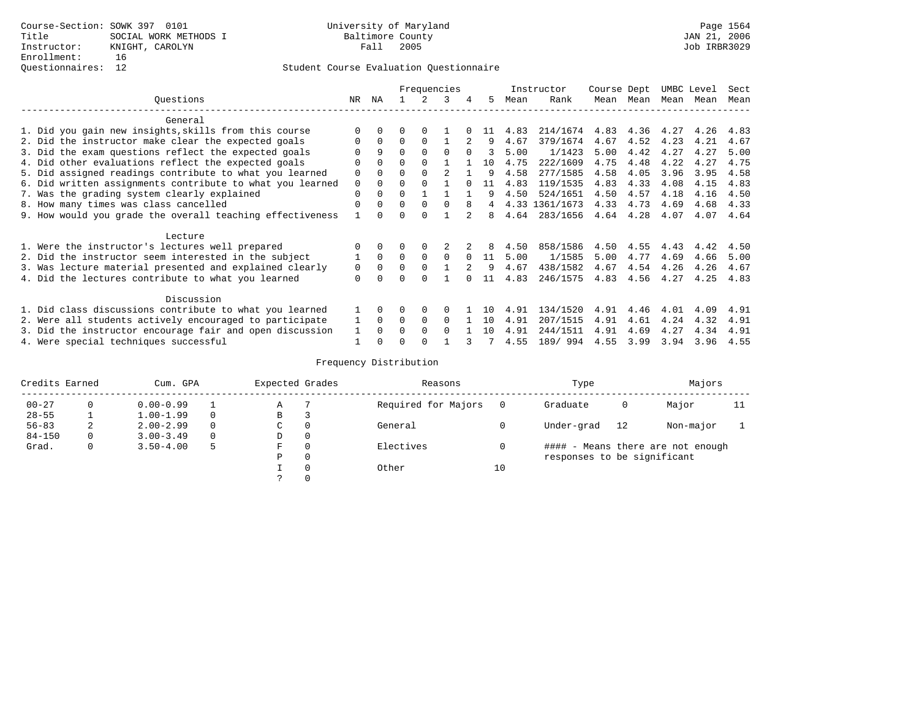Course-Section: SOWK 397 0101
Title: SOCIAL WORK METHODS I
Instructor: KNIGHT, CAROLYN
Enrollment: 16
Questionnaires: 12

University of Maryland
Baltimore County
Fall 2005

Page 1564
JAN 21, 2006
Job IRBR3029

Student Course Evaluation Questionnaire

| Questions | NR | NA | 1 | 2 | 3 | 4 | 5 | Instructor Mean | Rank | Course Mean | Dept Mean | UMBC Mean | Level Mean | Sect Mean |
|---|---|---|---|---|---|---|---|---|---|---|---|---|---|---|
| **General** | | | | | | | | | | | | | | |
| 1. Did you gain new insights,skills from this course | 0 | 0 | 0 | 0 | 1 | 0 | 11 | 4.83 | 214/1674 | 4.83 | 4.36 | 4.27 | 4.26 | 4.83 |
| 2. Did the instructor make clear the expected goals | 0 | 0 | 0 | 0 | 1 | 2 | 9 | 4.67 | 379/1674 | 4.67 | 4.52 | 4.23 | 4.21 | 4.67 |
| 3. Did the exam questions reflect the expected goals | 0 | 9 | 0 | 0 | 0 | 0 | 3 | 5.00 | 1/1423 | 5.00 | 4.42 | 4.27 | 4.27 | 5.00 |
| 4. Did other evaluations reflect the expected goals | 0 | 0 | 0 | 0 | 1 | 1 | 10 | 4.75 | 222/1609 | 4.75 | 4.48 | 4.22 | 4.27 | 4.75 |
| 5. Did assigned readings contribute to what you learned | 0 | 0 | 0 | 0 | 2 | 1 | 9 | 4.58 | 277/1585 | 4.58 | 4.05 | 3.96 | 3.95 | 4.58 |
| 6. Did written assignments contribute to what you learned | 0 | 0 | 0 | 0 | 1 | 0 | 11 | 4.83 | 119/1535 | 4.83 | 4.33 | 4.08 | 4.15 | 4.83 |
| 7. Was the grading system clearly explained | 0 | 0 | 0 | 1 | 1 | 1 | 9 | 4.50 | 524/1651 | 4.50 | 4.57 | 4.18 | 4.16 | 4.50 |
| 8. How many times was class cancelled | 0 | 0 | 0 | 0 | 0 | 8 | 4 | 4.33 | 1361/1673 | 4.33 | 4.73 | 4.69 | 4.68 | 4.33 |
| 9. How would you grade the overall teaching effectiveness | 1 | 0 | 0 | 0 | 1 | 2 | 8 | 4.64 | 283/1656 | 4.64 | 4.28 | 4.07 | 4.07 | 4.64 |
| **Lecture** | | | | | | | | | | | | | | |
| 1. Were the instructor's lectures well prepared | 0 | 0 | 0 | 0 | 2 | 2 | 8 | 4.50 | 858/1586 | 4.50 | 4.55 | 4.43 | 4.42 | 4.50 |
| 2. Did the instructor seem interested in the subject | 1 | 0 | 0 | 0 | 0 | 0 | 11 | 5.00 | 1/1585 | 5.00 | 4.77 | 4.69 | 4.66 | 5.00 |
| 3. Was lecture material presented and explained clearly | 0 | 0 | 0 | 0 | 1 | 2 | 9 | 4.67 | 438/1582 | 4.67 | 4.54 | 4.26 | 4.26 | 4.67 |
| 4. Did the lectures contribute to what you learned | 0 | 0 | 0 | 0 | 1 | 0 | 11 | 4.83 | 246/1575 | 4.83 | 4.56 | 4.27 | 4.25 | 4.83 |
| **Discussion** | | | | | | | | | | | | | | |
| 1. Did class discussions contribute to what you learned | 1 | 0 | 0 | 0 | 0 | 1 | 10 | 4.91 | 134/1520 | 4.91 | 4.46 | 4.01 | 4.09 | 4.91 |
| 2. Were all students actively encouraged to participate | 1 | 0 | 0 | 0 | 0 | 1 | 10 | 4.91 | 207/1515 | 4.91 | 4.61 | 4.24 | 4.32 | 4.91 |
| 3. Did the instructor encourage fair and open discussion | 1 | 0 | 0 | 0 | 0 | 1 | 10 | 4.91 | 244/1511 | 4.91 | 4.69 | 4.27 | 4.34 | 4.91 |
| 4. Were special techniques successful | 1 | 0 | 0 | 0 | 1 | 3 | 7 | 4.55 | 189/ 994 | 4.55 | 3.99 | 3.94 | 3.96 | 4.55 |

Frequency Distribution

| Credits Earned | | Cum. GPA | | Expected Grades | | Reasons | | Type | | Majors | |
|---|---|---|---|---|---|---|---|---|---|---|---|
| 00-27 | 0 | 0.00-0.99 | 1 | A | 7 | Required for Majors | 0 | Graduate | 0 | Major | 11 |
| 28-55 | 1 | 1.00-1.99 | 0 | B | 3 | | | | | | |
| 56-83 | 2 | 2.00-2.99 | 0 | C | 0 | General | 0 | Under-grad | 12 | Non-major | 1 |
| 84-150 | 0 | 3.00-3.49 | 0 | D | 0 | | | | | | |
| Grad. | 0 | 3.50-4.00 | 5 | F | 0 | Electives | 0 | #### - Means there are not enough responses to be significant | | | |
| | | | | P | 0 | | | | | | |
| | | | | I | 0 | Other | 10 | | | | |
| | | | | ? | 0 | | | | | | |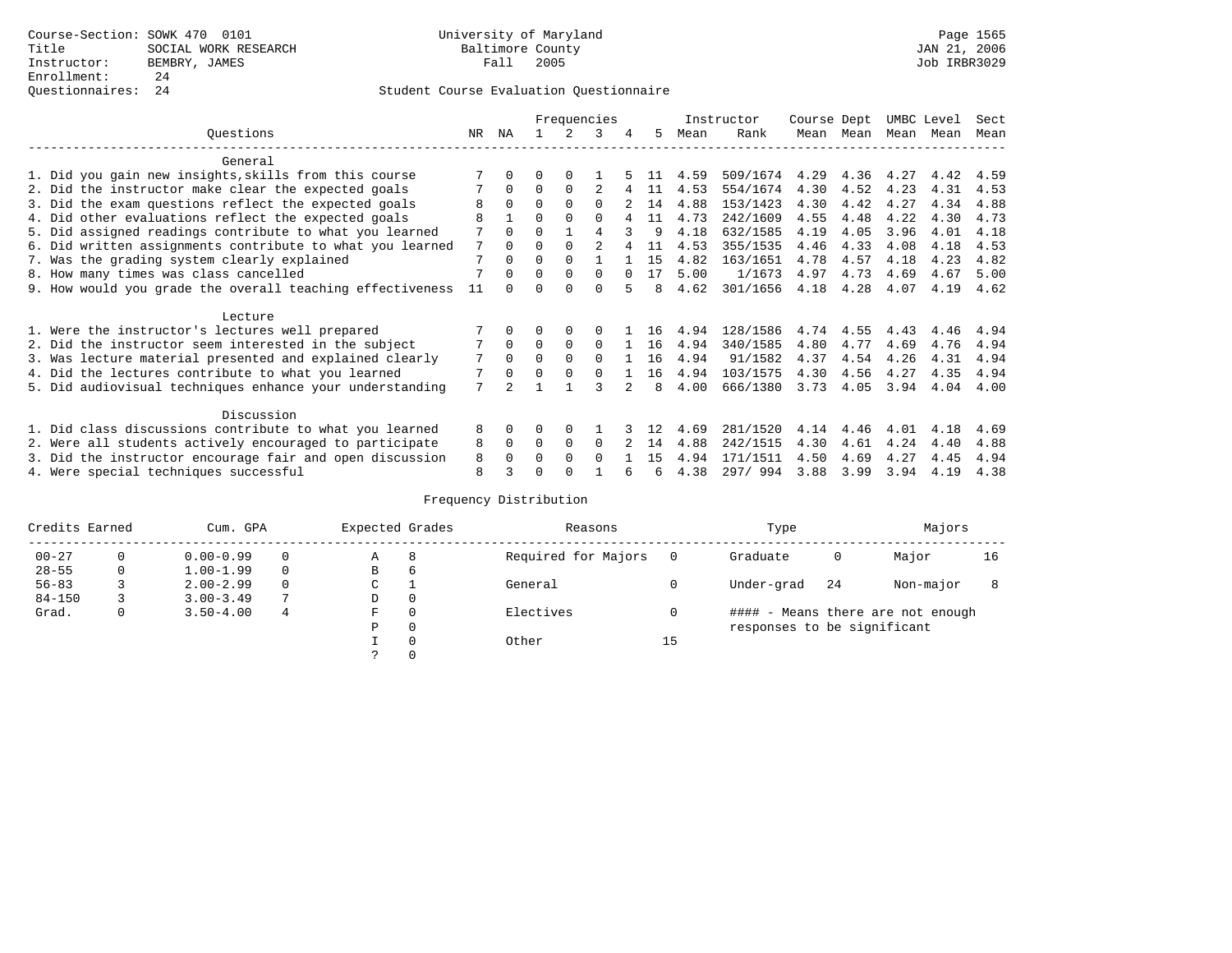Course-Section: SOWK 470 0101
Title: SOCIAL WORK RESEARCH
Instructor: BEMBRY, JAMES
Enrollment: 24
Questionnaires: 24

University of Maryland
Baltimore County
Fall 2005

JAN 21, 2006
Job IRBR3029

## Student Course Evaluation Questionnaire

| Questions | NR | NA | 1 | 2 | 3 | 4 | 5 | Instructor Mean | Rank | Course Mean | Dept Mean | UMBC Mean | Level Mean | Sect Mean |
|---|---|---|---|---|---|---|---|---|---|---|---|---|---|---|
| **General** | | | | | | | | | | | | | | |
| 1. Did you gain new insights,skills from this course | 7 | 0 | 0 | 0 | 1 | 5 | 11 | 4.59 | 509/1674 | 4.29 | 4.36 | 4.27 | 4.42 | 4.59 |
| 2. Did the instructor make clear the expected goals | 7 | 0 | 0 | 0 | 2 | 4 | 11 | 4.53 | 554/1674 | 4.30 | 4.52 | 4.23 | 4.31 | 4.53 |
| 3. Did the exam questions reflect the expected goals | 8 | 0 | 0 | 0 | 0 | 2 | 14 | 4.88 | 153/1423 | 4.30 | 4.42 | 4.27 | 4.34 | 4.88 |
| 4. Did other evaluations reflect the expected goals | 8 | 1 | 0 | 0 | 0 | 4 | 11 | 4.73 | 242/1609 | 4.55 | 4.48 | 4.22 | 4.30 | 4.73 |
| 5. Did assigned readings contribute to what you learned | 7 | 0 | 0 | 1 | 4 | 3 | 9 | 4.18 | 632/1585 | 4.19 | 4.05 | 3.96 | 4.01 | 4.18 |
| 6. Did written assignments contribute to what you learned | 7 | 0 | 0 | 0 | 2 | 4 | 11 | 4.53 | 355/1535 | 4.46 | 4.33 | 4.08 | 4.18 | 4.53 |
| 7. Was the grading system clearly explained | 7 | 0 | 0 | 0 | 1 | 1 | 15 | 4.82 | 163/1651 | 4.78 | 4.57 | 4.18 | 4.23 | 4.82 |
| 8. How many times was class cancelled | 7 | 0 | 0 | 0 | 0 | 0 | 17 | 5.00 | 1/1673 | 4.97 | 4.73 | 4.69 | 4.67 | 5.00 |
| 9. How would you grade the overall teaching effectiveness | 11 | 0 | 0 | 0 | 0 | 5 | 8 | 4.62 | 301/1656 | 4.18 | 4.28 | 4.07 | 4.19 | 4.62 |
| **Lecture** | | | | | | | | | | | | | | |
| 1. Were the instructor's lectures well prepared | 7 | 0 | 0 | 0 | 0 | 1 | 16 | 4.94 | 128/1586 | 4.74 | 4.55 | 4.43 | 4.46 | 4.94 |
| 2. Did the instructor seem interested in the subject | 7 | 0 | 0 | 0 | 0 | 1 | 16 | 4.94 | 340/1585 | 4.80 | 4.77 | 4.69 | 4.76 | 4.94 |
| 3. Was lecture material presented and explained clearly | 7 | 0 | 0 | 0 | 0 | 1 | 16 | 4.94 | 91/1582 | 4.37 | 4.54 | 4.26 | 4.31 | 4.94 |
| 4. Did the lectures contribute to what you learned | 7 | 0 | 0 | 0 | 0 | 1 | 16 | 4.94 | 103/1575 | 4.30 | 4.56 | 4.27 | 4.35 | 4.94 |
| 5. Did audiovisual techniques enhance your understanding | 7 | 2 | 1 | 1 | 3 | 2 | 8 | 4.00 | 666/1380 | 3.73 | 4.05 | 3.94 | 4.04 | 4.00 |
| **Discussion** | | | | | | | | | | | | | | |
| 1. Did class discussions contribute to what you learned | 8 | 0 | 0 | 0 | 1 | 3 | 12 | 4.69 | 281/1520 | 4.14 | 4.46 | 4.01 | 4.18 | 4.69 |
| 2. Were all students actively encouraged to participate | 8 | 0 | 0 | 0 | 0 | 2 | 14 | 4.88 | 242/1515 | 4.30 | 4.61 | 4.24 | 4.40 | 4.88 |
| 3. Did the instructor encourage fair and open discussion | 8 | 0 | 0 | 0 | 0 | 1 | 15 | 4.94 | 171/1511 | 4.50 | 4.69 | 4.27 | 4.45 | 4.94 |
| 4. Were special techniques successful | 8 | 3 | 0 | 0 | 1 | 6 | 6 | 4.38 | 297/ 994 | 3.88 | 3.99 | 3.94 | 4.19 | 4.38 |

## Frequency Distribution

| Credits Earned | | Cum. GPA | | Expected Grades | | Reasons | | Type | | Majors | |
|---|---|---|---|---|---|---|---|---|---|---|---|
| 00-27 | 0 | 0.00-0.99 | 0 | A | 8 | Required for Majors | 0 | Graduate | 0 | Major | 16 |
| 28-55 | 0 | 1.00-1.99 | 0 | B | 6 | | | | | | |
| 56-83 | 3 | 2.00-2.99 | 0 | C | 1 | General | 0 | Under-grad | 24 | Non-major | 8 |
| 84-150 | 3 | 3.00-3.49 | 7 | D | 0 | | | | | | |
| Grad. | 0 | 3.50-4.00 | 4 | F | 0 | Electives | 0 | #### - Means there are not enough responses to be significant | | | |
| | | | | P | 0 | | | | | | |
| | | | | I | 0 | Other | 15 | | | | |
| | | | | ? | 0 | | | | | | |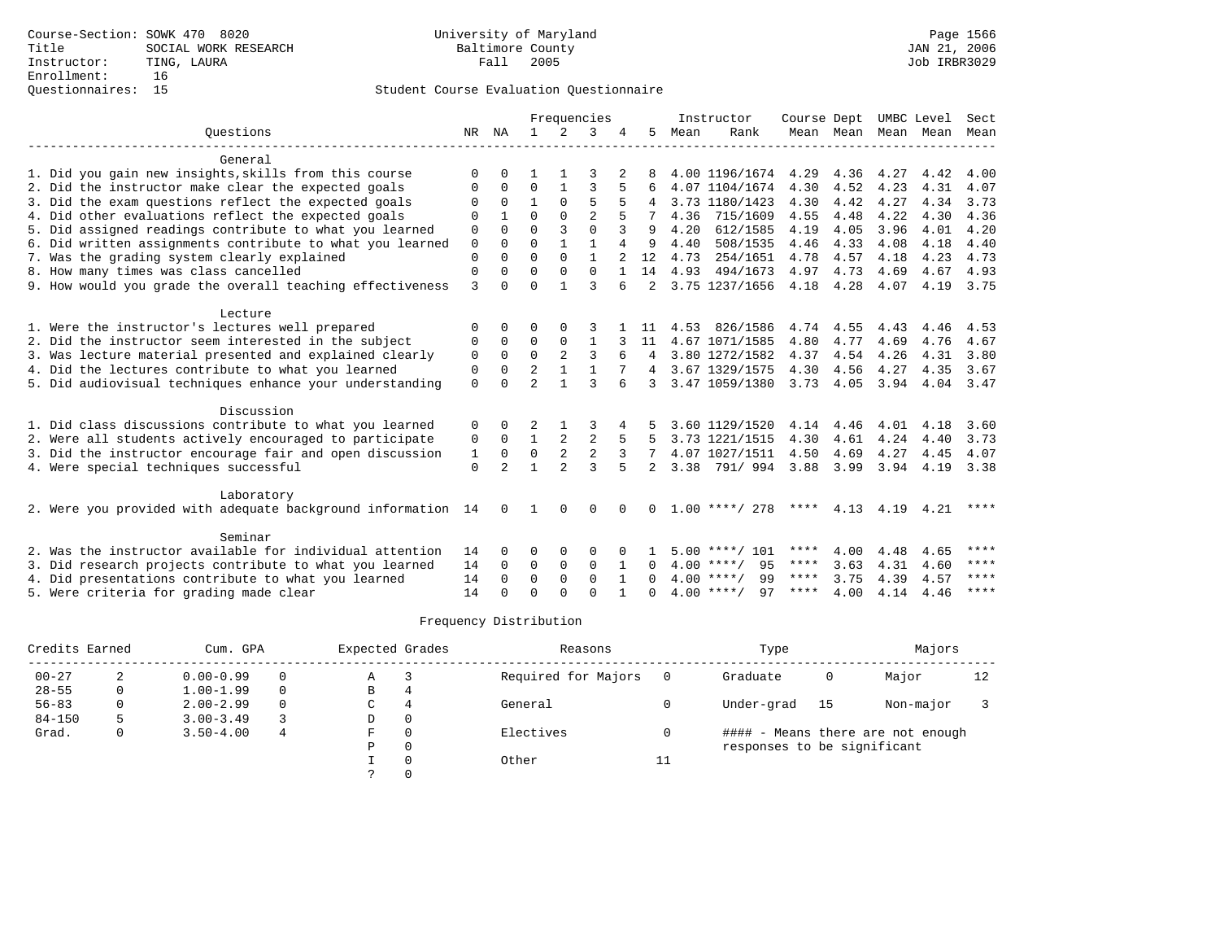Course-Section: SOWK 470 8020
Title: SOCIAL WORK RESEARCH
Instructor: TING, LAURA
Enrollment: 16
Questionnaires: 15

University of Maryland
Baltimore County
Fall 2005

JAN 21, 2006
Job IRBR3029

## Student Course Evaluation Questionnaire

| Questions | NR | NA | 1 | 2 | 3 | 4 | 5 | Instructor Mean | Rank | Course Mean | Dept Mean | UMBC Mean | Level Mean | Sect Mean |
|---|---|---|---|---|---|---|---|---|---|---|---|---|---|---|
| **General** | | | | | | | | | | | | | | |
| 1. Did you gain new insights,skills from this course | 0 | 0 | 1 | 1 | 3 | 2 | 8 | 4.00 | 1196/1674 | 4.29 | 4.36 | 4.27 | 4.42 | 4.00 |
| 2. Did the instructor make clear the expected goals | 0 | 0 | 0 | 1 | 3 | 5 | 6 | 4.07 | 1104/1674 | 4.30 | 4.52 | 4.23 | 4.31 | 4.07 |
| 3. Did the exam questions reflect the expected goals | 0 | 0 | 1 | 0 | 5 | 5 | 4 | 3.73 | 1180/1423 | 4.30 | 4.42 | 4.27 | 4.34 | 3.73 |
| 4. Did other evaluations reflect the expected goals | 0 | 1 | 0 | 0 | 2 | 5 | 7 | 4.36 | 715/1609 | 4.55 | 4.48 | 4.22 | 4.30 | 4.36 |
| 5. Did assigned readings contribute to what you learned | 0 | 0 | 0 | 3 | 0 | 3 | 9 | 4.20 | 612/1585 | 4.19 | 4.05 | 3.96 | 4.01 | 4.20 |
| 6. Did written assignments contribute to what you learned | 0 | 0 | 0 | 1 | 1 | 4 | 9 | 4.40 | 508/1535 | 4.46 | 4.33 | 4.08 | 4.18 | 4.40 |
| 7. Was the grading system clearly explained | 0 | 0 | 0 | 0 | 1 | 2 | 12 | 4.73 | 254/1651 | 4.78 | 4.57 | 4.18 | 4.23 | 4.73 |
| 8. How many times was class cancelled | 0 | 0 | 0 | 0 | 0 | 1 | 14 | 4.93 | 494/1673 | 4.97 | 4.73 | 4.69 | 4.67 | 4.93 |
| 9. How would you grade the overall teaching effectiveness | 3 | 0 | 0 | 1 | 3 | 6 | 2 | 3.75 | 1237/1656 | 4.18 | 4.28 | 4.07 | 4.19 | 3.75 |
| **Lecture** | | | | | | | | | | | | | | |
| 1. Were the instructor's lectures well prepared | 0 | 0 | 0 | 0 | 3 | 1 | 11 | 4.53 | 826/1586 | 4.74 | 4.55 | 4.43 | 4.46 | 4.53 |
| 2. Did the instructor seem interested in the subject | 0 | 0 | 0 | 0 | 1 | 3 | 11 | 4.67 | 1071/1585 | 4.80 | 4.77 | 4.69 | 4.76 | 4.67 |
| 3. Was lecture material presented and explained clearly | 0 | 0 | 0 | 2 | 3 | 6 | 4 | 3.80 | 1272/1582 | 4.37 | 4.54 | 4.26 | 4.31 | 3.80 |
| 4. Did the lectures contribute to what you learned | 0 | 0 | 2 | 1 | 1 | 7 | 4 | 3.67 | 1329/1575 | 4.30 | 4.56 | 4.27 | 4.35 | 3.67 |
| 5. Did audiovisual techniques enhance your understanding | 0 | 0 | 2 | 1 | 3 | 6 | 3 | 3.47 | 1059/1380 | 3.73 | 4.05 | 3.94 | 4.04 | 3.47 |
| **Discussion** | | | | | | | | | | | | | | |
| 1. Did class discussions contribute to what you learned | 0 | 0 | 2 | 1 | 3 | 4 | 5 | 3.60 | 1129/1520 | 4.14 | 4.46 | 4.01 | 4.18 | 3.60 |
| 2. Were all students actively encouraged to participate | 0 | 0 | 1 | 2 | 2 | 5 | 5 | 3.73 | 1221/1515 | 4.30 | 4.61 | 4.24 | 4.40 | 3.73 |
| 3. Did the instructor encourage fair and open discussion | 1 | 0 | 0 | 2 | 2 | 3 | 7 | 4.07 | 1027/1511 | 4.50 | 4.69 | 4.27 | 4.45 | 4.07 |
| 4. Were special techniques successful | 0 | 2 | 1 | 2 | 3 | 5 | 2 | 3.38 | 791/ 994 | 3.88 | 3.99 | 3.94 | 4.19 | 3.38 |
| **Laboratory** | | | | | | | | | | | | | | |
| 2. Were you provided with adequate background information | 14 | 0 | 1 | 0 | 0 | 0 | 0 | 1.00 | ****/ 278 | **** | 4.13 | 4.19 | 4.21 | **** |
| **Seminar** | | | | | | | | | | | | | | |
| 2. Was the instructor available for individual attention | 14 | 0 | 0 | 0 | 0 | 0 | 1 | 5.00 | ****/ 101 | **** | 4.00 | 4.48 | 4.65 | **** |
| 3. Did research projects contribute to what you learned | 14 | 0 | 0 | 0 | 0 | 1 | 0 | 4.00 | ****/ 95 | **** | 3.63 | 4.31 | 4.60 | **** |
| 4. Did presentations contribute to what you learned | 14 | 0 | 0 | 0 | 0 | 1 | 0 | 4.00 | ****/ 99 | **** | 3.75 | 4.39 | 4.57 | **** |
| 5. Were criteria for grading made clear | 14 | 0 | 0 | 0 | 0 | 1 | 0 | 4.00 | ****/ 97 | **** | 4.00 | 4.14 | 4.46 | **** |

## Frequency Distribution

| Credits Earned | | Cum. GPA | | Expected Grades | | Reasons | | Type | | Majors | |
|---|---|---|---|---|---|---|---|---|---|---|---|
| 00-27 | 2 | 0.00-0.99 | 0 | A | 3 | Required for Majors | 0 | Graduate | 0 | Major | 12 |
| 28-55 | 0 | 1.00-1.99 | 0 | B | 4 | | | | | | |
| 56-83 | 0 | 2.00-2.99 | 0 | C | 4 | General | 0 | Under-grad | 15 | Non-major | 3 |
| 84-150 | 5 | 3.00-3.49 | 3 | D | 0 | | | | | | |
| Grad. | 0 | 3.50-4.00 | 4 | F | 0 | Electives | 0 | #### - Means there are not enough responses to be significant | | | |
| | | | | P | 0 | | | | | | |
| | | | | I | 0 | Other | 11 | | | | |
| | | | | ? | 0 | | | | | | |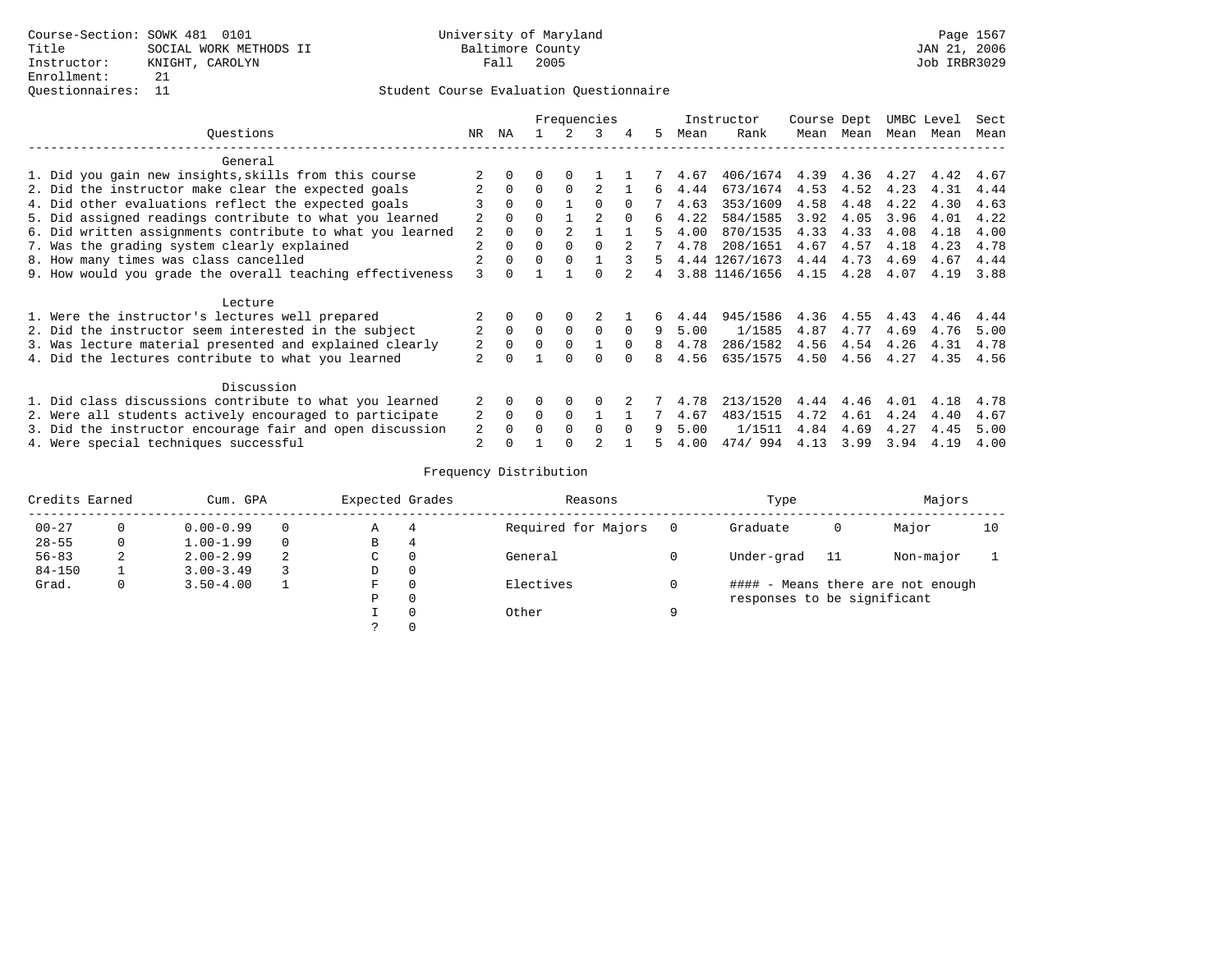Course-Section: SOWK 481 0101
Title: SOCIAL WORK METHODS II
Instructor: KNIGHT, CAROLYN
Enrollment: 21
Questionnaires: 11

University of Maryland
Baltimore County
Fall 2005

JAN 21, 2006
Job IRBR3029

Student Course Evaluation Questionnaire

| Questions | NR | NA | 1 | 2 | 3 | 4 | 5 | Instructor Mean | Instructor Rank | Course Mean | Dept Mean | UMBC Mean | Level Mean | Sect Mean |
|---|---|---|---|---|---|---|---|---|---|---|---|---|---|---|
| **General** | | | | | | | | | | | | | | |
| 1. Did you gain new insights,skills from this course | 2 | 0 | 0 | 0 | 1 | 1 | 7 | 4.67 | 406/1674 | 4.39 | 4.36 | 4.27 | 4.42 | 4.67 |
| 2. Did the instructor make clear the expected goals | 2 | 0 | 0 | 0 | 2 | 1 | 6 | 4.44 | 673/1674 | 4.53 | 4.52 | 4.23 | 4.31 | 4.44 |
| 4. Did other evaluations reflect the expected goals | 3 | 0 | 0 | 1 | 0 | 0 | 7 | 4.63 | 353/1609 | 4.58 | 4.48 | 4.22 | 4.30 | 4.63 |
| 5. Did assigned readings contribute to what you learned | 2 | 0 | 0 | 1 | 2 | 0 | 6 | 4.22 | 584/1585 | 3.92 | 4.05 | 3.96 | 4.01 | 4.22 |
| 6. Did written assignments contribute to what you learned | 2 | 0 | 0 | 2 | 1 | 1 | 5 | 4.00 | 870/1535 | 4.33 | 4.33 | 4.08 | 4.18 | 4.00 |
| 7. Was the grading system clearly explained | 2 | 0 | 0 | 0 | 0 | 2 | 7 | 4.78 | 208/1651 | 4.67 | 4.57 | 4.18 | 4.23 | 4.78 |
| 8. How many times was class cancelled | 2 | 0 | 0 | 0 | 1 | 3 | 5 | 4.44 | 1267/1673 | 4.44 | 4.73 | 4.69 | 4.67 | 4.44 |
| 9. How would you grade the overall teaching effectiveness | 3 | 0 | 1 | 1 | 0 | 2 | 4 | 3.88 | 1146/1656 | 4.15 | 4.28 | 4.07 | 4.19 | 3.88 |
| **Lecture** | | | | | | | | | | | | | | |
| 1. Were the instructor's lectures well prepared | 2 | 0 | 0 | 0 | 2 | 1 | 6 | 4.44 | 945/1586 | 4.36 | 4.55 | 4.43 | 4.46 | 4.44 |
| 2. Did the instructor seem interested in the subject | 2 | 0 | 0 | 0 | 0 | 0 | 9 | 5.00 | 1/1585 | 4.87 | 4.77 | 4.69 | 4.76 | 5.00 |
| 3. Was lecture material presented and explained clearly | 2 | 0 | 0 | 0 | 1 | 0 | 8 | 4.78 | 286/1582 | 4.56 | 4.54 | 4.26 | 4.31 | 4.78 |
| 4. Did the lectures contribute to what you learned | 2 | 0 | 1 | 0 | 0 | 0 | 8 | 4.56 | 635/1575 | 4.50 | 4.56 | 4.27 | 4.35 | 4.56 |
| **Discussion** | | | | | | | | | | | | | | |
| 1. Did class discussions contribute to what you learned | 2 | 0 | 0 | 0 | 0 | 2 | 7 | 4.78 | 213/1520 | 4.44 | 4.46 | 4.01 | 4.18 | 4.78 |
| 2. Were all students actively encouraged to participate | 2 | 0 | 0 | 0 | 1 | 1 | 7 | 4.67 | 483/1515 | 4.72 | 4.61 | 4.24 | 4.40 | 4.67 |
| 3. Did the instructor encourage fair and open discussion | 2 | 0 | 0 | 0 | 0 | 0 | 9 | 5.00 | 1/1511 | 4.84 | 4.69 | 4.27 | 4.45 | 5.00 |
| 4. Were special techniques successful | 2 | 0 | 1 | 0 | 2 | 1 | 5 | 4.00 | 474/ 994 | 4.13 | 3.99 | 3.94 | 4.19 | 4.00 |

Frequency Distribution

| Credits Earned | | Cum. GPA | | Expected Grades | | Reasons | | Type | | Majors | |
|---|---|---|---|---|---|---|---|---|---|---|---|
| 00-27 | 0 | 0.00-0.99 | 0 | A | 4 | Required for Majors | 0 | Graduate | 0 | Major | 10 |
| 28-55 | 0 | 1.00-1.99 | 0 | B | 4 | | | | | | |
| 56-83 | 2 | 2.00-2.99 | 2 | C | 0 | General | 0 | Under-grad | 11 | Non-major | 1 |
| 84-150 | 1 | 3.00-3.49 | 3 | D | 0 | | | | | | |
| Grad. | 0 | 3.50-4.00 | 1 | F | 0 | Electives | 0 | | | | |
| | | | | P | 0 | | | | | | |
| | | | | I | 0 | Other | 9 | | | | |
| | | | | ? | 0 | | | | | | |

#### - Means there are not enough responses to be significant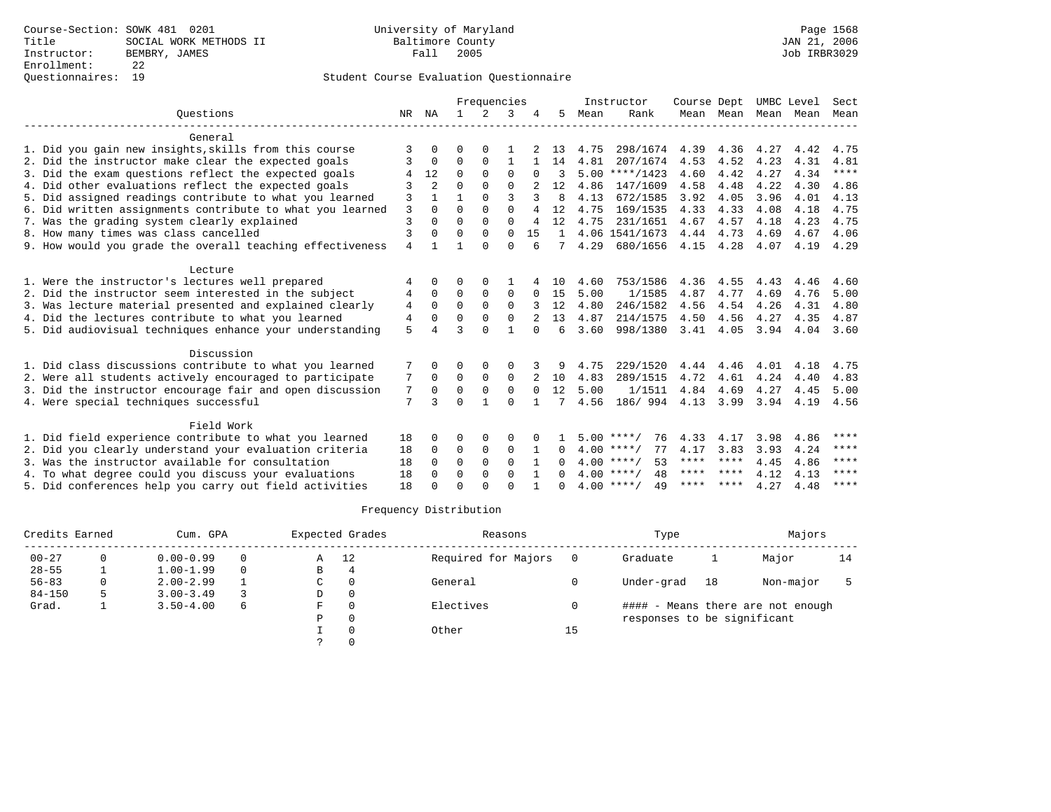Course-Section: SOWK 481 0201
Title: SOCIAL WORK METHODS II
Instructor: BEMBRY, JAMES
Enrollment: 22
Questionnaires: 19

University of Maryland
Baltimore County
Fall 2005

JAN 21, 2006
Job IRBR3029

Student Course Evaluation Questionnaire

| Questions | NR | NA | 1 | 2 | 3 | 4 | 5 | Instructor Mean | Instructor Rank | Course Mean | Dept Mean | UMBC Level Mean | Level Mean | Sect Mean |
|---|---|---|---|---|---|---|---|---|---|---|---|---|---|---|
| **General** | | | | | | | | | | | | | | |
| 1. Did you gain new insights,skills from this course | 3 | 0 | 0 | 0 | 1 | 2 | 13 | 4.75 | 298/1674 | 4.39 | 4.36 | 4.27 | 4.42 | 4.75 |
| 2. Did the instructor make clear the expected goals | 3 | 0 | 0 | 0 | 1 | 1 | 14 | 4.81 | 207/1674 | 4.53 | 4.52 | 4.23 | 4.31 | 4.81 |
| 3. Did the exam questions reflect the expected goals | 4 | 12 | 0 | 0 | 0 | 0 | 3 | 5.00 | ****/1423 | 4.60 | 4.42 | 4.27 | 4.34 | **** |
| 4. Did other evaluations reflect the expected goals | 3 | 2 | 0 | 0 | 0 | 2 | 12 | 4.86 | 147/1609 | 4.58 | 4.48 | 4.22 | 4.30 | 4.86 |
| 5. Did assigned readings contribute to what you learned | 3 | 1 | 1 | 0 | 3 | 3 | 8 | 4.13 | 672/1585 | 3.92 | 4.05 | 3.96 | 4.01 | 4.13 |
| 6. Did written assignments contribute to what you learned | 3 | 0 | 0 | 0 | 0 | 4 | 12 | 4.75 | 169/1535 | 4.33 | 4.33 | 4.08 | 4.18 | 4.75 |
| 7. Was the grading system clearly explained | 3 | 0 | 0 | 0 | 0 | 4 | 12 | 4.75 | 231/1651 | 4.67 | 4.57 | 4.18 | 4.23 | 4.75 |
| 8. How many times was class cancelled | 3 | 0 | 0 | 0 | 0 | 15 | 1 | 4.06 | 1541/1673 | 4.44 | 4.73 | 4.69 | 4.67 | 4.06 |
| 9. How would you grade the overall teaching effectiveness | 4 | 1 | 1 | 0 | 0 | 6 | 7 | 4.29 | 680/1656 | 4.15 | 4.28 | 4.07 | 4.19 | 4.29 |
| **Lecture** | | | | | | | | | | | | | | |
| 1. Were the instructor's lectures well prepared | 4 | 0 | 0 | 0 | 1 | 4 | 10 | 4.60 | 753/1586 | 4.36 | 4.55 | 4.43 | 4.46 | 4.60 |
| 2. Did the instructor seem interested in the subject | 4 | 0 | 0 | 0 | 0 | 0 | 15 | 5.00 | 1/1585 | 4.87 | 4.77 | 4.69 | 4.76 | 5.00 |
| 3. Was lecture material presented and explained clearly | 4 | 0 | 0 | 0 | 0 | 3 | 12 | 4.80 | 246/1582 | 4.56 | 4.54 | 4.26 | 4.31 | 4.80 |
| 4. Did the lectures contribute to what you learned | 4 | 0 | 0 | 0 | 0 | 2 | 13 | 4.87 | 214/1575 | 4.50 | 4.56 | 4.27 | 4.35 | 4.87 |
| 5. Did audiovisual techniques enhance your understanding | 5 | 4 | 3 | 0 | 1 | 0 | 6 | 3.60 | 998/1380 | 3.41 | 4.05 | 3.94 | 4.04 | 3.60 |
| **Discussion** | | | | | | | | | | | | | | |
| 1. Did class discussions contribute to what you learned | 7 | 0 | 0 | 0 | 0 | 3 | 9 | 4.75 | 229/1520 | 4.44 | 4.46 | 4.01 | 4.18 | 4.75 |
| 2. Were all students actively encouraged to participate | 7 | 0 | 0 | 0 | 0 | 2 | 10 | 4.83 | 289/1515 | 4.72 | 4.61 | 4.24 | 4.40 | 4.83 |
| 3. Did the instructor encourage fair and open discussion | 7 | 0 | 0 | 0 | 0 | 0 | 12 | 5.00 | 1/1511 | 4.84 | 4.69 | 4.27 | 4.45 | 5.00 |
| 4. Were special techniques successful | 7 | 3 | 0 | 1 | 0 | 1 | 7 | 4.56 | 186/ 994 | 4.13 | 3.99 | 3.94 | 4.19 | 4.56 |
| **Field Work** | | | | | | | | | | | | | | |
| 1. Did field experience contribute to what you learned | 18 | 0 | 0 | 0 | 0 | 0 | 1 | 5.00 | ****/ 76 | 4.33 | 4.17 | 3.98 | 4.86 | **** |
| 2. Did you clearly understand your evaluation criteria | 18 | 0 | 0 | 0 | 0 | 1 | 0 | 4.00 | ****/ 77 | 4.17 | 3.83 | 3.93 | 4.24 | **** |
| 3. Was the instructor available for consultation | 18 | 0 | 0 | 0 | 0 | 1 | 0 | 4.00 | ****/ 53 | **** | **** | 4.45 | 4.86 | **** |
| 4. To what degree could you discuss your evaluations | 18 | 0 | 0 | 0 | 0 | 1 | 0 | 4.00 | ****/ 48 | **** | **** | 4.12 | 4.13 | **** |
| 5. Did conferences help you carry out field activities | 18 | 0 | 0 | 0 | 0 | 1 | 0 | 4.00 | ****/ 49 | **** | **** | 4.27 | 4.48 | **** |

Frequency Distribution

| Credits Earned | | Cum. GPA | | Expected Grades | | Reasons | | Type | | Majors | |
|---|---|---|---|---|---|---|---|---|---|---|---|
| 00-27 | 0 | 0.00-0.99 | 0 | A | 12 | Required for Majors | 0 | Graduate | 1 | Major | 14 |
| 28-55 | 1 | 1.00-1.99 | 0 | B | 4 | | | | | | |
| 56-83 | 0 | 2.00-2.99 | 1 | C | 0 | General | 0 | Under-grad | 18 | Non-major | 5 |
| 84-150 | 5 | 3.00-3.49 | 3 | D | 0 | | | | | | |
| Grad. | 1 | 3.50-4.00 | 6 | F | 0 | Electives | 0 | #### - Means there are not enough responses to be significant | | | |
| | | | | P | 0 | | | | | | |
| | | | | I | 0 | Other | 15 | | | | |
| | | | | ? | 0 | | | | | | |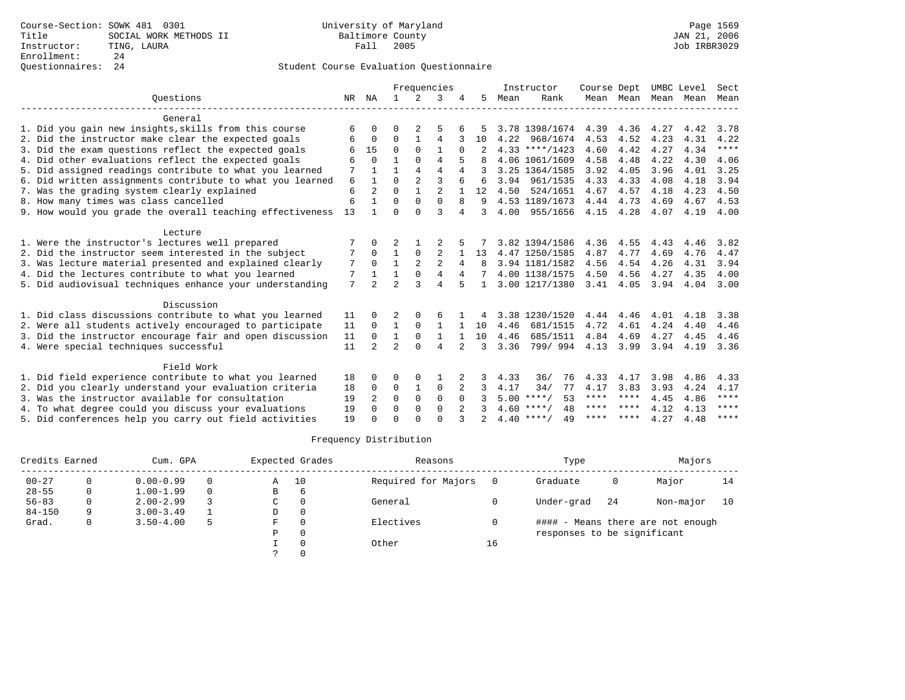Course-Section: SOWK 481 0301
Title: SOCIAL WORK METHODS II
Instructor: TING, LAURA
Enrollment: 24
Questionnaires: 24

University of Maryland
Baltimore County
Fall 2005

Page 1569
JAN 21, 2006
Job IRBR3029

## Student Course Evaluation Questionnaire

| Questions | NR | NA | 1 | 2 | 3 | 4 | 5 | Instructor Mean | Instructor Rank | Course Mean | Dept Mean | UMBC Mean | Level Mean | Sect Mean |
|---|---|---|---|---|---|---|---|---|---|---|---|---|---|---|
| **General** | | | | | | | | | | | | | | |
| 1. Did you gain new insights,skills from this course | 6 | 0 | 0 | 2 | 5 | 6 | 5 | 3.78 | 1398/1674 | 4.39 | 4.36 | 4.27 | 4.42 | 3.78 |
| 2. Did the instructor make clear the expected goals | 6 | 0 | 0 | 1 | 4 | 3 | 10 | 4.22 | 968/1674 | 4.53 | 4.52 | 4.23 | 4.31 | 4.22 |
| 3. Did the exam questions reflect the expected goals | 6 | 15 | 0 | 0 | 1 | 0 | 2 | 4.33 | ****/1423 | 4.60 | 4.42 | 4.27 | 4.34 | **** |
| 4. Did other evaluations reflect the expected goals | 6 | 0 | 1 | 0 | 4 | 5 | 8 | 4.06 | 1061/1609 | 4.58 | 4.48 | 4.22 | 4.30 | 4.06 |
| 5. Did assigned readings contribute to what you learned | 7 | 1 | 1 | 4 | 4 | 4 | 3 | 3.25 | 1364/1585 | 3.92 | 4.05 | 3.96 | 4.01 | 3.25 |
| 6. Did written assignments contribute to what you learned | 6 | 1 | 0 | 2 | 3 | 6 | 6 | 3.94 | 961/1535 | 4.33 | 4.33 | 4.08 | 4.18 | 3.94 |
| 7. Was the grading system clearly explained | 6 | 2 | 0 | 1 | 2 | 1 | 12 | 4.50 | 524/1651 | 4.67 | 4.57 | 4.18 | 4.23 | 4.50 |
| 8. How many times was class cancelled | 6 | 1 | 0 | 0 | 0 | 8 | 9 | 4.53 | 1189/1673 | 4.44 | 4.73 | 4.69 | 4.67 | 4.53 |
| 9. How would you grade the overall teaching effectiveness | 13 | 1 | 0 | 0 | 3 | 4 | 3 | 4.00 | 955/1656 | 4.15 | 4.28 | 4.07 | 4.19 | 4.00 |
| **Lecture** | | | | | | | | | | | | | | |
| 1. Were the instructor's lectures well prepared | 7 | 0 | 2 | 1 | 2 | 5 | 7 | 3.82 | 1394/1586 | 4.36 | 4.55 | 4.43 | 4.46 | 3.82 |
| 2. Did the instructor seem interested in the subject | 7 | 0 | 1 | 0 | 2 | 1 | 13 | 4.47 | 1250/1585 | 4.87 | 4.77 | 4.69 | 4.76 | 4.47 |
| 3. Was lecture material presented and explained clearly | 7 | 0 | 1 | 2 | 2 | 4 | 8 | 3.94 | 1181/1582 | 4.56 | 4.54 | 4.26 | 4.31 | 3.94 |
| 4. Did the lectures contribute to what you learned | 7 | 1 | 1 | 0 | 4 | 4 | 7 | 4.00 | 1138/1575 | 4.50 | 4.56 | 4.27 | 4.35 | 4.00 |
| 5. Did audiovisual techniques enhance your understanding | 7 | 2 | 2 | 3 | 4 | 5 | 1 | 3.00 | 1217/1380 | 3.41 | 4.05 | 3.94 | 4.04 | 3.00 |
| **Discussion** | | | | | | | | | | | | | | |
| 1. Did class discussions contribute to what you learned | 11 | 0 | 2 | 0 | 6 | 1 | 4 | 3.38 | 1230/1520 | 4.44 | 4.46 | 4.01 | 4.18 | 3.38 |
| 2. Were all students actively encouraged to participate | 11 | 0 | 1 | 0 | 1 | 1 | 10 | 4.46 | 681/1515 | 4.72 | 4.61 | 4.24 | 4.40 | 4.46 |
| 3. Did the instructor encourage fair and open discussion | 11 | 0 | 1 | 0 | 1 | 1 | 10 | 4.46 | 685/1511 | 4.84 | 4.69 | 4.27 | 4.45 | 4.46 |
| 4. Were special techniques successful | 11 | 2 | 2 | 0 | 4 | 2 | 3 | 3.36 | 799/ 994 | 4.13 | 3.99 | 3.94 | 4.19 | 3.36 |
| **Field Work** | | | | | | | | | | | | | | |
| 1. Did field experience contribute to what you learned | 18 | 0 | 0 | 0 | 1 | 2 | 3 | 4.33 | 36/ 76 | 4.33 | 4.17 | 3.98 | 4.86 | 4.33 |
| 2. Did you clearly understand your evaluation criteria | 18 | 0 | 0 | 1 | 0 | 2 | 3 | 4.17 | 34/ 77 | 4.17 | 3.83 | 3.93 | 4.24 | 4.17 |
| 3. Was the instructor available for consultation | 19 | 2 | 0 | 0 | 0 | 0 | 3 | 5.00 | ****/ 53 | **** | **** | 4.45 | 4.86 | **** |
| 4. To what degree could you discuss your evaluations | 19 | 0 | 0 | 0 | 0 | 2 | 3 | 4.60 | ****/ 48 | **** | **** | 4.12 | 4.13 | **** |
| 5. Did conferences help you carry out field activities | 19 | 0 | 0 | 0 | 0 | 3 | 2 | 4.40 | ****/ 49 | **** | **** | 4.27 | 4.48 | **** |

## Frequency Distribution

| Credits Earned | | Cum. GPA | | Expected Grades | | Reasons | | Type | | Majors | |
|---|---|---|---|---|---|---|---|---|---|---|---|
| 00-27 | 0 | 0.00-0.99 | 0 | A | 10 | Required for Majors | 0 | Graduate | 0 | Major | 14 |
| 28-55 | 0 | 1.00-1.99 | 0 | B | 6 | | | | | | |
| 56-83 | 0 | 2.00-2.99 | 3 | C | 0 | General | 0 | Under-grad | 24 | Non-major | 10 |
| 84-150 | 9 | 3.00-3.49 | 1 | D | 0 | | | | | | |
| Grad. | 0 | 3.50-4.00 | 5 | F | 0 | Electives | 0 | | | | |
| | | | | P | 0 | | | | | | |
| | | | | I | 0 | Other | 16 | | | | |
| | | | | ? | 0 | | | | | | |

#### - Means there are not enough responses to be significant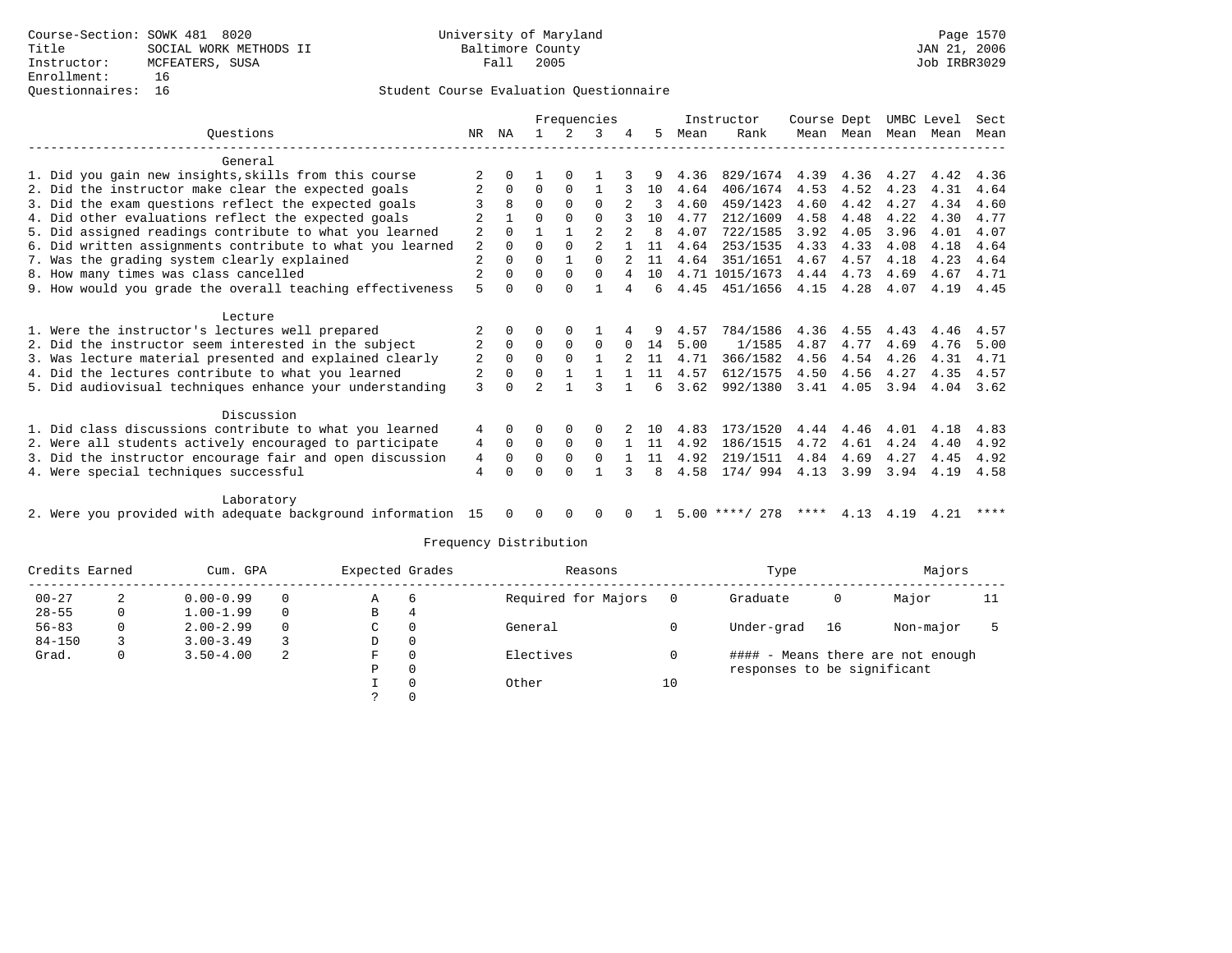Course-Section: SOWK 481 8020
Title: SOCIAL WORK METHODS II
Instructor: MCFEATERS, SUSA
Enrollment: 16
Questionnaires: 16

University of Maryland
Baltimore County
Fall 2005

JAN 21, 2006
Job IRBR3029

Student Course Evaluation Questionnaire

| Questions | NR | NA | 1 | 2 | 3 | 4 | 5 | Instructor Mean | Rank | Course Mean | Dept Mean | UMBC Level Mean | Level Mean | Sect Mean |
|---|---|---|---|---|---|---|---|---|---|---|---|---|---|---|
| **General** | | | | | | | | | | | | | | |
| 1. Did you gain new insights,skills from this course | 2 | 0 | 1 | 0 | 1 | 3 | 9 | 4.36 | 829/1674 | 4.39 | 4.36 | 4.27 | 4.42 | 4.36 |
| 2. Did the instructor make clear the expected goals | 2 | 0 | 0 | 0 | 1 | 3 | 10 | 4.64 | 406/1674 | 4.53 | 4.52 | 4.23 | 4.31 | 4.64 |
| 3. Did the exam questions reflect the expected goals | 3 | 8 | 0 | 0 | 0 | 2 | 3 | 4.60 | 459/1423 | 4.60 | 4.42 | 4.27 | 4.34 | 4.60 |
| 4. Did other evaluations reflect the expected goals | 2 | 1 | 0 | 0 | 0 | 3 | 10 | 4.77 | 212/1609 | 4.58 | 4.48 | 4.22 | 4.30 | 4.77 |
| 5. Did assigned readings contribute to what you learned | 2 | 0 | 1 | 1 | 2 | 2 | 8 | 4.07 | 722/1585 | 3.92 | 4.05 | 3.96 | 4.01 | 4.07 |
| 6. Did written assignments contribute to what you learned | 2 | 0 | 0 | 0 | 2 | 1 | 11 | 4.64 | 253/1535 | 4.33 | 4.33 | 4.08 | 4.18 | 4.64 |
| 7. Was the grading system clearly explained | 2 | 0 | 0 | 1 | 0 | 2 | 11 | 4.64 | 351/1651 | 4.67 | 4.57 | 4.18 | 4.23 | 4.64 |
| 8. How many times was class cancelled | 2 | 0 | 0 | 0 | 0 | 4 | 10 | 4.71 | 1015/1673 | 4.44 | 4.73 | 4.69 | 4.67 | 4.71 |
| 9. How would you grade the overall teaching effectiveness | 5 | 0 | 0 | 0 | 1 | 4 | 6 | 4.45 | 451/1656 | 4.15 | 4.28 | 4.07 | 4.19 | 4.45 |
| **Lecture** | | | | | | | | | | | | | | |
| 1. Were the instructor's lectures well prepared | 2 | 0 | 0 | 0 | 1 | 4 | 9 | 4.57 | 784/1586 | 4.36 | 4.55 | 4.43 | 4.46 | 4.57 |
| 2. Did the instructor seem interested in the subject | 2 | 0 | 0 | 0 | 0 | 0 | 14 | 5.00 | 1/1585 | 4.87 | 4.77 | 4.69 | 4.76 | 5.00 |
| 3. Was lecture material presented and explained clearly | 2 | 0 | 0 | 0 | 1 | 2 | 11 | 4.71 | 366/1582 | 4.56 | 4.54 | 4.26 | 4.31 | 4.71 |
| 4. Did the lectures contribute to what you learned | 2 | 0 | 0 | 1 | 1 | 1 | 11 | 4.57 | 612/1575 | 4.50 | 4.56 | 4.27 | 4.35 | 4.57 |
| 5. Did audiovisual techniques enhance your understanding | 3 | 0 | 2 | 1 | 3 | 1 | 6 | 3.62 | 992/1380 | 3.41 | 4.05 | 3.94 | 4.04 | 3.62 |
| **Discussion** | | | | | | | | | | | | | | |
| 1. Did class discussions contribute to what you learned | 4 | 0 | 0 | 0 | 0 | 2 | 10 | 4.83 | 173/1520 | 4.44 | 4.46 | 4.01 | 4.18 | 4.83 |
| 2. Were all students actively encouraged to participate | 4 | 0 | 0 | 0 | 0 | 1 | 11 | 4.92 | 186/1515 | 4.72 | 4.61 | 4.24 | 4.40 | 4.92 |
| 3. Did the instructor encourage fair and open discussion | 4 | 0 | 0 | 0 | 0 | 1 | 11 | 4.92 | 219/1511 | 4.84 | 4.69 | 4.27 | 4.45 | 4.92 |
| 4. Were special techniques successful | 4 | 0 | 0 | 0 | 1 | 3 | 8 | 4.58 | 174/ 994 | 4.13 | 3.99 | 3.94 | 4.19 | 4.58 |
| **Laboratory** | | | | | | | | | | | | | | |
| 2. Were you provided with adequate background information | 15 | 0 | 0 | 0 | 0 | 0 | 1 | 5.00 | ****/ 278 | **** | 4.13 | 4.19 | 4.21 | **** |

Frequency Distribution

| Credits Earned | | Cum. GPA | | Expected Grades | | Reasons | | Type | | Majors | |
|---|---|---|---|---|---|---|---|---|---|---|---|
| 00-27 | 2 | 0.00-0.99 | 0 | A | 6 | Required for Majors | 0 | Graduate | 0 | Major | 11 |
| 28-55 | 0 | 1.00-1.99 | 0 | B | 4 | | | | | | |
| 56-83 | 0 | 2.00-2.99 | 0 | C | 0 | General | 0 | Under-grad | 16 | Non-major | 5 |
| 84-150 | 3 | 3.00-3.49 | 3 | D | 0 | | | | | | |
| Grad. | 0 | 3.50-4.00 | 2 | F | 0 | Electives | 0 | #### - Means there are not enough responses to be significant | | | |
| | | | | P | 0 | | | | | | |
| | | | | I | 0 | Other | 10 | | | | |
| | | | | ? | 0 | | | | | | |